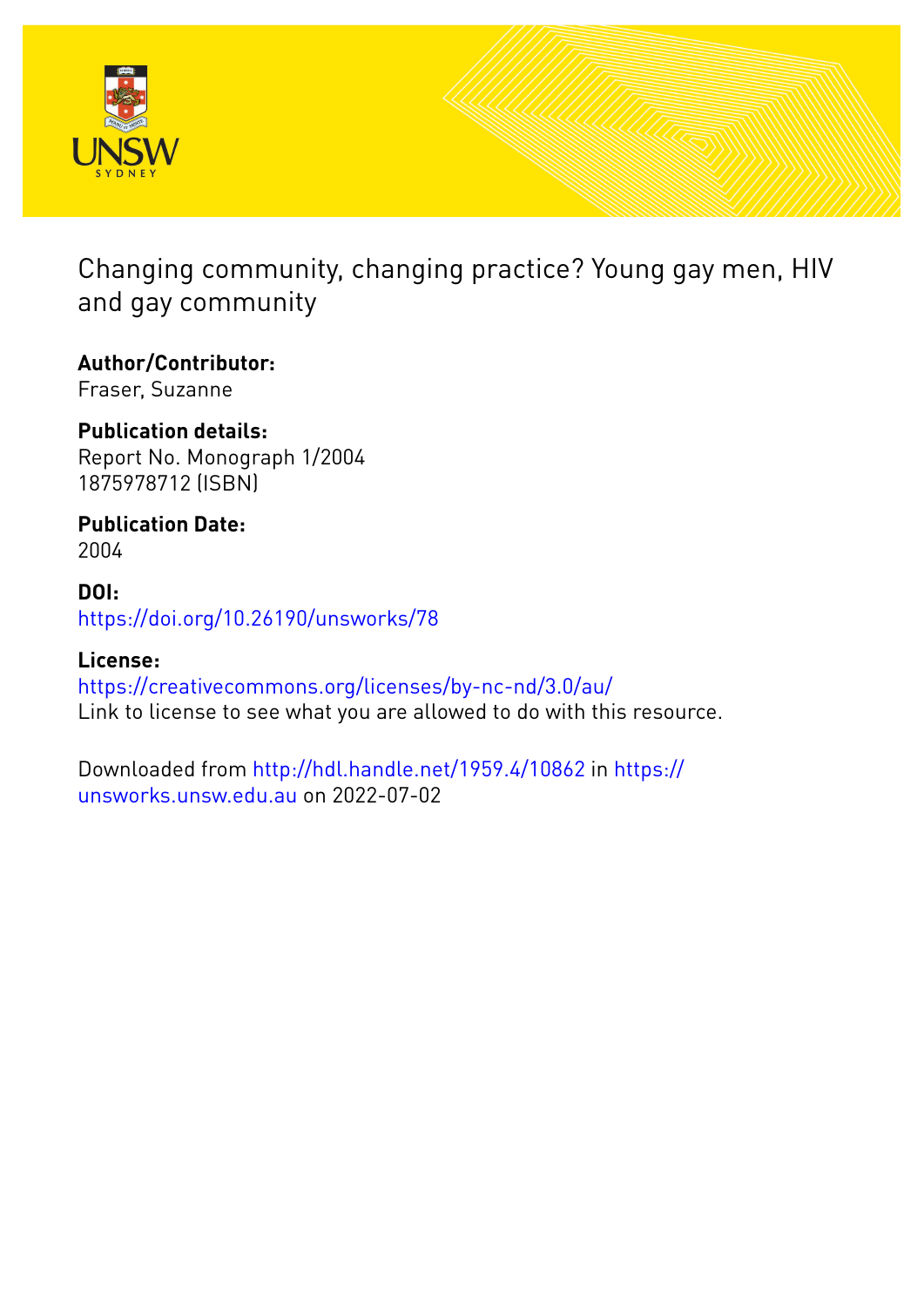# Changing community, changing practice? Young gay men, HIV and gay community

**Author/Contributor:**
Fraser, Suzanne

**Publication details:**
Report No. Monograph 1/2004
1875978712 (ISBN)

**Publication Date:**
2004

**DOI:**
https://doi.org/10.26190/unsworks/78

**License:**
https://creativecommons.org/licenses/by-nc-nd/3.0/au/
Link to license to see what you are allowed to do with this resource.

Downloaded from http://hdl.handle.net/1959.4/10862 in https://unsworks.unsw.edu.au on 2022-07-02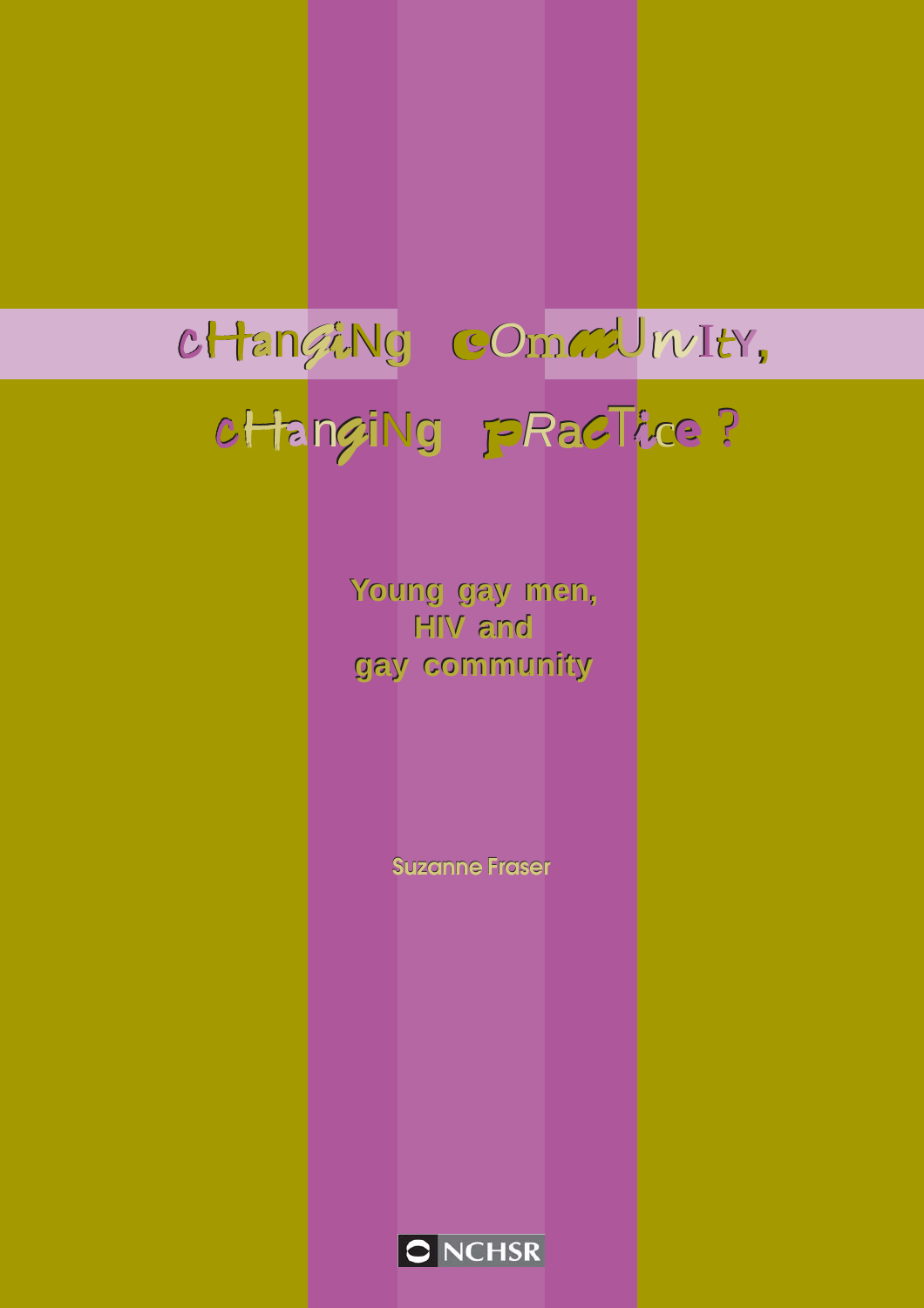# Changing Community, Changing Practice?

## Young gay men, HIV and gay community

Suzanne Fraser

NCHSR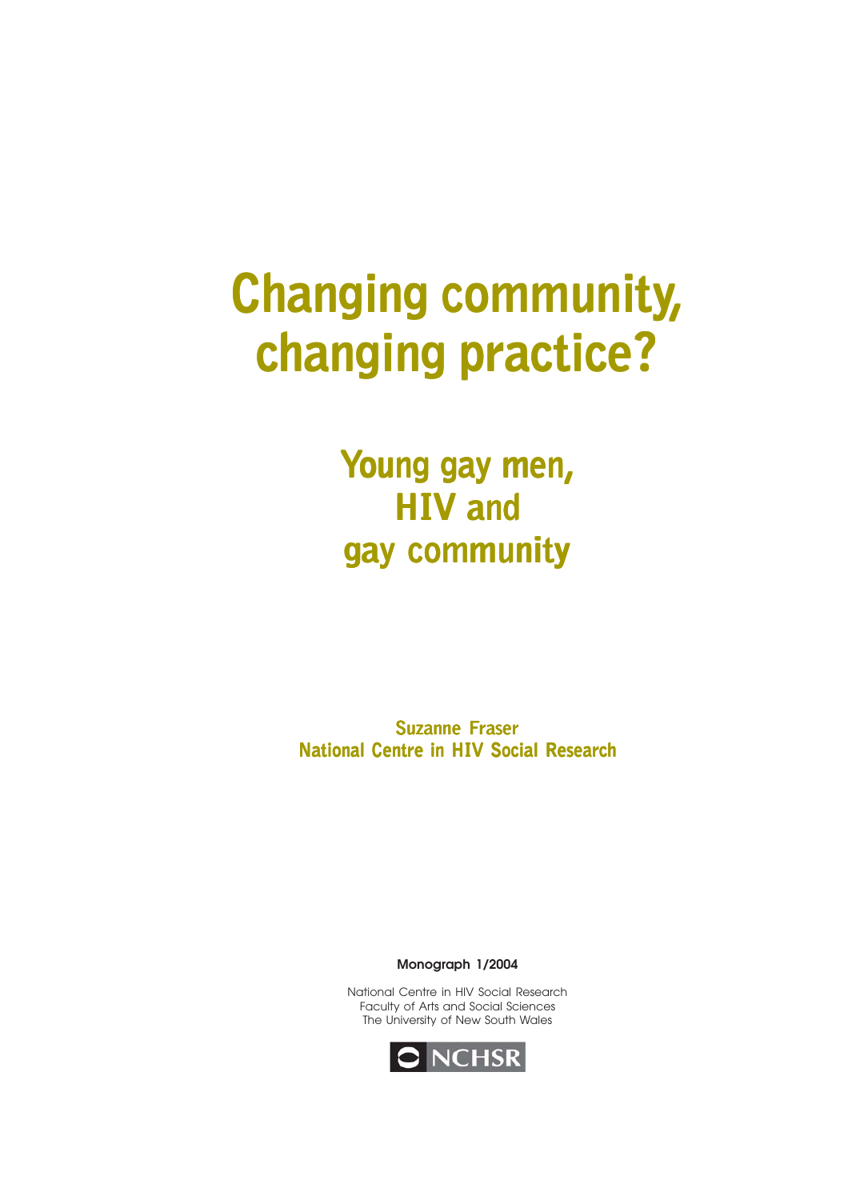# Changing community, changing practice?

## Young gay men, HIV and gay community

**Suzanne Fraser**
**National Centre in HIV Social Research**

**Monograph 1/2004**

National Centre in HIV Social Research
Faculty of Arts and Social Sciences
The University of New South Wales

NCHSR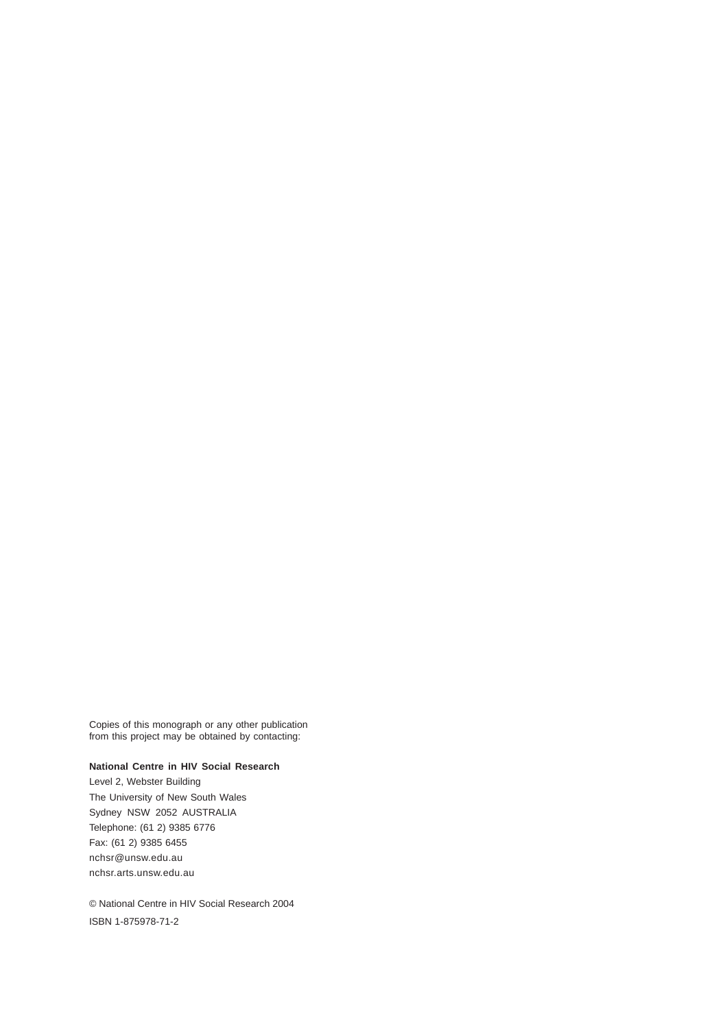Copies of this monograph or any other publication from this project may be obtained by contacting:

**National Centre in HIV Social Research**
Level 2, Webster Building
The University of New South Wales
Sydney NSW 2052 AUSTRALIA
Telephone: (61 2) 9385 6776
Fax: (61 2) 9385 6455
nchsr@unsw.edu.au
nchsr.arts.unsw.edu.au

© National Centre in HIV Social Research 2004

ISBN 1-875978-71-2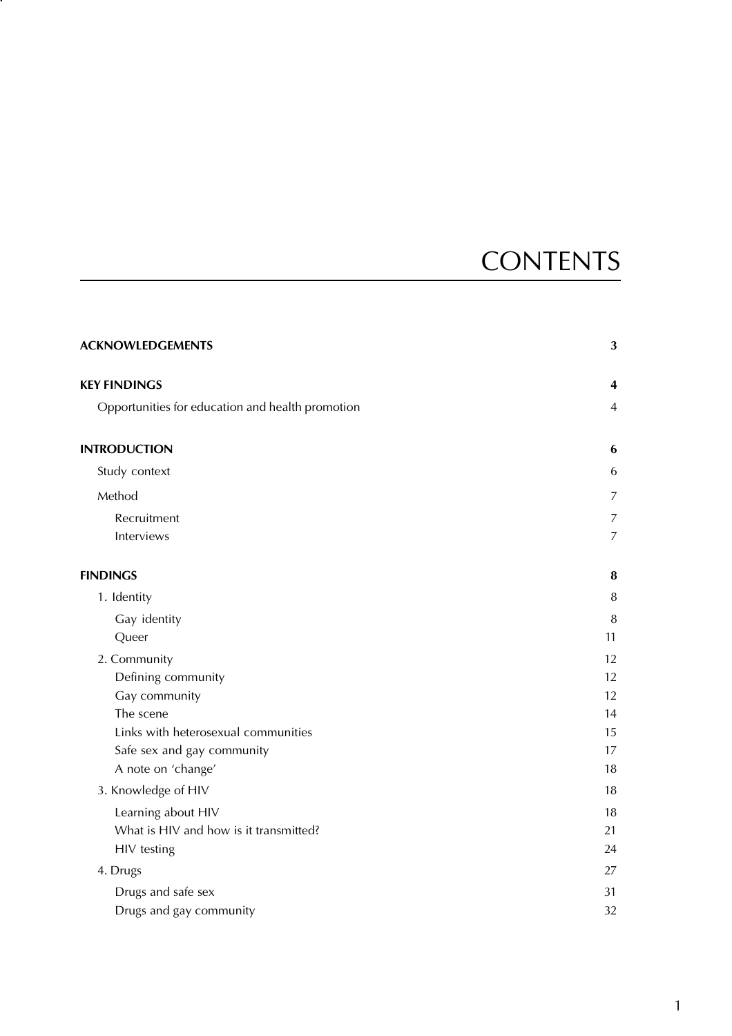# CONTENTS

| | |
|---|---|
| **ACKNOWLEDGEMENTS** | **3** |
| **KEY FINDINGS** | **4** |
| Opportunities for education and health promotion | 4 |
| **INTRODUCTION** | **6** |
| Study context | 6 |
| Method | 7 |
| Recruitment | 7 |
| Interviews | 7 |
| **FINDINGS** | **8** |
| 1. Identity | 8 |
| Gay identity | 8 |
| Queer | 11 |
| 2. Community | 12 |
| Defining community | 12 |
| Gay community | 12 |
| The scene | 14 |
| Links with heterosexual communities | 15 |
| Safe sex and gay community | 17 |
| A note on 'change' | 18 |
| 3. Knowledge of HIV | 18 |
| Learning about HIV | 18 |
| What is HIV and how is it transmitted? | 21 |
| HIV testing | 24 |
| 4. Drugs | 27 |
| Drugs and safe sex | 31 |
| Drugs and gay community | 32 |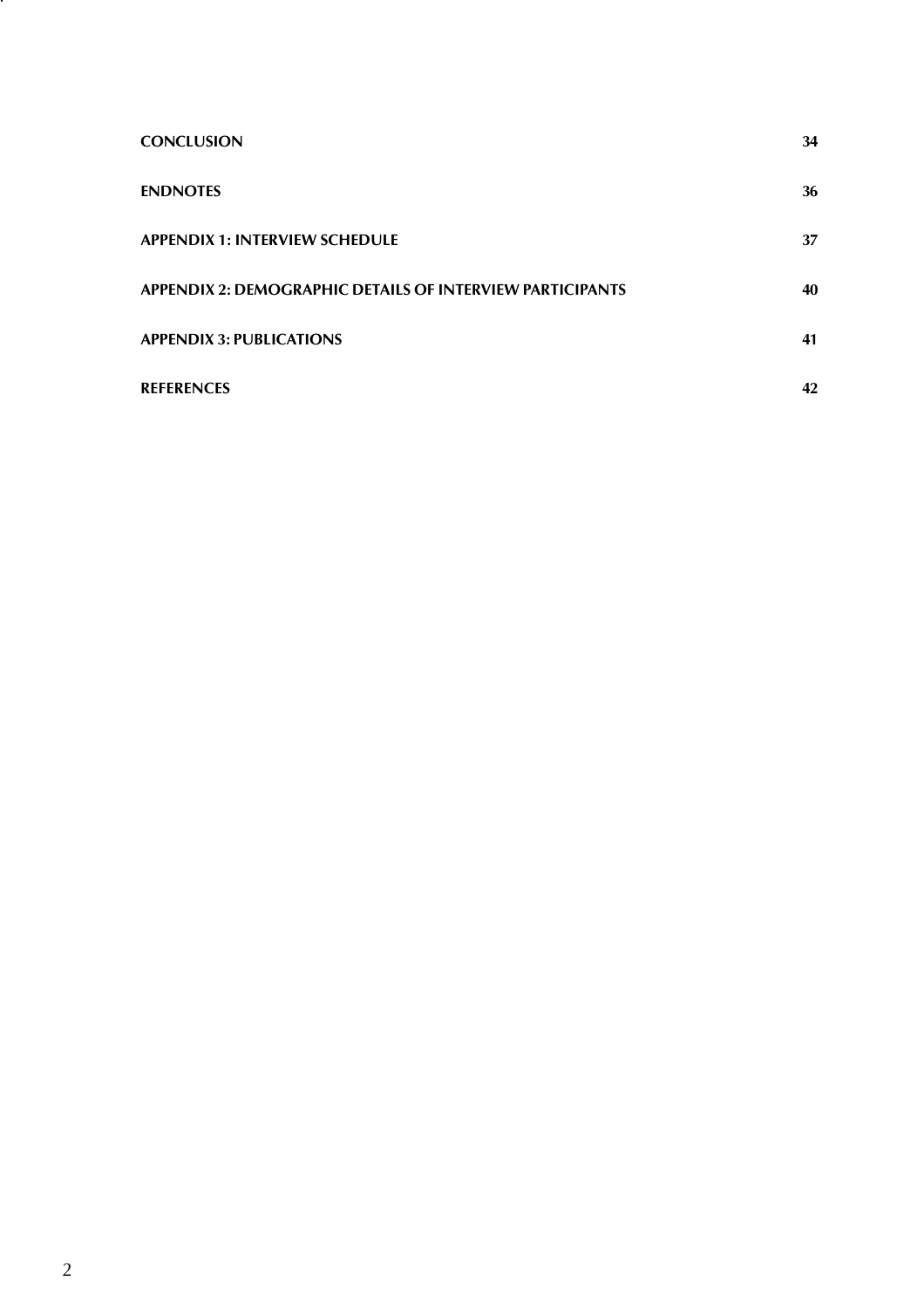| | |
|---|---|
| **CONCLUSION** | **34** |
| **ENDNOTES** | **36** |
| **APPENDIX 1: INTERVIEW SCHEDULE** | **37** |
| **APPENDIX 2: DEMOGRAPHIC DETAILS OF INTERVIEW PARTICIPANTS** | **40** |
| **APPENDIX 3: PUBLICATIONS** | **41** |
| **REFERENCES** | **42** |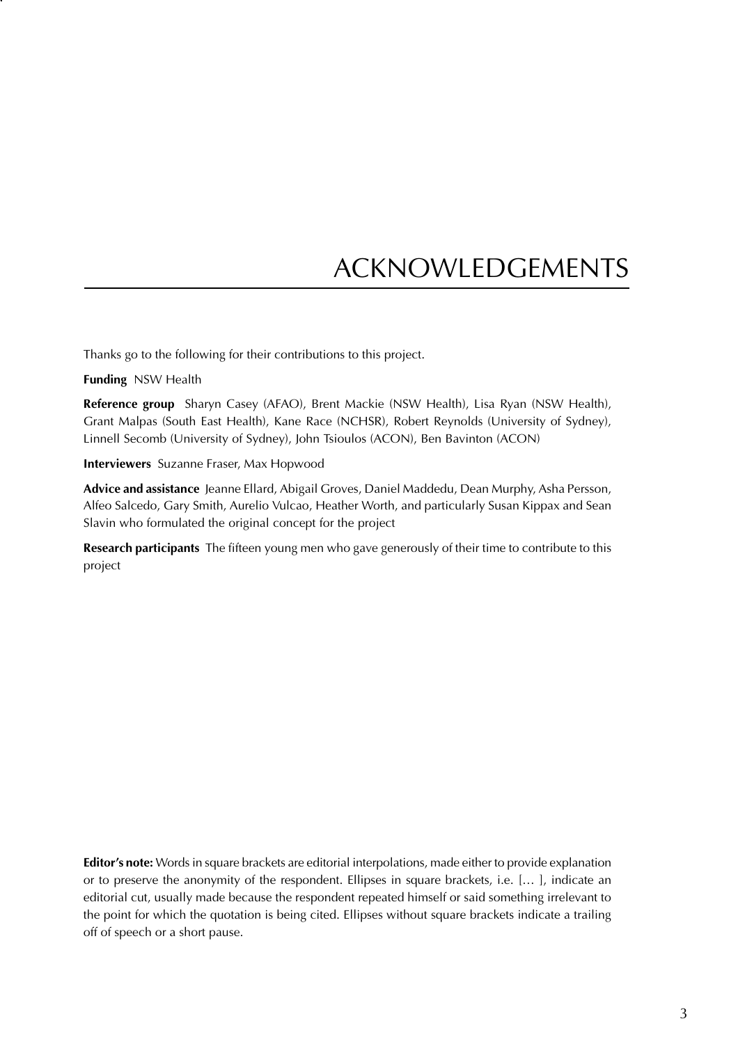# ACKNOWLEDGEMENTS

Thanks go to the following for their contributions to this project.

**Funding** NSW Health

**Reference group** Sharyn Casey (AFAO), Brent Mackie (NSW Health), Lisa Ryan (NSW Health), Grant Malpas (South East Health), Kane Race (NCHSR), Robert Reynolds (University of Sydney), Linnell Secomb (University of Sydney), John Tsioulos (ACON), Ben Bavinton (ACON)

**Interviewers** Suzanne Fraser, Max Hopwood

**Advice and assistance** Jeanne Ellard, Abigail Groves, Daniel Maddedu, Dean Murphy, Asha Persson, Alfeo Salcedo, Gary Smith, Aurelio Vulcao, Heather Worth, and particularly Susan Kippax and Sean Slavin who formulated the original concept for the project

**Research participants** The fifteen young men who gave generously of their time to contribute to this project

**Editor's note:** Words in square brackets are editorial interpolations, made either to provide explanation or to preserve the anonymity of the respondent. Ellipses in square brackets, i.e. [… ], indicate an editorial cut, usually made because the respondent repeated himself or said something irrelevant to the point for which the quotation is being cited. Ellipses without square brackets indicate a trailing off of speech or a short pause.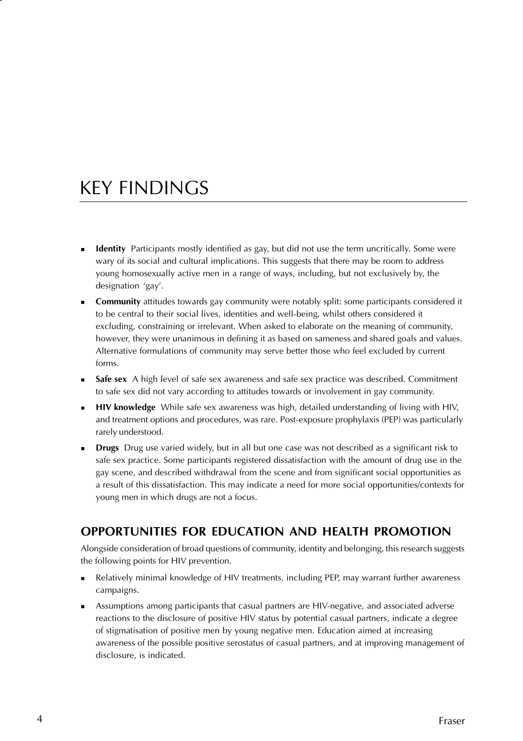# KEY FINDINGS

- **Identity** Participants mostly identified as gay, but did not use the term uncritically. Some were wary of its social and cultural implications. This suggests that there may be room to address young homosexually active men in a range of ways, including, but not exclusively by, the designation 'gay'.
- **Community** attitudes towards gay community were notably split: some participants considered it to be central to their social lives, identities and well-being, whilst others considered it excluding, constraining or irrelevant. When asked to elaborate on the meaning of community, however, they were unanimous in defining it as based on sameness and shared goals and values. Alternative formulations of community may serve better those who feel excluded by current forms.
- **Safe sex** A high level of safe sex awareness and safe sex practice was described. Commitment to safe sex did not vary according to attitudes towards or involvement in gay community.
- **HIV knowledge** While safe sex awareness was high, detailed understanding of living with HIV, and treatment options and procedures, was rare. Post-exposure prophylaxis (PEP) was particularly rarely understood.
- **Drugs** Drug use varied widely, but in all but one case was not described as a significant risk to safe sex practice. Some participants registered dissatisfaction with the amount of drug use in the gay scene, and described withdrawal from the scene and from significant social opportunities as a result of this dissatisfaction. This may indicate a need for more social opportunities/contexts for young men in which drugs are not a focus.

## OPPORTUNITIES FOR EDUCATION AND HEALTH PROMOTION

Alongside consideration of broad questions of community, identity and belonging, this research suggests the following points for HIV prevention.

- Relatively minimal knowledge of HIV treatments, including PEP, may warrant further awareness campaigns.
- Assumptions among participants that casual partners are HIV-negative, and associated adverse reactions to the disclosure of positive HIV status by potential casual partners, indicate a degree of stigmatisation of positive men by young negative men. Education aimed at increasing awareness of the possible positive serostatus of casual partners, and at improving management of disclosure, is indicated.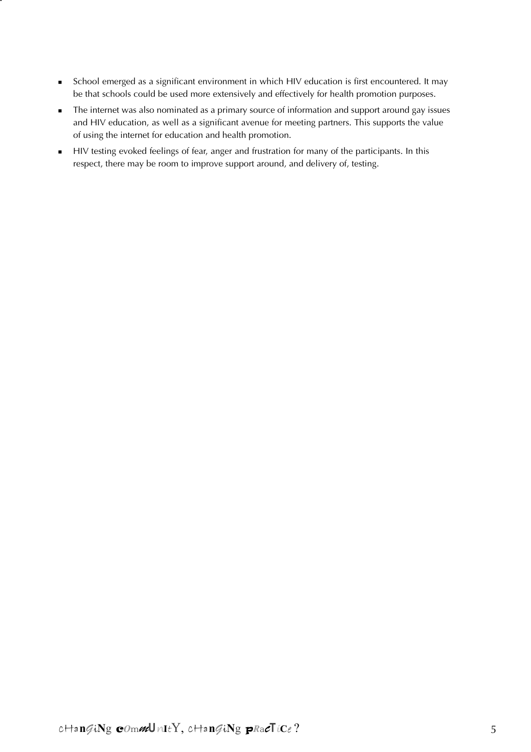- School emerged as a significant environment in which HIV education is first encountered. It may be that schools could be used more extensively and effectively for health promotion purposes.
- The internet was also nominated as a primary source of information and support around gay issues and HIV education, as well as a significant avenue for meeting partners. This supports the value of using the internet for education and health promotion.
- HIV testing evoked feelings of fear, anger and frustration for many of the participants. In this respect, there may be room to improve support around, and delivery of, testing.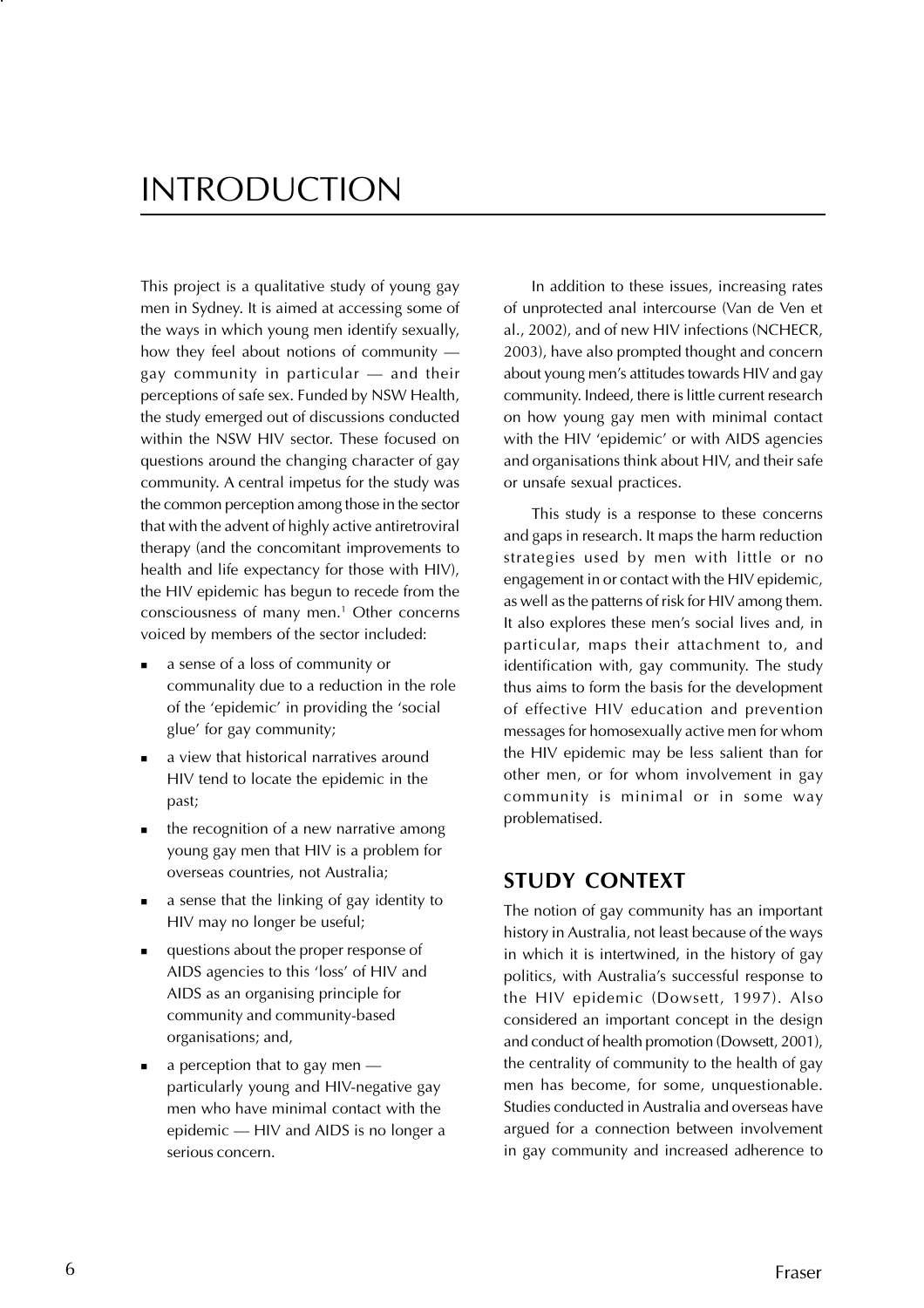# INTRODUCTION

This project is a qualitative study of young gay men in Sydney. It is aimed at accessing some of the ways in which young men identify sexually, how they feel about notions of community — gay community in particular — and their perceptions of safe sex. Funded by NSW Health, the study emerged out of discussions conducted within the NSW HIV sector. These focused on questions around the changing character of gay community. A central impetus for the study was the common perception among those in the sector that with the advent of highly active antiretroviral therapy (and the concomitant improvements to health and life expectancy for those with HIV), the HIV epidemic has begun to recede from the consciousness of many men.[1] Other concerns voiced by members of the sector included:

- a sense of a loss of community or communality due to a reduction in the role of the 'epidemic' in providing the 'social glue' for gay community;
- a view that historical narratives around HIV tend to locate the epidemic in the past;
- the recognition of a new narrative among young gay men that HIV is a problem for overseas countries, not Australia;
- a sense that the linking of gay identity to HIV may no longer be useful;
- questions about the proper response of AIDS agencies to this 'loss' of HIV and AIDS as an organising principle for community and community-based organisations; and,
- a perception that to gay men — particularly young and HIV-negative gay men who have minimal contact with the epidemic — HIV and AIDS is no longer a serious concern.

In addition to these issues, increasing rates of unprotected anal intercourse (Van de Ven et al., 2002), and of new HIV infections (NCHECR, 2003), have also prompted thought and concern about young men's attitudes towards HIV and gay community. Indeed, there is little current research on how young gay men with minimal contact with the HIV 'epidemic' or with AIDS agencies and organisations think about HIV, and their safe or unsafe sexual practices.

This study is a response to these concerns and gaps in research. It maps the harm reduction strategies used by men with little or no engagement in or contact with the HIV epidemic, as well as the patterns of risk for HIV among them. It also explores these men's social lives and, in particular, maps their attachment to, and identification with, gay community. The study thus aims to form the basis for the development of effective HIV education and prevention messages for homosexually active men for whom the HIV epidemic may be less salient than for other men, or for whom involvement in gay community is minimal or in some way problematised.

## STUDY CONTEXT

The notion of gay community has an important history in Australia, not least because of the ways in which it is intertwined, in the history of gay politics, with Australia's successful response to the HIV epidemic (Dowsett, 1997). Also considered an important concept in the design and conduct of health promotion (Dowsett, 2001), the centrality of community to the health of gay men has become, for some, unquestionable. Studies conducted in Australia and overseas have argued for a connection between involvement in gay community and increased adherence to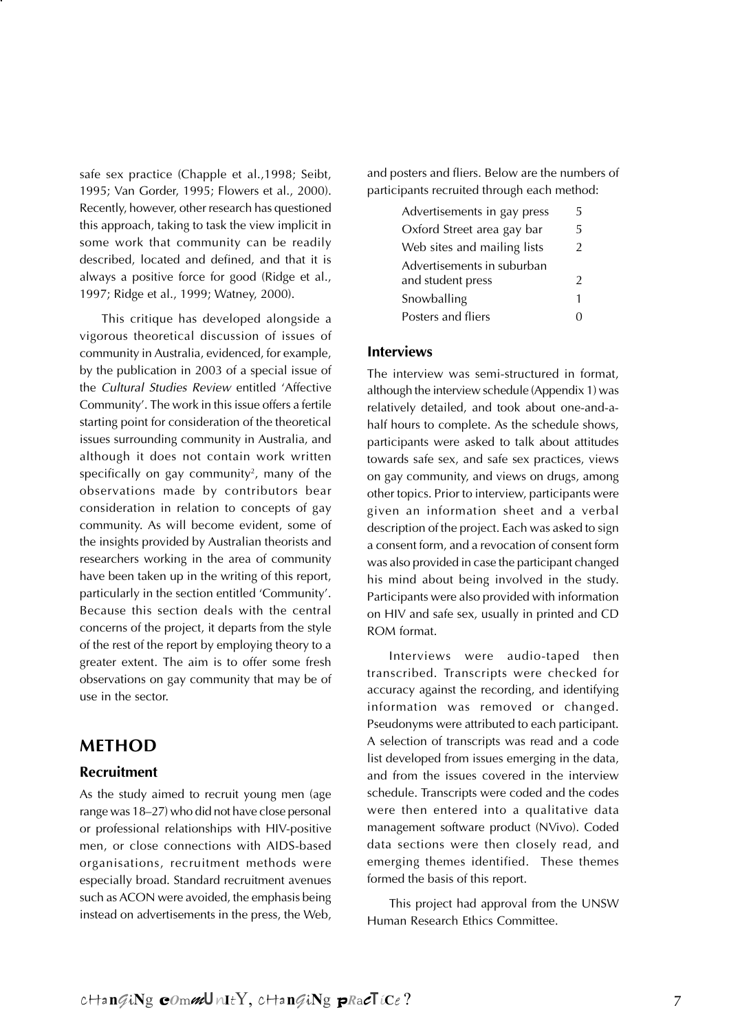safe sex practice (Chapple et al.,1998; Seibt, 1995; Van Gorder, 1995; Flowers et al., 2000). Recently, however, other research has questioned this approach, taking to task the view implicit in some work that community can be readily described, located and defined, and that it is always a positive force for good (Ridge et al., 1997; Ridge et al., 1999; Watney, 2000).

This critique has developed alongside a vigorous theoretical discussion of issues of community in Australia, evidenced, for example, by the publication in 2003 of a special issue of the *Cultural Studies Review* entitled 'Affective Community'. The work in this issue offers a fertile starting point for consideration of the theoretical issues surrounding community in Australia, and although it does not contain work written specifically on gay community[2], many of the observations made by contributors bear consideration in relation to concepts of gay community. As will become evident, some of the insights provided by Australian theorists and researchers working in the area of community have been taken up in the writing of this report, particularly in the section entitled 'Community'. Because this section deals with the central concerns of the project, it departs from the style of the rest of the report by employing theory to a greater extent. The aim is to offer some fresh observations on gay community that may be of use in the sector.

## METHOD

### Recruitment

As the study aimed to recruit young men (age range was 18–27) who did not have close personal or professional relationships with HIV-positive men, or close connections with AIDS-based organisations, recruitment methods were especially broad. Standard recruitment avenues such as ACON were avoided, the emphasis being instead on advertisements in the press, the Web, and posters and fliers. Below are the numbers of participants recruited through each method:

| Method | Number |
| --- | --- |
| Advertisements in gay press | 5 |
| Oxford Street area gay bar | 5 |
| Web sites and mailing lists | 2 |
| Advertisements in suburban and student press | 2 |
| Snowballing | 1 |
| Posters and fliers | 0 |

### Interviews

The interview was semi-structured in format, although the interview schedule (Appendix 1) was relatively detailed, and took about one-and-a-half hours to complete. As the schedule shows, participants were asked to talk about attitudes towards safe sex, and safe sex practices, views on gay community, and views on drugs, among other topics. Prior to interview, participants were given an information sheet and a verbal description of the project. Each was asked to sign a consent form, and a revocation of consent form was also provided in case the participant changed his mind about being involved in the study. Participants were also provided with information on HIV and safe sex, usually in printed and CD ROM format.

Interviews were audio-taped then transcribed. Transcripts were checked for accuracy against the recording, and identifying information was removed or changed. Pseudonyms were attributed to each participant. A selection of transcripts was read and a code list developed from issues emerging in the data, and from the issues covered in the interview schedule. Transcripts were coded and the codes were then entered into a qualitative data management software product (NVivo). Coded data sections were then closely read, and emerging themes identified. These themes formed the basis of this report.

This project had approval from the UNSW Human Research Ethics Committee.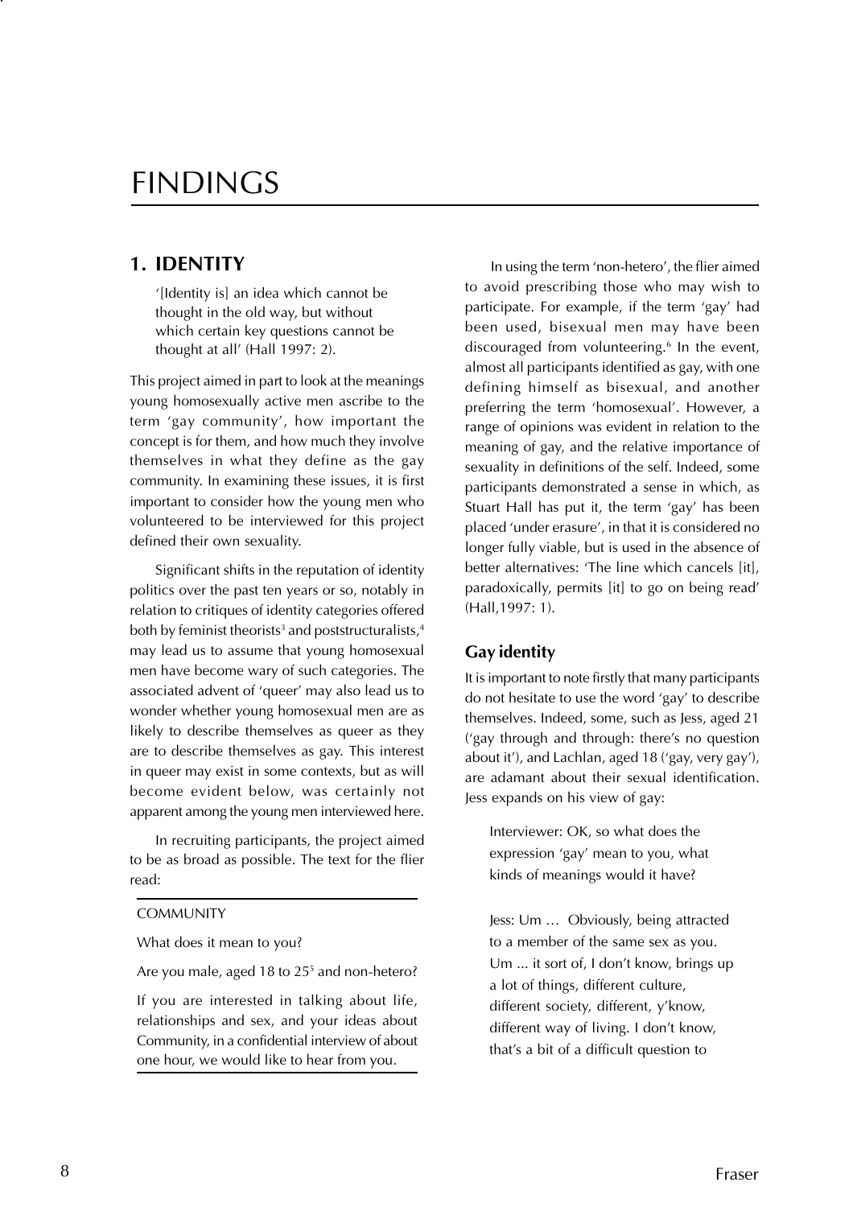# FINDINGS

## 1. IDENTITY

> '[Identity is] an idea which cannot be thought in the old way, but without which certain key questions cannot be thought at all' (Hall 1997: 2).

This project aimed in part to look at the meanings young homosexually active men ascribe to the term 'gay community', how important the concept is for them, and how much they involve themselves in what they define as the gay community. In examining these issues, it is first important to consider how the young men who volunteered to be interviewed for this project defined their own sexuality.

Significant shifts in the reputation of identity politics over the past ten years or so, notably in relation to critiques of identity categories offered both by feminist theorists[3] and poststructuralists,[4] may lead us to assume that young homosexual men have become wary of such categories. The associated advent of 'queer' may also lead us to wonder whether young homosexual men are as likely to describe themselves as queer as they are to describe themselves as gay. This interest in queer may exist in some contexts, but as will become evident below, was certainly not apparent among the young men interviewed here.

In recruiting participants, the project aimed to be as broad as possible. The text for the flier read:

> COMMUNITY
>
> What does it mean to you?
>
> Are you male, aged 18 to 25[5] and non-hetero?
>
> If you are interested in talking about life, relationships and sex, and your ideas about Community, in a confidential interview of about one hour, we would like to hear from you.

In using the term 'non-hetero', the flier aimed to avoid prescribing those who may wish to participate. For example, if the term 'gay' had been used, bisexual men may have been discouraged from volunteering.[6] In the event, almost all participants identified as gay, with one defining himself as bisexual, and another preferring the term 'homosexual'. However, a range of opinions was evident in relation to the meaning of gay, and the relative importance of sexuality in definitions of the self. Indeed, some participants demonstrated a sense in which, as Stuart Hall has put it, the term 'gay' has been placed 'under erasure', in that it is considered no longer fully viable, but is used in the absence of better alternatives: 'The line which cancels [it], paradoxically, permits [it] to go on being read' (Hall,1997: 1).

### Gay identity

It is important to note firstly that many participants do not hesitate to use the word 'gay' to describe themselves. Indeed, some, such as Jess, aged 21 ('gay through and through: there's no question about it'), and Lachlan, aged 18 ('gay, very gay'), are adamant about their sexual identification. Jess expands on his view of gay:

> Interviewer: OK, so what does the expression 'gay' mean to you, what kinds of meanings would it have?
>
> Jess: Um … Obviously, being attracted to a member of the same sex as you. Um ... it sort of, I don't know, brings up a lot of things, different culture, different society, different, y'know, different way of living. I don't know, that's a bit of a difficult question to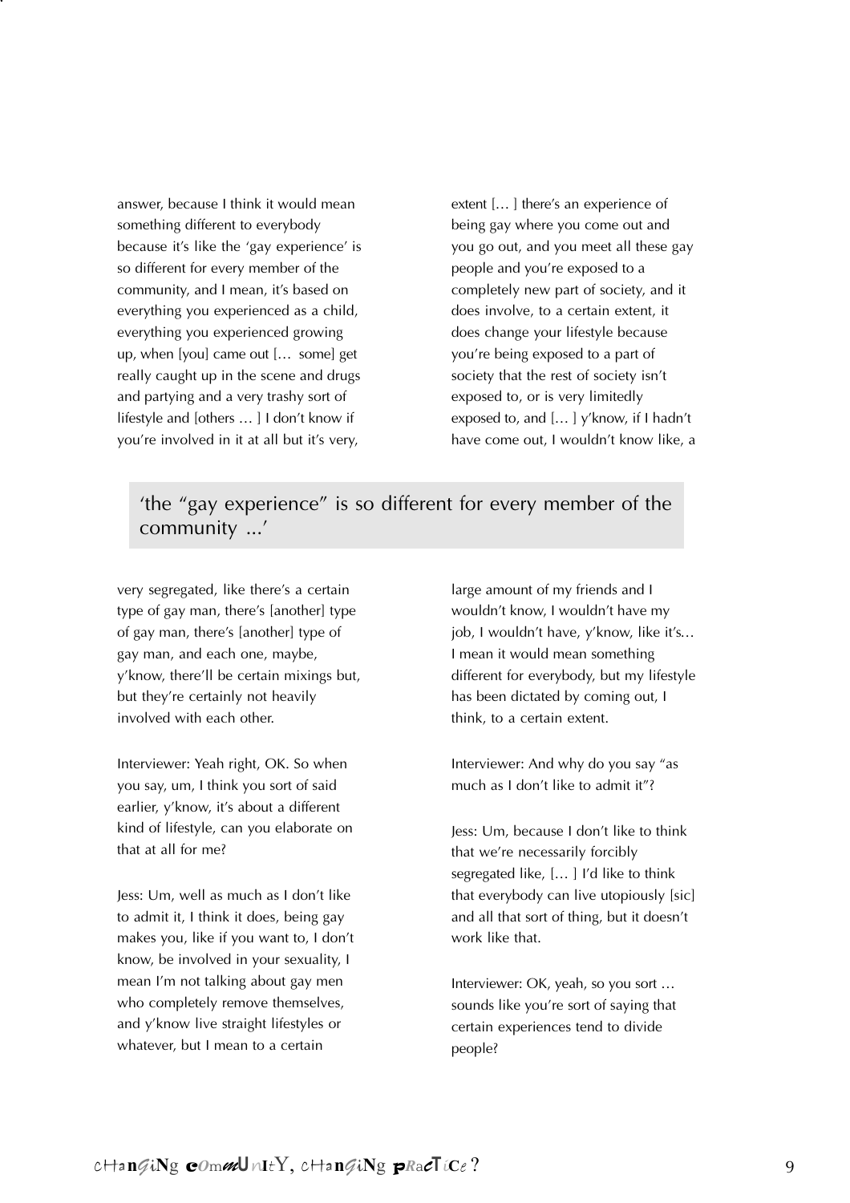answer, because I think it would mean something different to everybody because it's like the 'gay experience' is so different for every member of the community, and I mean, it's based on everything you experienced as a child, everything you experienced growing up, when [you] came out [… some] get really caught up in the scene and drugs and partying and a very trashy sort of lifestyle and [others … ] I don't know if you're involved in it at all but it's very, very segregated, like there's a certain type of gay man, there's [another] type of gay man, there's [another] type of gay man, and each one, maybe, y'know, there'll be certain mixings but, but they're certainly not heavily involved with each other.

> 'the "gay experience" is so different for every member of the community ...'

Interviewer: Yeah right, OK. So when you say, um, I think you sort of said earlier, y'know, it's about a different kind of lifestyle, can you elaborate on that at all for me?

Jess: Um, well as much as I don't like to admit it, I think it does, being gay makes you, like if you want to, I don't know, be involved in your sexuality, I mean I'm not talking about gay men who completely remove themselves, and y'know live straight lifestyles or whatever, but I mean to a certain extent [… ] there's an experience of being gay where you come out and you go out, and you meet all these gay people and you're exposed to a completely new part of society, and it does involve, to a certain extent, it does change your lifestyle because you're being exposed to a part of society that the rest of society isn't exposed to, or is very limitedly exposed to, and [… ] y'know, if I hadn't have come out, I wouldn't know like, a large amount of my friends and I wouldn't know, I wouldn't have my job, I wouldn't have, y'know, like it's… I mean it would mean something different for everybody, but my lifestyle has been dictated by coming out, I think, to a certain extent.

Interviewer: And why do you say "as much as I don't like to admit it"?

Jess: Um, because I don't like to think that we're necessarily forcibly segregated like, [… ] I'd like to think that everybody can live utopiously [sic] and all that sort of thing, but it doesn't work like that.

Interviewer: OK, yeah, so you sort … sounds like you're sort of saying that certain experiences tend to divide people?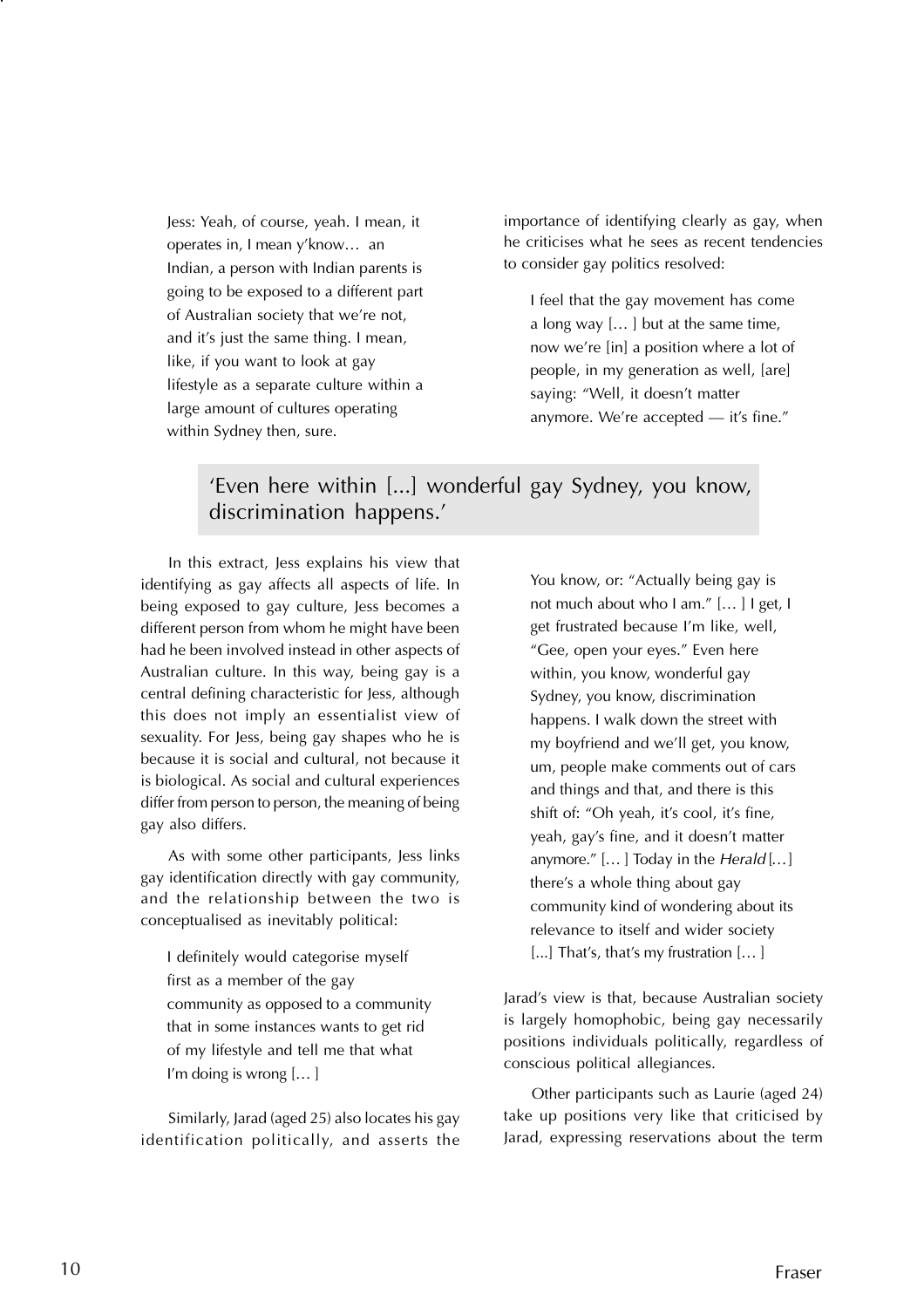> Jess: Yeah, of course, yeah. I mean, it operates in, I mean y'know… an Indian, a person with Indian parents is going to be exposed to a different part of Australian society that we're not, and it's just the same thing. I mean, like, if you want to look at gay lifestyle as a separate culture within a large amount of cultures operating within Sydney then, sure.

In this extract, Jess explains his view that identifying as gay affects all aspects of life. In being exposed to gay culture, Jess becomes a different person from whom he might have been had he been involved instead in other aspects of Australian culture. In this way, being gay is a central defining characteristic for Jess, although this does not imply an essentialist view of sexuality. For Jess, being gay shapes who he is because it is social and cultural, not because it is biological. As social and cultural experiences differ from person to person, the meaning of being gay also differs.

As with some other participants, Jess links gay identification directly with gay community, and the relationship between the two is conceptualised as inevitably political:

> I definitely would categorise myself first as a member of the gay community as opposed to a community that in some instances wants to get rid of my lifestyle and tell me that what I'm doing is wrong [… ]

Similarly, Jarad (aged 25) also locates his gay identification politically, and asserts the importance of identifying clearly as gay, when he criticises what he sees as recent tendencies to consider gay politics resolved:

> I feel that the gay movement has come a long way [… ] but at the same time, now we're [in] a position where a lot of people, in my generation as well, [are] saying: "Well, it doesn't matter anymore. We're accepted — it's fine." You know, or: "Actually being gay is not much about who I am." [… ] I get, I get frustrated because I'm like, well, "Gee, open your eyes." Even here within, you know, wonderful gay Sydney, you know, discrimination happens. I walk down the street with my boyfriend and we'll get, you know, um, people make comments out of cars and things and that, and there is this shift of: "Oh yeah, it's cool, it's fine, yeah, gay's fine, and it doesn't matter anymore." [… ] Today in the *Herald* [… ] there's a whole thing about gay community kind of wondering about its relevance to itself and wider society [...] That's, that's my frustration [… ]

'Even here within [...] wonderful gay Sydney, you know, discrimination happens.'

Jarad's view is that, because Australian society is largely homophobic, being gay necessarily positions individuals politically, regardless of conscious political allegiances.

Other participants such as Laurie (aged 24) take up positions very like that criticised by Jarad, expressing reservations about the term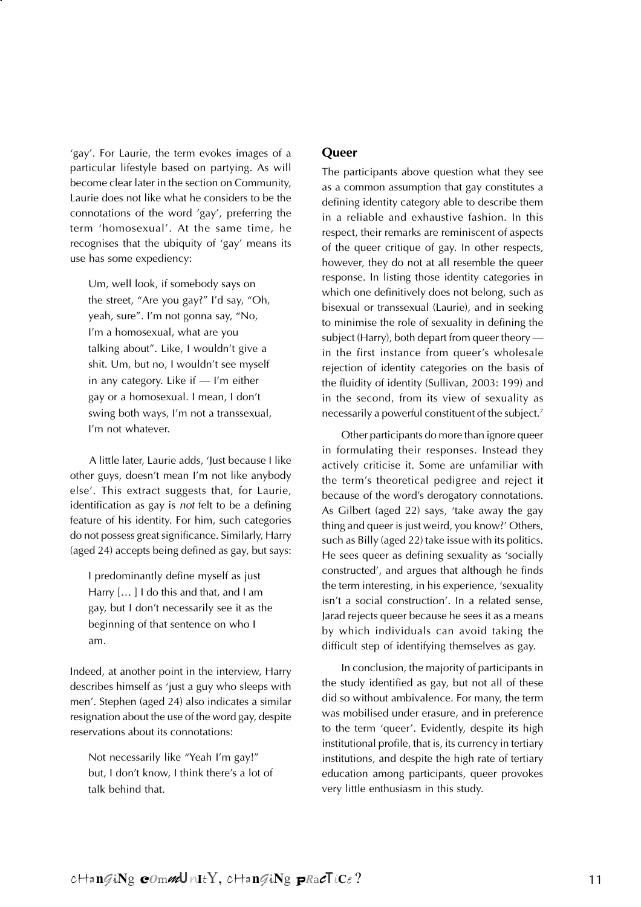'gay'. For Laurie, the term evokes images of a particular lifestyle based on partying. As will become clear later in the section on Community, Laurie does not like what he considers to be the connotations of the word 'gay', preferring the term 'homosexual'. At the same time, he recognises that the ubiquity of 'gay' means its use has some expediency:

> Um, well look, if somebody says on the street, "Are you gay?" I'd say, "Oh, yeah, sure". I'm not gonna say, "No, I'm a homosexual, what are you talking about". Like, I wouldn't give a shit. Um, but no, I wouldn't see myself in any category. Like if — I'm either gay or a homosexual. I mean, I don't swing both ways, I'm not a transsexual, I'm not whatever.

A little later, Laurie adds, 'Just because I like other guys, doesn't mean I'm not like anybody else'. This extract suggests that, for Laurie, identification as gay is *not* felt to be a defining feature of his identity. For him, such categories do not possess great significance. Similarly, Harry (aged 24) accepts being defined as gay, but says:

> I predominantly define myself as just Harry [… ] I do this and that, and I am gay, but I don't necessarily see it as the beginning of that sentence on who I am.

Indeed, at another point in the interview, Harry describes himself as 'just a guy who sleeps with men'. Stephen (aged 24) also indicates a similar resignation about the use of the word gay, despite reservations about its connotations:

> Not necessarily like "Yeah I'm gay!" but, I don't know, I think there's a lot of talk behind that.

## Queer

The participants above question what they see as a common assumption that gay constitutes a defining identity category able to describe them in a reliable and exhaustive fashion. In this respect, their remarks are reminiscent of aspects of the queer critique of gay. In other respects, however, they do not at all resemble the queer response. In listing those identity categories in which one definitively does not belong, such as bisexual or transsexual (Laurie), and in seeking to minimise the role of sexuality in defining the subject (Harry), both depart from queer theory — in the first instance from queer's wholesale rejection of identity categories on the basis of the fluidity of identity (Sullivan, 2003: 199) and in the second, from its view of sexuality as necessarily a powerful constituent of the subject.[7]

Other participants do more than ignore queer in formulating their responses. Instead they actively criticise it. Some are unfamiliar with the term's theoretical pedigree and reject it because of the word's derogatory connotations. As Gilbert (aged 22) says, 'take away the gay thing and queer is just weird, you know?' Others, such as Billy (aged 22) take issue with its politics. He sees queer as defining sexuality as 'socially constructed', and argues that although he finds the term interesting, in his experience, 'sexuality isn't a social construction'. In a related sense, Jarad rejects queer because he sees it as a means by which individuals can avoid taking the difficult step of identifying themselves as gay.

In conclusion, the majority of participants in the study identified as gay, but not all of these did so without ambivalence. For many, the term was mobilised under erasure, and in preference to the term 'queer'. Evidently, despite its high institutional profile, that is, its currency in tertiary institutions, and despite the high rate of tertiary education among participants, queer provokes very little enthusiasm in this study.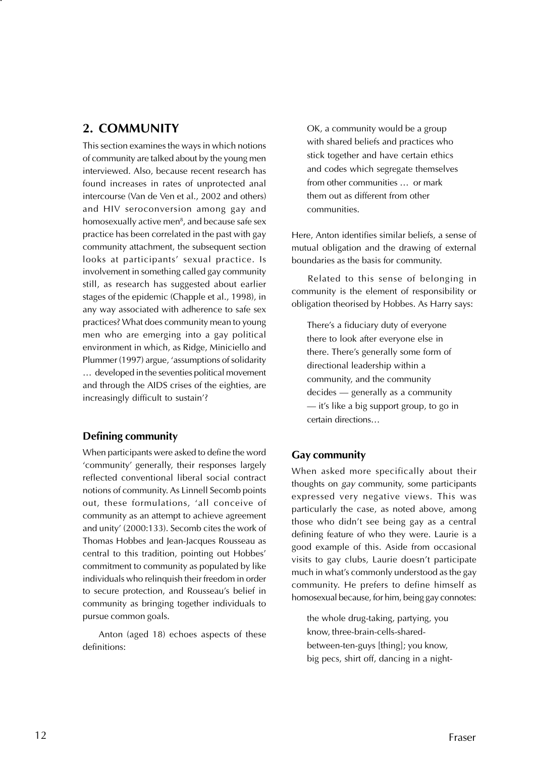## 2. COMMUNITY

This section examines the ways in which notions of community are talked about by the young men interviewed. Also, because recent research has found increases in rates of unprotected anal intercourse (Van de Ven et al., 2002 and others) and HIV seroconversion among gay and homosexually active men[8], and because safe sex practice has been correlated in the past with gay community attachment, the subsequent section looks at participants' sexual practice. Is involvement in something called gay community still, as research has suggested about earlier stages of the epidemic (Chapple et al., 1998), in any way associated with adherence to safe sex practices? What does community mean to young men who are emerging into a gay political environment in which, as Ridge, Miniciello and Plummer (1997) argue, 'assumptions of solidarity … developed in the seventies political movement and through the AIDS crises of the eighties, are increasingly difficult to sustain'?

### Defining community

When participants were asked to define the word 'community' generally, their responses largely reflected conventional liberal social contract notions of community. As Linnell Secomb points out, these formulations, 'all conceive of community as an attempt to achieve agreement and unity' (2000:133). Secomb cites the work of Thomas Hobbes and Jean-Jacques Rousseau as central to this tradition, pointing out Hobbes' commitment to community as populated by like individuals who relinquish their freedom in order to secure protection, and Rousseau's belief in community as bringing together individuals to pursue common goals.

Anton (aged 18) echoes aspects of these definitions:

> OK, a community would be a group with shared beliefs and practices who stick together and have certain ethics and codes which segregate themselves from other communities … or mark them out as different from other communities.

Here, Anton identifies similar beliefs, a sense of mutual obligation and the drawing of external boundaries as the basis for community.

Related to this sense of belonging in community is the element of responsibility or obligation theorised by Hobbes. As Harry says:

> There's a fiduciary duty of everyone there to look after everyone else in there. There's generally some form of directional leadership within a community, and the community decides — generally as a community — it's like a big support group, to go in certain directions…

### Gay community

When asked more specifically about their thoughts on *gay* community, some participants expressed very negative views. This was particularly the case, as noted above, among those who didn't see being gay as a central defining feature of who they were. Laurie is a good example of this. Aside from occasional visits to gay clubs, Laurie doesn't participate much in what's commonly understood as the gay community. He prefers to define himself as homosexual because, for him, being gay connotes:

> the whole drug-taking, partying, you know, three-brain-cells-shared-between-ten-guys [thing]; you know, big pecs, shirt off, dancing in a night-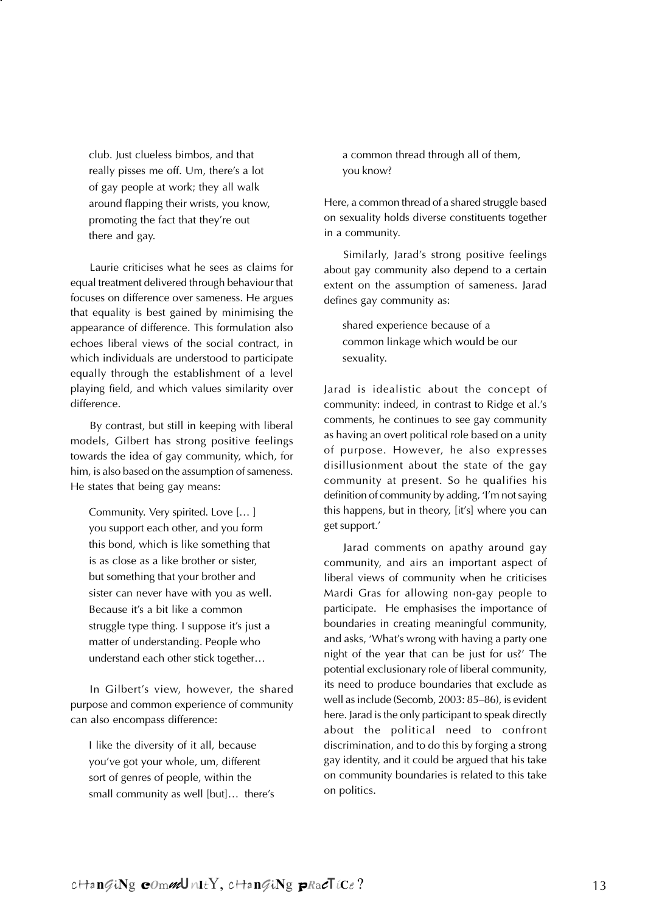> club. Just clueless bimbos, and that really pisses me off. Um, there's a lot of gay people at work; they all walk around flapping their wrists, you know, promoting the fact that they're out there and gay.

Laurie criticises what he sees as claims for equal treatment delivered through behaviour that focuses on difference over sameness. He argues that equality is best gained by minimising the appearance of difference. This formulation also echoes liberal views of the social contract, in which individuals are understood to participate equally through the establishment of a level playing field, and which values similarity over difference.

By contrast, but still in keeping with liberal models, Gilbert has strong positive feelings towards the idea of gay community, which, for him, is also based on the assumption of sameness. He states that being gay means:

> Community. Very spirited. Love [… ] you support each other, and you form this bond, which is like something that is as close as a like brother or sister, but something that your brother and sister can never have with you as well. Because it's a bit like a common struggle type thing. I suppose it's just a matter of understanding. People who understand each other stick together…

In Gilbert's view, however, the shared purpose and common experience of community can also encompass difference:

> I like the diversity of it all, because you've got your whole, um, different sort of genres of people, within the small community as well [but]… there's a common thread through all of them, you know?

Here, a common thread of a shared struggle based on sexuality holds diverse constituents together in a community.

Similarly, Jarad's strong positive feelings about gay community also depend to a certain extent on the assumption of sameness. Jarad defines gay community as:

> shared experience because of a common linkage which would be our sexuality.

Jarad is idealistic about the concept of community: indeed, in contrast to Ridge et al.'s comments, he continues to see gay community as having an overt political role based on a unity of purpose. However, he also expresses disillusionment about the state of the gay community at present. So he qualifies his definition of community by adding, 'I'm not saying this happens, but in theory, [it's] where you can get support.'

Jarad comments on apathy around gay community, and airs an important aspect of liberal views of community when he criticises Mardi Gras for allowing non-gay people to participate. He emphasises the importance of boundaries in creating meaningful community, and asks, 'What's wrong with having a party one night of the year that can be just for us?' The potential exclusionary role of liberal community, its need to produce boundaries that exclude as well as include (Secomb, 2003: 85–86), is evident here. Jarad is the only participant to speak directly about the political need to confront discrimination, and to do this by forging a strong gay identity, and it could be argued that his take on community boundaries is related to this take on politics.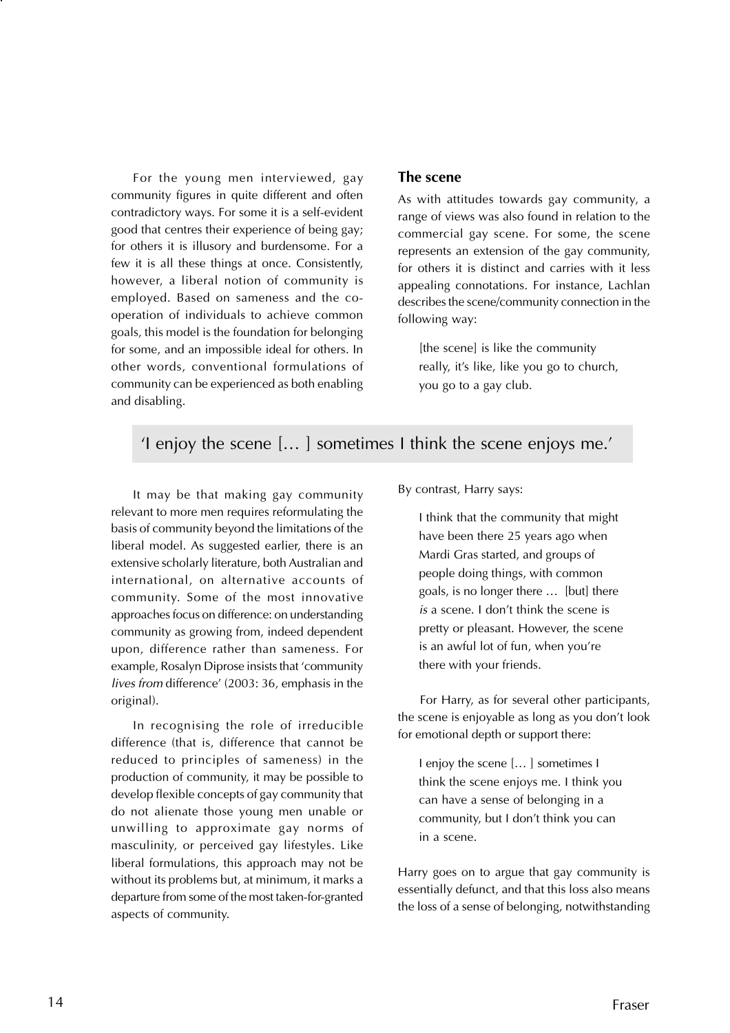For the young men interviewed, gay community figures in quite different and often contradictory ways. For some it is a self-evident good that centres their experience of being gay; for others it is illusory and burdensome. For a few it is all these things at once. Consistently, however, a liberal notion of community is employed. Based on sameness and the co-operation of individuals to achieve common goals, this model is the foundation for belonging for some, and an impossible ideal for others. In other words, conventional formulations of community can be experienced as both enabling and disabling.

It may be that making gay community relevant to more men requires reformulating the basis of community beyond the limitations of the liberal model. As suggested earlier, there is an extensive scholarly literature, both Australian and international, on alternative accounts of community. Some of the most innovative approaches focus on difference: on understanding community as growing from, indeed dependent upon, difference rather than sameness. For example, Rosalyn Diprose insists that 'community *lives from* difference' (2003: 36, emphasis in the original).

In recognising the role of irreducible difference (that is, difference that cannot be reduced to principles of sameness) in the production of community, it may be possible to develop flexible concepts of gay community that do not alienate those young men unable or unwilling to approximate gay norms of masculinity, or perceived gay lifestyles. Like liberal formulations, this approach may not be without its problems but, at minimum, it marks a departure from some of the most taken-for-granted aspects of community.

### The scene

As with attitudes towards gay community, a range of views was also found in relation to the commercial gay scene. For some, the scene represents an extension of the gay community, for others it is distinct and carries with it less appealing connotations. For instance, Lachlan describes the scene/community connection in the following way:

> [the scene] is like the community really, it's like, like you go to church, you go to a gay club.

> 'I enjoy the scene [… ] sometimes I think the scene enjoys me.'

By contrast, Harry says:

> I think that the community that might have been there 25 years ago when Mardi Gras started, and groups of people doing things, with common goals, is no longer there … [but] there *is* a scene. I don't think the scene is pretty or pleasant. However, the scene is an awful lot of fun, when you're there with your friends.

For Harry, as for several other participants, the scene is enjoyable as long as you don't look for emotional depth or support there:

> I enjoy the scene [… ] sometimes I think the scene enjoys me. I think you can have a sense of belonging in a community, but I don't think you can in a scene.

Harry goes on to argue that gay community is essentially defunct, and that this loss also means the loss of a sense of belonging, notwithstanding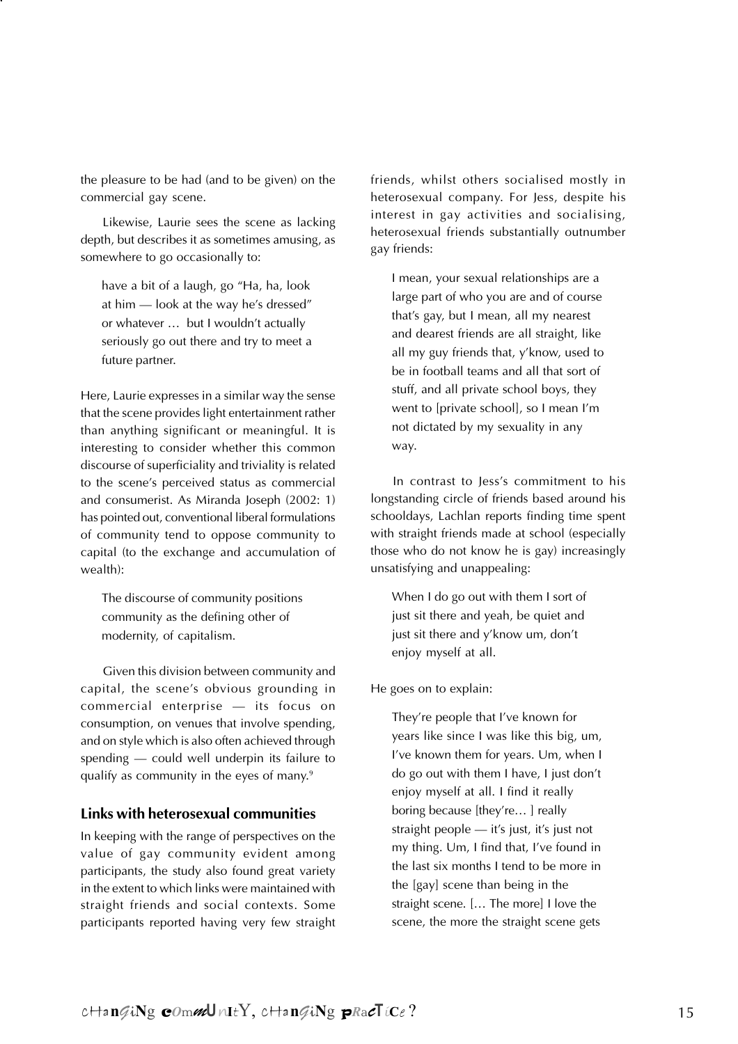the pleasure to be had (and to be given) on the commercial gay scene.

Likewise, Laurie sees the scene as lacking depth, but describes it as sometimes amusing, as somewhere to go occasionally to:

> have a bit of a laugh, go "Ha, ha, look at him — look at the way he's dressed" or whatever … but I wouldn't actually seriously go out there and try to meet a future partner.

Here, Laurie expresses in a similar way the sense that the scene provides light entertainment rather than anything significant or meaningful. It is interesting to consider whether this common discourse of superficiality and triviality is related to the scene's perceived status as commercial and consumerist. As Miranda Joseph (2002: 1) has pointed out, conventional liberal formulations of community tend to oppose community to capital (to the exchange and accumulation of wealth):

> The discourse of community positions community as the defining other of modernity, of capitalism.

Given this division between community and capital, the scene's obvious grounding in commercial enterprise — its focus on consumption, on venues that involve spending, and on style which is also often achieved through spending — could well underpin its failure to qualify as community in the eyes of many.[9]

### Links with heterosexual communities

In keeping with the range of perspectives on the value of gay community evident among participants, the study also found great variety in the extent to which links were maintained with straight friends and social contexts. Some participants reported having very few straight friends, whilst others socialised mostly in heterosexual company. For Jess, despite his interest in gay activities and socialising, heterosexual friends substantially outnumber gay friends:

> I mean, your sexual relationships are a large part of who you are and of course that's gay, but I mean, all my nearest and dearest friends are all straight, like all my guy friends that, y'know, used to be in football teams and all that sort of stuff, and all private school boys, they went to [private school], so I mean I'm not dictated by my sexuality in any way.

In contrast to Jess's commitment to his longstanding circle of friends based around his schooldays, Lachlan reports finding time spent with straight friends made at school (especially those who do not know he is gay) increasingly unsatisfying and unappealing:

> When I do go out with them I sort of just sit there and yeah, be quiet and just sit there and y'know um, don't enjoy myself at all.

He goes on to explain:

> They're people that I've known for years like since I was like this big, um, I've known them for years. Um, when I do go out with them I have, I just don't enjoy myself at all. I find it really boring because [they're… ] really straight people — it's just, it's just not my thing. Um, I find that, I've found in the last six months I tend to be more in the [gay] scene than being in the straight scene. [… The more] I love the scene, the more the straight scene gets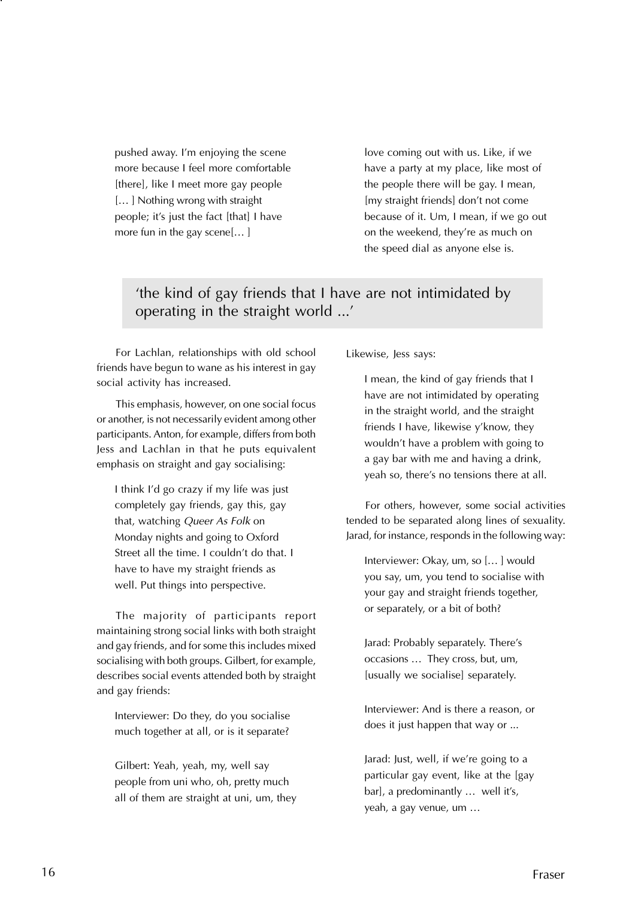> pushed away. I'm enjoying the scene more because I feel more comfortable [there], like I meet more gay people [… ] Nothing wrong with straight people; it's just the fact [that] I have more fun in the gay scene[… ]

> love coming out with us. Like, if we have a party at my place, like most of the people there will be gay. I mean, [my straight friends] don't not come because of it. Um, I mean, if we go out on the weekend, they're as much on the speed dial as anyone else is.

> 'the kind of gay friends that I have are not intimidated by operating in the straight world ...'

For Lachlan, relationships with old school friends have begun to wane as his interest in gay social activity has increased.

This emphasis, however, on one social focus or another, is not necessarily evident among other participants. Anton, for example, differs from both Jess and Lachlan in that he puts equivalent emphasis on straight and gay socialising:

> I think I'd go crazy if my life was just completely gay friends, gay this, gay that, watching *Queer As Folk* on Monday nights and going to Oxford Street all the time. I couldn't do that. I have to have my straight friends as well. Put things into perspective.

The majority of participants report maintaining strong social links with both straight and gay friends, and for some this includes mixed socialising with both groups. Gilbert, for example, describes social events attended both by straight and gay friends:

> Interviewer: Do they, do you socialise much together at all, or is it separate?
>
> Gilbert: Yeah, yeah, my, well say people from uni who, oh, pretty much all of them are straight at uni, um, they love coming out with us. Like, if we have a party at my place, like most of the people there will be gay. I mean, [my straight friends] don't not come because of it. Um, I mean, if we go out on the weekend, they're as much on the speed dial as anyone else is.

Likewise, Jess says:

> I mean, the kind of gay friends that I have are not intimidated by operating in the straight world, and the straight friends I have, likewise y'know, they wouldn't have a problem with going to a gay bar with me and having a drink, yeah so, there's no tensions there at all.

For others, however, some social activities tended to be separated along lines of sexuality. Jarad, for instance, responds in the following way:

> Interviewer: Okay, um, so [… ] would you say, um, you tend to socialise with your gay and straight friends together, or separately, or a bit of both?
>
> Jarad: Probably separately. There's occasions … They cross, but, um, [usually we socialise] separately.
>
> Interviewer: And is there a reason, or does it just happen that way or ...
>
> Jarad: Just, well, if we're going to a particular gay event, like at the [gay bar], a predominantly … well it's, yeah, a gay venue, um …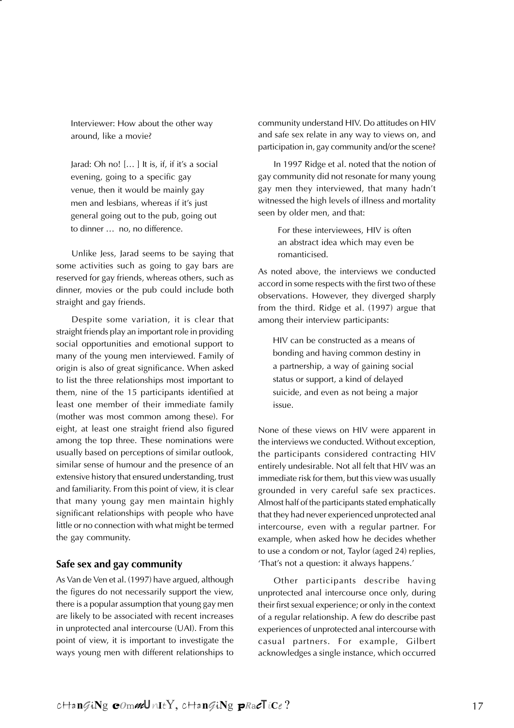> Interviewer: How about the other way around, like a movie?
>
> Jarad: Oh no! [… ] It is, if, if it's a social evening, going to a specific gay venue, then it would be mainly gay men and lesbians, whereas if it's just general going out to the pub, going out to dinner … no, no difference.

Unlike Jess, Jarad seems to be saying that some activities such as going to gay bars are reserved for gay friends, whereas others, such as dinner, movies or the pub could include both straight and gay friends.

Despite some variation, it is clear that straight friends play an important role in providing social opportunities and emotional support to many of the young men interviewed. Family of origin is also of great significance. When asked to list the three relationships most important to them, nine of the 15 participants identified at least one member of their immediate family (mother was most common among these). For eight, at least one straight friend also figured among the top three. These nominations were usually based on perceptions of similar outlook, similar sense of humour and the presence of an extensive history that ensured understanding, trust and familiarity. From this point of view, it is clear that many young gay men maintain highly significant relationships with people who have little or no connection with what might be termed the gay community.

### Safe sex and gay community

As Van de Ven et al. (1997) have argued, although the figures do not necessarily support the view, there is a popular assumption that young gay men are likely to be associated with recent increases in unprotected anal intercourse (UAI). From this point of view, it is important to investigate the ways young men with different relationships to community understand HIV. Do attitudes on HIV and safe sex relate in any way to views on, and participation in, gay community and/or the scene?

In 1997 Ridge et al. noted that the notion of gay community did not resonate for many young gay men they interviewed, that many hadn't witnessed the high levels of illness and mortality seen by older men, and that:

> For these interviewees, HIV is often an abstract idea which may even be romanticised.

As noted above, the interviews we conducted accord in some respects with the first two of these observations. However, they diverged sharply from the third. Ridge et al. (1997) argue that among their interview participants:

> HIV can be constructed as a means of bonding and having common destiny in a partnership, a way of gaining social status or support, a kind of delayed suicide, and even as not being a major issue.

None of these views on HIV were apparent in the interviews we conducted. Without exception, the participants considered contracting HIV entirely undesirable. Not all felt that HIV was an immediate risk for them, but this view was usually grounded in very careful safe sex practices. Almost half of the participants stated emphatically that they had never experienced unprotected anal intercourse, even with a regular partner. For example, when asked how he decides whether to use a condom or not, Taylor (aged 24) replies, 'That's not a question: it always happens.'

Other participants describe having unprotected anal intercourse once only, during their first sexual experience; or only in the context of a regular relationship. A few do describe past experiences of unprotected anal intercourse with casual partners. For example, Gilbert acknowledges a single instance, which occurred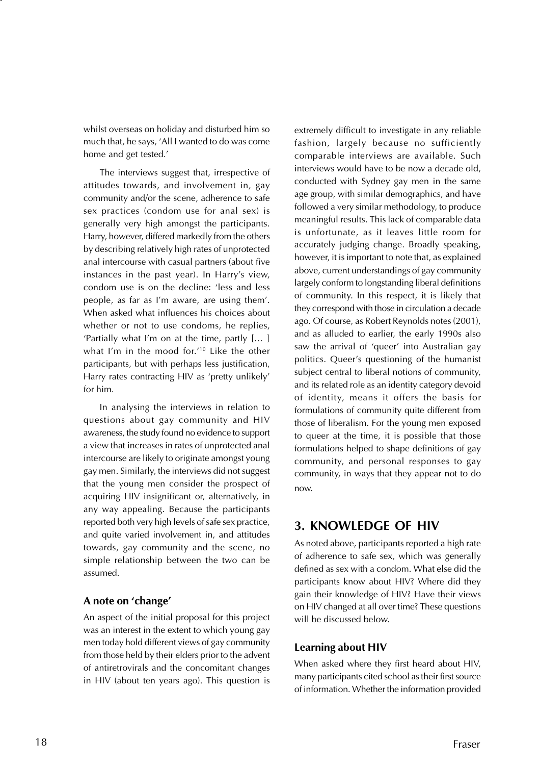whilst overseas on holiday and disturbed him so much that, he says, 'All I wanted to do was come home and get tested.'

The interviews suggest that, irrespective of attitudes towards, and involvement in, gay community and/or the scene, adherence to safe sex practices (condom use for anal sex) is generally very high amongst the participants. Harry, however, differed markedly from the others by describing relatively high rates of unprotected anal intercourse with casual partners (about five instances in the past year). In Harry's view, condom use is on the decline: 'less and less people, as far as I'm aware, are using them'. When asked what influences his choices about whether or not to use condoms, he replies, 'Partially what I'm on at the time, partly [… ] what I'm in the mood for.'[10] Like the other participants, but with perhaps less justification, Harry rates contracting HIV as 'pretty unlikely' for him.

In analysing the interviews in relation to questions about gay community and HIV awareness, the study found no evidence to support a view that increases in rates of unprotected anal intercourse are likely to originate amongst young gay men. Similarly, the interviews did not suggest that the young men consider the prospect of acquiring HIV insignificant or, alternatively, in any way appealing. Because the participants reported both very high levels of safe sex practice, and quite varied involvement in, and attitudes towards, gay community and the scene, no simple relationship between the two can be assumed.

### A note on 'change'

An aspect of the initial proposal for this project was an interest in the extent to which young gay men today hold different views of gay community from those held by their elders prior to the advent of antiretrovirals and the concomitant changes in HIV (about ten years ago). This question is extremely difficult to investigate in any reliable fashion, largely because no sufficiently comparable interviews are available. Such interviews would have to be now a decade old, conducted with Sydney gay men in the same age group, with similar demographics, and have followed a very similar methodology, to produce meaningful results. This lack of comparable data is unfortunate, as it leaves little room for accurately judging change. Broadly speaking, however, it is important to note that, as explained above, current understandings of gay community largely conform to longstanding liberal definitions of community. In this respect, it is likely that they correspond with those in circulation a decade ago. Of course, as Robert Reynolds notes (2001), and as alluded to earlier, the early 1990s also saw the arrival of 'queer' into Australian gay politics. Queer's questioning of the humanist subject central to liberal notions of community, and its related role as an identity category devoid of identity, means it offers the basis for formulations of community quite different from those of liberalism. For the young men exposed to queer at the time, it is possible that those formulations helped to shape definitions of gay community, and personal responses to gay community, in ways that they appear not to do now.

## 3. KNOWLEDGE OF HIV

As noted above, participants reported a high rate of adherence to safe sex, which was generally defined as sex with a condom. What else did the participants know about HIV? Where did they gain their knowledge of HIV? Have their views on HIV changed at all over time? These questions will be discussed below.

### Learning about HIV

When asked where they first heard about HIV, many participants cited school as their first source of information. Whether the information provided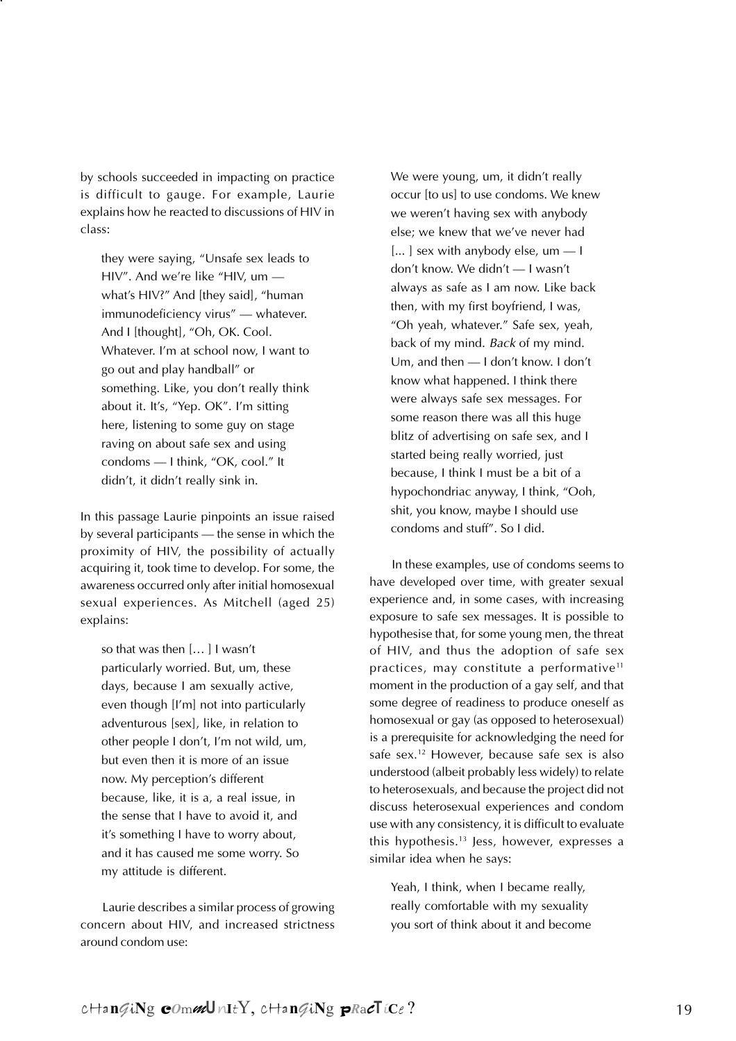by schools succeeded in impacting on practice is difficult to gauge. For example, Laurie explains how he reacted to discussions of HIV in class:

> they were saying, "Unsafe sex leads to HIV". And we're like "HIV, um — what's HIV?" And [they said], "human immunodeficiency virus" — whatever. And I [thought], "Oh, OK. Cool. Whatever. I'm at school now, I want to go out and play handball" or something. Like, you don't really think about it. It's, "Yep. OK". I'm sitting here, listening to some guy on stage raving on about safe sex and using condoms — I think, "OK, cool." It didn't, it didn't really sink in.

In this passage Laurie pinpoints an issue raised by several participants — the sense in which the proximity of HIV, the possibility of actually acquiring it, took time to develop. For some, the awareness occurred only after initial homosexual sexual experiences. As Mitchell (aged 25) explains:

> so that was then [… ] I wasn't particularly worried. But, um, these days, because I am sexually active, even though [I'm] not into particularly adventurous [sex], like, in relation to other people I don't, I'm not wild, um, but even then it is more of an issue now. My perception's different because, like, it is a, a real issue, in the sense that I have to avoid it, and it's something I have to worry about, and it has caused me some worry. So my attitude is different.

Laurie describes a similar process of growing concern about HIV, and increased strictness around condom use:

> We were young, um, it didn't really occur [to us] to use condoms. We knew we weren't having sex with anybody else; we knew that we've never had [... ] sex with anybody else, um — I don't know. We didn't — I wasn't always as safe as I am now. Like back then, with my first boyfriend, I was, "Oh yeah, whatever." Safe sex, yeah, back of my mind. *Back* of my mind. Um, and then — I don't know. I don't know what happened. I think there were always safe sex messages. For some reason there was all this huge blitz of advertising on safe sex, and I started being really worried, just because, I think I must be a bit of a hypochondriac anyway, I think, "Ooh, shit, you know, maybe I should use condoms and stuff". So I did.

In these examples, use of condoms seems to have developed over time, with greater sexual experience and, in some cases, with increasing exposure to safe sex messages. It is possible to hypothesise that, for some young men, the threat of HIV, and thus the adoption of safe sex practices, may constitute a performative[11] moment in the production of a gay self, and that some degree of readiness to produce oneself as homosexual or gay (as opposed to heterosexual) is a prerequisite for acknowledging the need for safe sex.[12] However, because safe sex is also understood (albeit probably less widely) to relate to heterosexuals, and because the project did not discuss heterosexual experiences and condom use with any consistency, it is difficult to evaluate this hypothesis.[13] Jess, however, expresses a similar idea when he says:

> Yeah, I think, when I became really, really comfortable with my sexuality you sort of think about it and become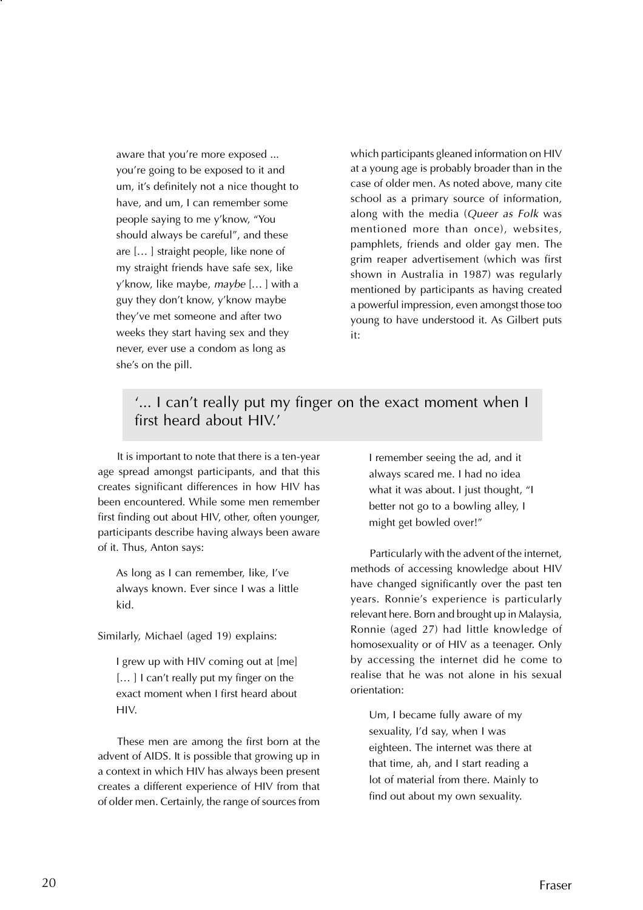> aware that you're more exposed ... you're going to be exposed to it and um, it's definitely not a nice thought to have, and um, I can remember some people saying to me y'know, "You should always be careful", and these are [… ] straight people, like none of my straight friends have safe sex, like y'know, like maybe, *maybe* [… ] with a guy they don't know, y'know maybe they've met someone and after two weeks they start having sex and they never, ever use a condom as long as she's on the pill.

which participants gleaned information on HIV at a young age is probably broader than in the case of older men. As noted above, many cite school as a primary source of information, along with the media (*Queer as Folk* was mentioned more than once), websites, pamphlets, friends and older gay men. The grim reaper advertisement (which was first shown in Australia in 1987) was regularly mentioned by participants as having created a powerful impression, even amongst those too young to have understood it. As Gilbert puts it:

> I remember seeing the ad, and it always scared me. I had no idea what it was about. I just thought, "I better not go to a bowling alley, I might get bowled over!"

## '... I can't really put my finger on the exact moment when I first heard about HIV.'

It is important to note that there is a ten-year age spread amongst participants, and that this creates significant differences in how HIV has been encountered. While some men remember first finding out about HIV, other, often younger, participants describe having always been aware of it. Thus, Anton says:

> As long as I can remember, like, I've always known. Ever since I was a little kid.

Similarly, Michael (aged 19) explains:

> I grew up with HIV coming out at [me] [… ] I can't really put my finger on the exact moment when I first heard about HIV.

These men are among the first born at the advent of AIDS. It is possible that growing up in a context in which HIV has always been present creates a different experience of HIV from that of older men. Certainly, the range of sources from

Particularly with the advent of the internet, methods of accessing knowledge about HIV have changed significantly over the past ten years. Ronnie's experience is particularly relevant here. Born and brought up in Malaysia, Ronnie (aged 27) had little knowledge of homosexuality or of HIV as a teenager. Only by accessing the internet did he come to realise that he was not alone in his sexual orientation:

> Um, I became fully aware of my sexuality, I'd say, when I was eighteen. The internet was there at that time, ah, and I start reading a lot of material from there. Mainly to find out about my own sexuality.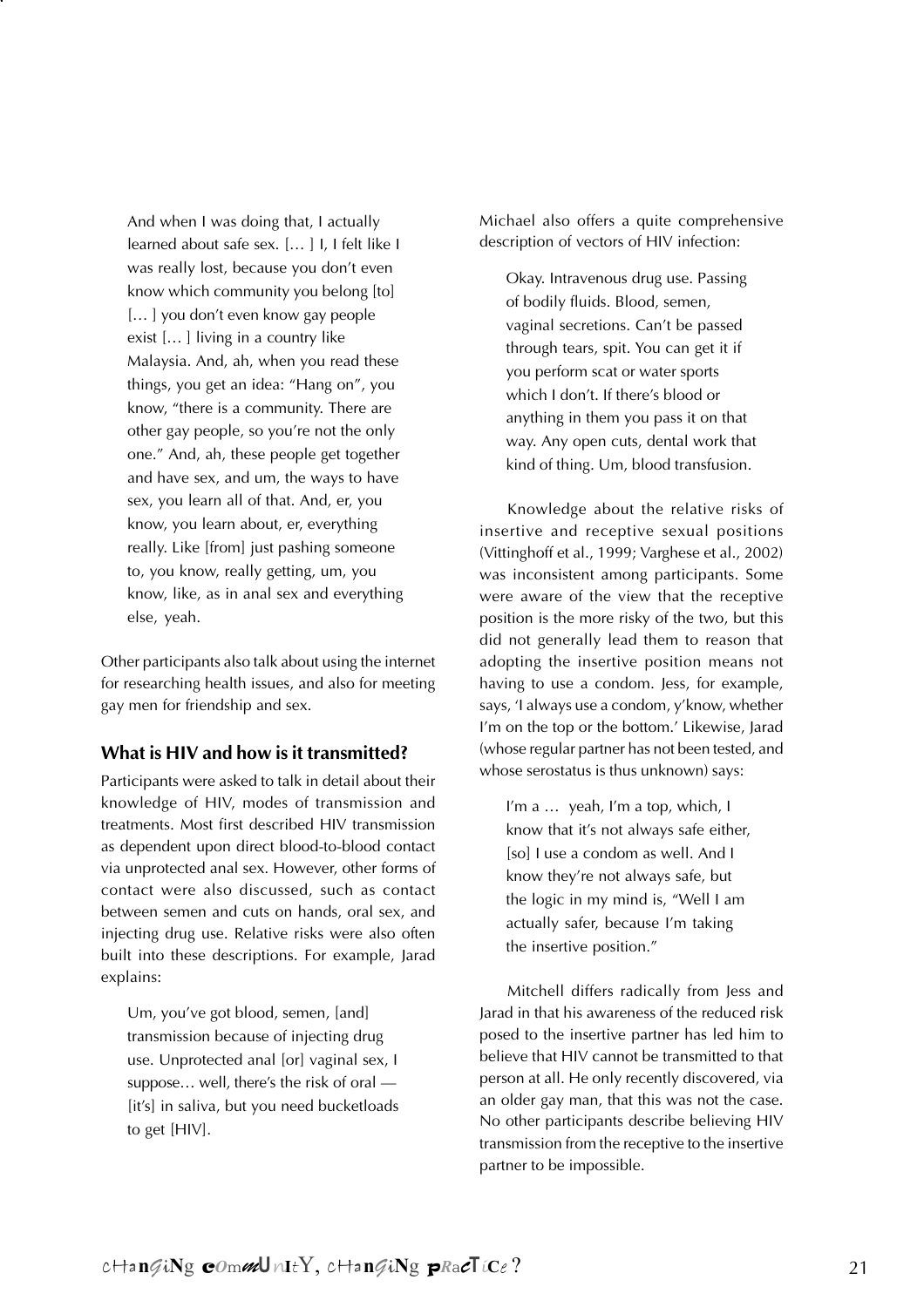> And when I was doing that, I actually learned about safe sex. [… ] I, I felt like I was really lost, because you don't even know which community you belong [to] [… ] you don't even know gay people exist [… ] living in a country like Malaysia. And, ah, when you read these things, you get an idea: "Hang on", you know, "there is a community. There are other gay people, so you're not the only one." And, ah, these people get together and have sex, and um, the ways to have sex, you learn all of that. And, er, you know, you learn about, er, everything really. Like [from] just pashing someone to, you know, really getting, um, you know, like, as in anal sex and everything else, yeah.

Other participants also talk about using the internet for researching health issues, and also for meeting gay men for friendship and sex.

### What is HIV and how is it transmitted?

Participants were asked to talk in detail about their knowledge of HIV, modes of transmission and treatments. Most first described HIV transmission as dependent upon direct blood-to-blood contact via unprotected anal sex. However, other forms of contact were also discussed, such as contact between semen and cuts on hands, oral sex, and injecting drug use. Relative risks were also often built into these descriptions. For example, Jarad explains:

> Um, you've got blood, semen, [and] transmission because of injecting drug use. Unprotected anal [or] vaginal sex, I suppose… well, there's the risk of oral — [it's] in saliva, but you need bucketloads to get [HIV].

Michael also offers a quite comprehensive description of vectors of HIV infection:

> Okay. Intravenous drug use. Passing of bodily fluids. Blood, semen, vaginal secretions. Can't be passed through tears, spit. You can get it if you perform scat or water sports which I don't. If there's blood or anything in them you pass it on that way. Any open cuts, dental work that kind of thing. Um, blood transfusion.

Knowledge about the relative risks of insertive and receptive sexual positions (Vittinghoff et al., 1999; Varghese et al., 2002) was inconsistent among participants. Some were aware of the view that the receptive position is the more risky of the two, but this did not generally lead them to reason that adopting the insertive position means not having to use a condom. Jess, for example, says, 'I always use a condom, y'know, whether I'm on the top or the bottom.' Likewise, Jarad (whose regular partner has not been tested, and whose serostatus is thus unknown) says:

> I'm a … yeah, I'm a top, which, I know that it's not always safe either, [so] I use a condom as well. And I know they're not always safe, but the logic in my mind is, "Well I am actually safer, because I'm taking the insertive position."

Mitchell differs radically from Jess and Jarad in that his awareness of the reduced risk posed to the insertive partner has led him to believe that HIV cannot be transmitted to that person at all. He only recently discovered, via an older gay man, that this was not the case. No other participants describe believing HIV transmission from the receptive to the insertive partner to be impossible.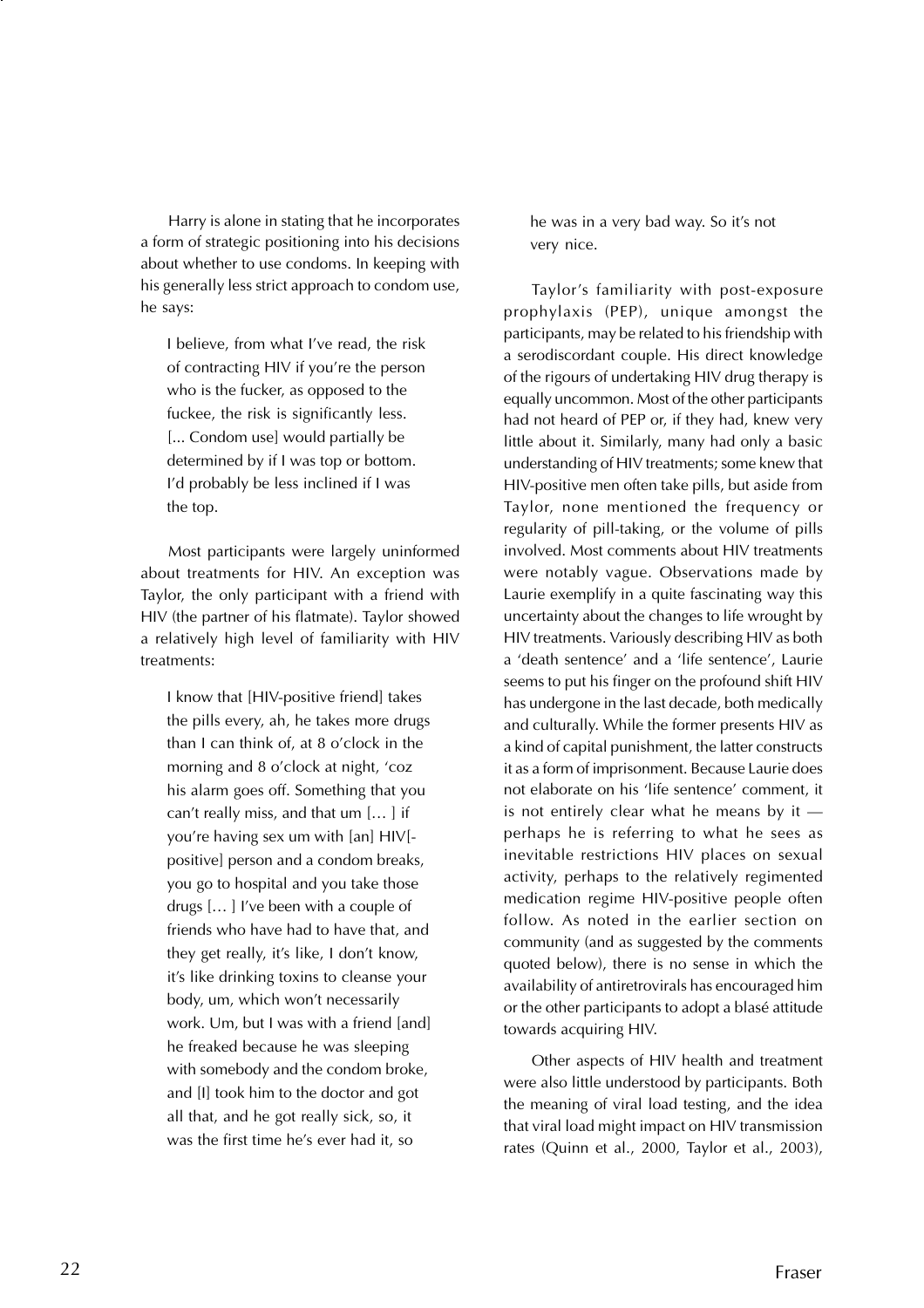Harry is alone in stating that he incorporates a form of strategic positioning into his decisions about whether to use condoms. In keeping with his generally less strict approach to condom use, he says:

> I believe, from what I've read, the risk of contracting HIV if you're the person who is the fucker, as opposed to the fuckee, the risk is significantly less. [... Condom use] would partially be determined by if I was top or bottom. I'd probably be less inclined if I was the top.

Most participants were largely uninformed about treatments for HIV. An exception was Taylor, the only participant with a friend with HIV (the partner of his flatmate). Taylor showed a relatively high level of familiarity with HIV treatments:

> I know that [HIV-positive friend] takes the pills every, ah, he takes more drugs than I can think of, at 8 o'clock in the morning and 8 o'clock at night, 'coz his alarm goes off. Something that you can't really miss, and that um [… ] if you're having sex um with [an] HIV[-positive] person and a condom breaks, you go to hospital and you take those drugs [… ] I've been with a couple of friends who have had to have that, and they get really, it's like, I don't know, it's like drinking toxins to cleanse your body, um, which won't necessarily work. Um, but I was with a friend [and] he freaked because he was sleeping with somebody and the condom broke, and [I] took him to the doctor and got all that, and he got really sick, so, it was the first time he's ever had it, so he was in a very bad way. So it's not very nice.

Taylor's familiarity with post-exposure prophylaxis (PEP), unique amongst the participants, may be related to his friendship with a serodiscordant couple. His direct knowledge of the rigours of undertaking HIV drug therapy is equally uncommon. Most of the other participants had not heard of PEP or, if they had, knew very little about it. Similarly, many had only a basic understanding of HIV treatments; some knew that HIV-positive men often take pills, but aside from Taylor, none mentioned the frequency or regularity of pill-taking, or the volume of pills involved. Most comments about HIV treatments were notably vague. Observations made by Laurie exemplify in a quite fascinating way this uncertainty about the changes to life wrought by HIV treatments. Variously describing HIV as both a 'death sentence' and a 'life sentence', Laurie seems to put his finger on the profound shift HIV has undergone in the last decade, both medically and culturally. While the former presents HIV as a kind of capital punishment, the latter constructs it as a form of imprisonment. Because Laurie does not elaborate on his 'life sentence' comment, it is not entirely clear what he means by it — perhaps he is referring to what he sees as inevitable restrictions HIV places on sexual activity, perhaps to the relatively regimented medication regime HIV-positive people often follow. As noted in the earlier section on community (and as suggested by the comments quoted below), there is no sense in which the availability of antiretrovirals has encouraged him or the other participants to adopt a blasé attitude towards acquiring HIV.

Other aspects of HIV health and treatment were also little understood by participants. Both the meaning of viral load testing, and the idea that viral load might impact on HIV transmission rates (Quinn et al., 2000, Taylor et al., 2003),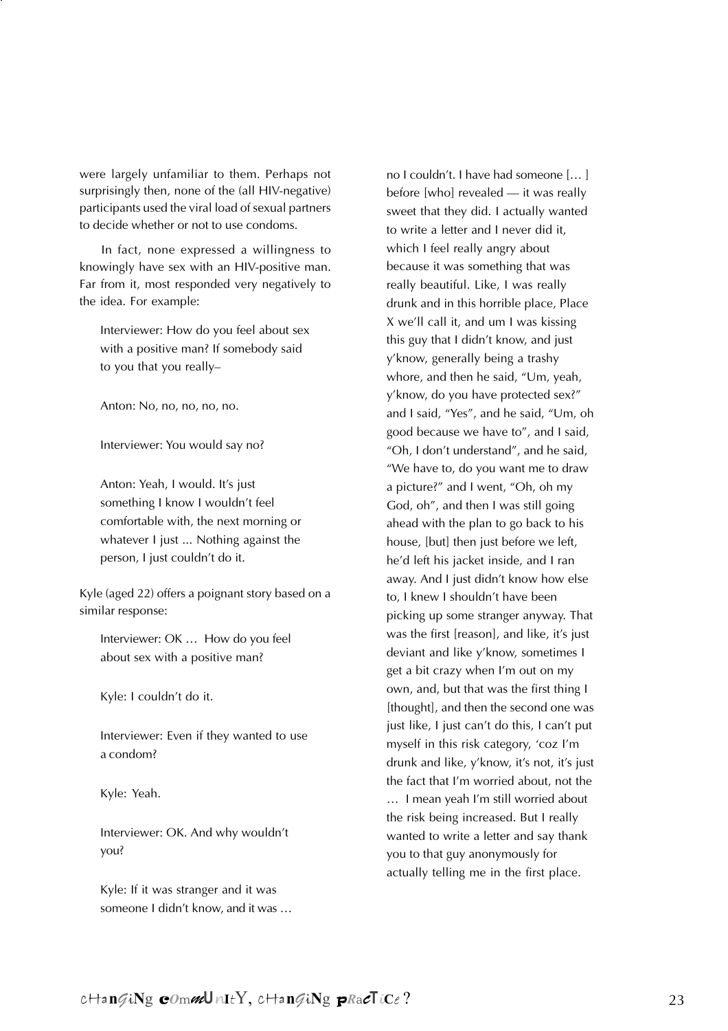were largely unfamiliar to them. Perhaps not surprisingly then, none of the (all HIV-negative) participants used the viral load of sexual partners to decide whether or not to use condoms.

In fact, none expressed a willingness to knowingly have sex with an HIV-positive man. Far from it, most responded very negatively to the idea. For example:

> Interviewer: How do you feel about sex with a positive man? If somebody said to you that you really–
>
> Anton: No, no, no, no, no.
>
> Interviewer: You would say no?
>
> Anton: Yeah, I would. It's just something I know I wouldn't feel comfortable with, the next morning or whatever I just ... Nothing against the person, I just couldn't do it.

Kyle (aged 22) offers a poignant story based on a similar response:

> Interviewer: OK … How do you feel about sex with a positive man?
>
> Kyle: I couldn't do it.
>
> Interviewer: Even if they wanted to use a condom?
>
> Kyle: Yeah.
>
> Interviewer: OK. And why wouldn't you?
>
> Kyle: If it was stranger and it was someone I didn't know, and it was … no I couldn't. I have had someone [… ] before [who] revealed — it was really sweet that they did. I actually wanted to write a letter and I never did it, which I feel really angry about because it was something that was really beautiful. Like, I was really drunk and in this horrible place, Place X we'll call it, and um I was kissing this guy that I didn't know, and just y'know, generally being a trashy whore, and then he said, "Um, yeah, y'know, do you have protected sex?" and I said, "Yes", and he said, "Um, oh good because we have to", and I said, "Oh, I don't understand", and he said, "We have to, do you want me to draw a picture?" and I went, "Oh, oh my God, oh", and then I was still going ahead with the plan to go back to his house, [but] then just before we left, he'd left his jacket inside, and I ran away. And I just didn't know how else to, I knew I shouldn't have been picking up some stranger anyway. That was the first [reason], and like, it's just deviant and like y'know, sometimes I get a bit crazy when I'm out on my own, and, but that was the first thing I [thought], and then the second one was just like, I just can't do this, I can't put myself in this risk category, 'coz I'm drunk and like, y'know, it's not, it's just the fact that I'm worried about, not the … I mean yeah I'm still worried about the risk being increased. But I really wanted to write a letter and say thank you to that guy anonymously for actually telling me in the first place.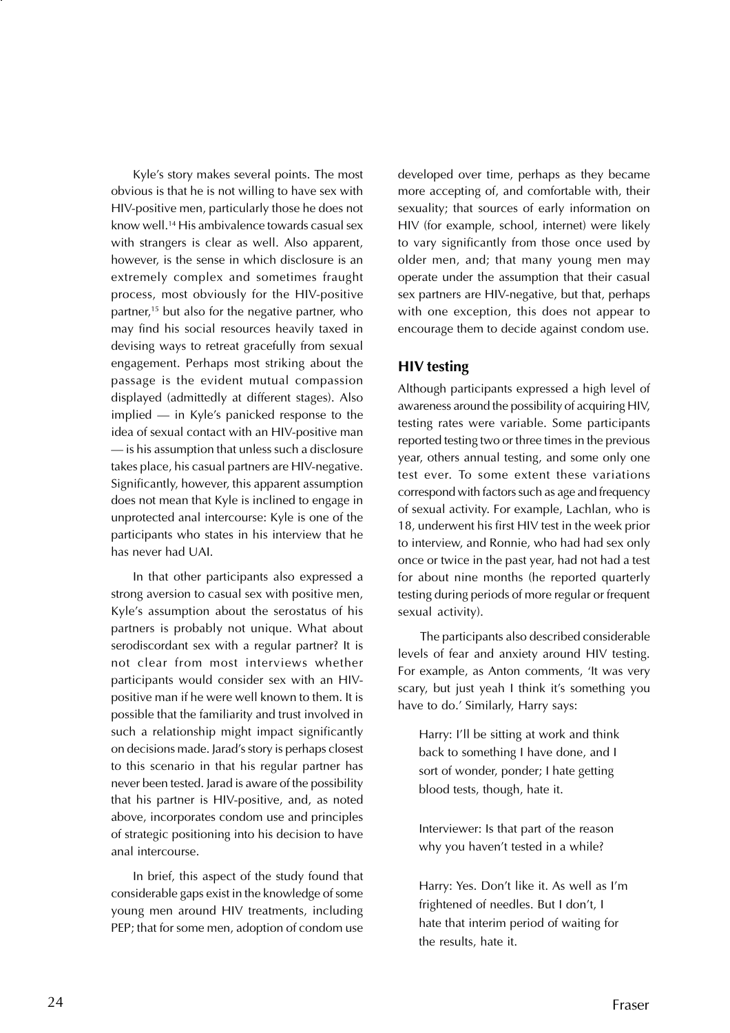Kyle's story makes several points. The most obvious is that he is not willing to have sex with HIV-positive men, particularly those he does not know well.[14] His ambivalence towards casual sex with strangers is clear as well. Also apparent, however, is the sense in which disclosure is an extremely complex and sometimes fraught process, most obviously for the HIV-positive partner,[15] but also for the negative partner, who may find his social resources heavily taxed in devising ways to retreat gracefully from sexual engagement. Perhaps most striking about the passage is the evident mutual compassion displayed (admittedly at different stages). Also implied — in Kyle's panicked response to the idea of sexual contact with an HIV-positive man — is his assumption that unless such a disclosure takes place, his casual partners are HIV-negative. Significantly, however, this apparent assumption does not mean that Kyle is inclined to engage in unprotected anal intercourse: Kyle is one of the participants who states in his interview that he has never had UAI.

In that other participants also expressed a strong aversion to casual sex with positive men, Kyle's assumption about the serostatus of his partners is probably not unique. What about serodiscordant sex with a regular partner? It is not clear from most interviews whether participants would consider sex with an HIV-positive man if he were well known to them. It is possible that the familiarity and trust involved in such a relationship might impact significantly on decisions made. Jarad's story is perhaps closest to this scenario in that his regular partner has never been tested. Jarad is aware of the possibility that his partner is HIV-positive, and, as noted above, incorporates condom use and principles of strategic positioning into his decision to have anal intercourse.

In brief, this aspect of the study found that considerable gaps exist in the knowledge of some young men around HIV treatments, including PEP; that for some men, adoption of condom use developed over time, perhaps as they became more accepting of, and comfortable with, their sexuality; that sources of early information on HIV (for example, school, internet) were likely to vary significantly from those once used by older men, and; that many young men may operate under the assumption that their casual sex partners are HIV-negative, but that, perhaps with one exception, this does not appear to encourage them to decide against condom use.

## HIV testing

Although participants expressed a high level of awareness around the possibility of acquiring HIV, testing rates were variable. Some participants reported testing two or three times in the previous year, others annual testing, and some only one test ever. To some extent these variations correspond with factors such as age and frequency of sexual activity. For example, Lachlan, who is 18, underwent his first HIV test in the week prior to interview, and Ronnie, who had had sex only once or twice in the past year, had not had a test for about nine months (he reported quarterly testing during periods of more regular or frequent sexual activity).

The participants also described considerable levels of fear and anxiety around HIV testing. For example, as Anton comments, 'It was very scary, but just yeah I think it's something you have to do.' Similarly, Harry says:

> Harry: I'll be sitting at work and think back to something I have done, and I sort of wonder, ponder; I hate getting blood tests, though, hate it.
>
> Interviewer: Is that part of the reason why you haven't tested in a while?
>
> Harry: Yes. Don't like it. As well as I'm frightened of needles. But I don't, I hate that interim period of waiting for the results, hate it.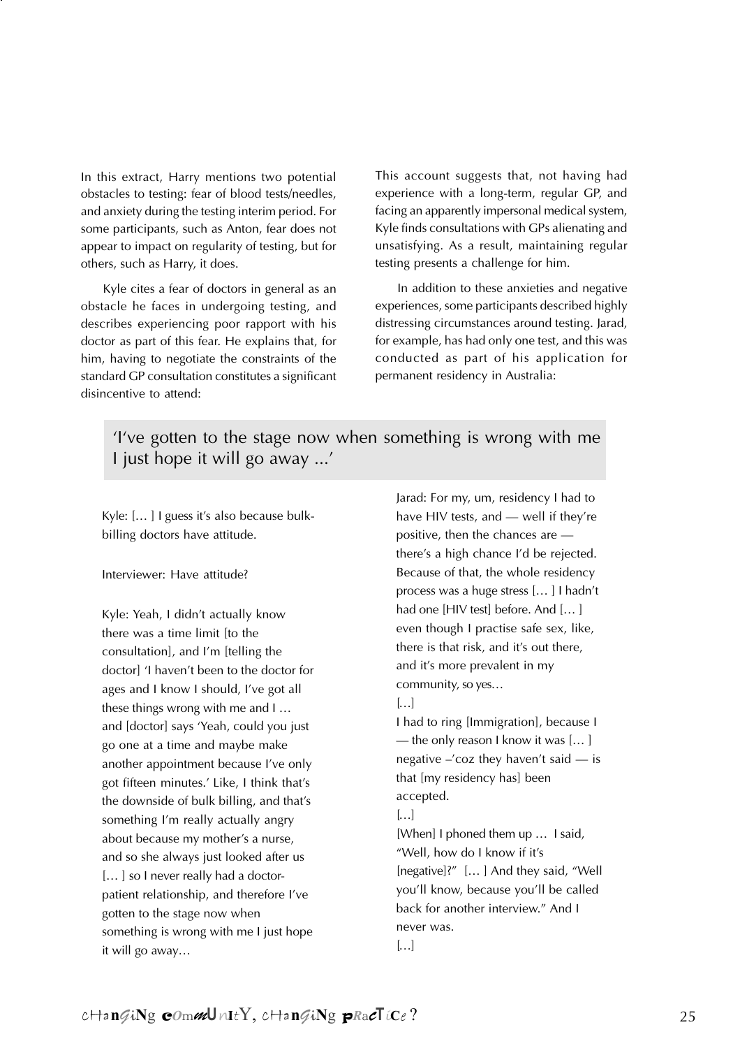In this extract, Harry mentions two potential obstacles to testing: fear of blood tests/needles, and anxiety during the testing interim period. For some participants, such as Anton, fear does not appear to impact on regularity of testing, but for others, such as Harry, it does.

Kyle cites a fear of doctors in general as an obstacle he faces in undergoing testing, and describes experiencing poor rapport with his doctor as part of this fear. He explains that, for him, having to negotiate the constraints of the standard GP consultation constitutes a significant disincentive to attend:

> Kyle: [… ] I guess it's also because bulk-billing doctors have attitude.
>
> Interviewer: Have attitude?
>
> Kyle: Yeah, I didn't actually know there was a time limit [to the consultation], and I'm [telling the doctor] 'I haven't been to the doctor for ages and I know I should, I've got all these things wrong with me and I … and [doctor] says 'Yeah, could you just go one at a time and maybe make another appointment because I've only got fifteen minutes.' Like, I think that's the downside of bulk billing, and that's something I'm really actually angry about because my mother's a nurse, and so she always just looked after us [… ] so I never really had a doctor-patient relationship, and therefore I've gotten to the stage now when something is wrong with me I just hope it will go away…

This account suggests that, not having had experience with a long-term, regular GP, and facing an apparently impersonal medical system, Kyle finds consultations with GPs alienating and unsatisfying. As a result, maintaining regular testing presents a challenge for him.

In addition to these anxieties and negative experiences, some participants described highly distressing circumstances around testing. Jarad, for example, has had only one test, and this was conducted as part of his application for permanent residency in Australia:

> Jarad: For my, um, residency I had to have HIV tests, and — well if they're positive, then the chances are — there's a high chance I'd be rejected. Because of that, the whole residency process was a huge stress [… ] I hadn't had one [HIV test] before. And [… ] even though I practise safe sex, like, there is that risk, and it's out there, and it's more prevalent in my community, so yes…
>
> […]
>
> I had to ring [Immigration], because I — the only reason I know it was [… ] negative –'coz they haven't said — is that [my residency has] been accepted.
>
> […]
>
> [When] I phoned them up … I said, "Well, how do I know if it's [negative]?" [… ] And they said, "Well you'll know, because you'll be called back for another interview." And I never was.
>
> […]

> 'I've gotten to the stage now when something is wrong with me I just hope it will go away ...'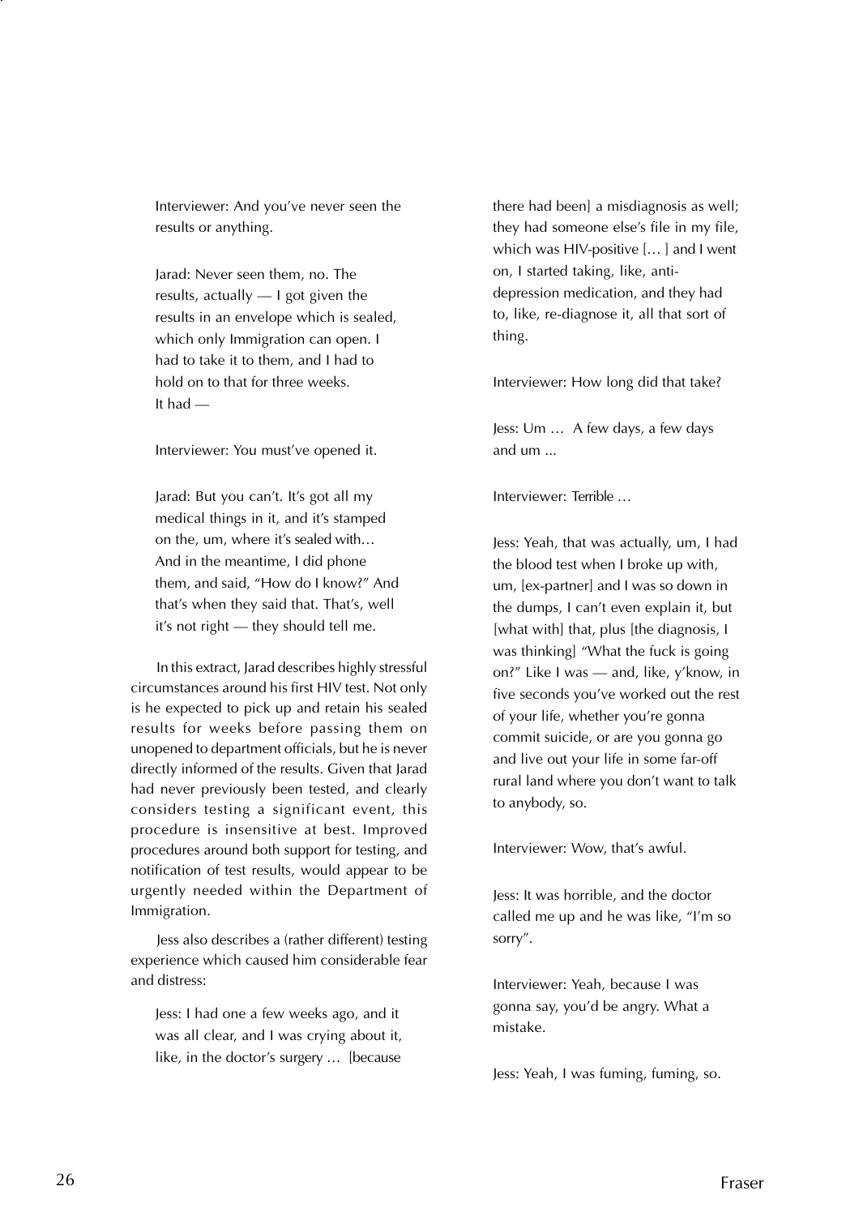> Interviewer: And you've never seen the results or anything.
>
> Jarad: Never seen them, no. The results, actually — I got given the results in an envelope which is sealed, which only Immigration can open. I had to take it to them, and I had to hold on to that for three weeks. It had —
>
> Interviewer: You must've opened it.
>
> Jarad: But you can't. It's got all my medical things in it, and it's stamped on the, um, where it's sealed with… And in the meantime, I did phone them, and said, "How do I know?" And that's when they said that. That's, well it's not right — they should tell me.

In this extract, Jarad describes highly stressful circumstances around his first HIV test. Not only is he expected to pick up and retain his sealed results for weeks before passing them on unopened to department officials, but he is never directly informed of the results. Given that Jarad had never previously been tested, and clearly considers testing a significant event, this procedure is insensitive at best. Improved procedures around both support for testing, and notification of test results, would appear to be urgently needed within the Department of Immigration.

Jess also describes a (rather different) testing experience which caused him considerable fear and distress:

> Jess: I had one a few weeks ago, and it was all clear, and I was crying about it, like, in the doctor's surgery … [because there had been] a misdiagnosis as well; they had someone else's file in my file, which was HIV-positive [… ] and I went on, I started taking, like, anti-depression medication, and they had to, like, re-diagnose it, all that sort of thing.
>
> Interviewer: How long did that take?
>
> Jess: Um … A few days, a few days and um ...
>
> Interviewer: Terrible …
>
> Jess: Yeah, that was actually, um, I had the blood test when I broke up with, um, [ex-partner] and I was so down in the dumps, I can't even explain it, but [what with] that, plus [the diagnosis, I was thinking] "What the fuck is going on?" Like I was — and, like, y'know, in five seconds you've worked out the rest of your life, whether you're gonna commit suicide, or are you gonna go and live out your life in some far-off rural land where you don't want to talk to anybody, so.
>
> Interviewer: Wow, that's awful.
>
> Jess: It was horrible, and the doctor called me up and he was like, "I'm so sorry".
>
> Interviewer: Yeah, because I was gonna say, you'd be angry. What a mistake.
>
> Jess: Yeah, I was fuming, fuming, so.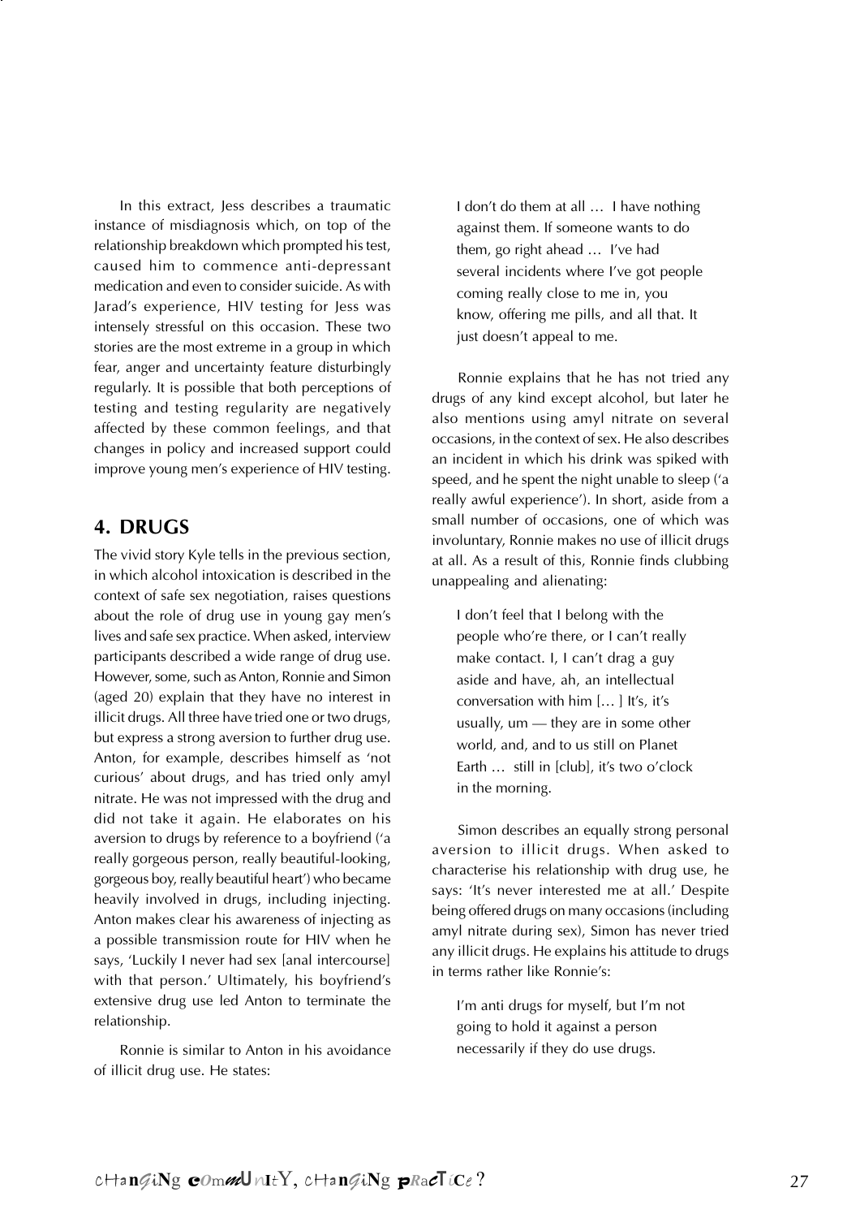In this extract, Jess describes a traumatic instance of misdiagnosis which, on top of the relationship breakdown which prompted his test, caused him to commence anti-depressant medication and even to consider suicide. As with Jarad's experience, HIV testing for Jess was intensely stressful on this occasion. These two stories are the most extreme in a group in which fear, anger and uncertainty feature disturbingly regularly. It is possible that both perceptions of testing and testing regularity are negatively affected by these common feelings, and that changes in policy and increased support could improve young men's experience of HIV testing.

## 4. DRUGS

The vivid story Kyle tells in the previous section, in which alcohol intoxication is described in the context of safe sex negotiation, raises questions about the role of drug use in young gay men's lives and safe sex practice. When asked, interview participants described a wide range of drug use. However, some, such as Anton, Ronnie and Simon (aged 20) explain that they have no interest in illicit drugs. All three have tried one or two drugs, but express a strong aversion to further drug use. Anton, for example, describes himself as 'not curious' about drugs, and has tried only amyl nitrate. He was not impressed with the drug and did not take it again. He elaborates on his aversion to drugs by reference to a boyfriend ('a really gorgeous person, really beautiful-looking, gorgeous boy, really beautiful heart') who became heavily involved in drugs, including injecting. Anton makes clear his awareness of injecting as a possible transmission route for HIV when he says, 'Luckily I never had sex [anal intercourse] with that person.' Ultimately, his boyfriend's extensive drug use led Anton to terminate the relationship.

Ronnie is similar to Anton in his avoidance of illicit drug use. He states:

> I don't do them at all … I have nothing against them. If someone wants to do them, go right ahead … I've had several incidents where I've got people coming really close to me in, you know, offering me pills, and all that. It just doesn't appeal to me.

Ronnie explains that he has not tried any drugs of any kind except alcohol, but later he also mentions using amyl nitrate on several occasions, in the context of sex. He also describes an incident in which his drink was spiked with speed, and he spent the night unable to sleep ('a really awful experience'). In short, aside from a small number of occasions, one of which was involuntary, Ronnie makes no use of illicit drugs at all. As a result of this, Ronnie finds clubbing unappealing and alienating:

> I don't feel that I belong with the people who're there, or I can't really make contact. I, I can't drag a guy aside and have, ah, an intellectual conversation with him […] It's, it's usually, um — they are in some other world, and, and to us still on Planet Earth … still in [club], it's two o'clock in the morning.

Simon describes an equally strong personal aversion to illicit drugs. When asked to characterise his relationship with drug use, he says: 'It's never interested me at all.' Despite being offered drugs on many occasions (including amyl nitrate during sex), Simon has never tried any illicit drugs. He explains his attitude to drugs in terms rather like Ronnie's:

> I'm anti drugs for myself, but I'm not going to hold it against a person necessarily if they do use drugs.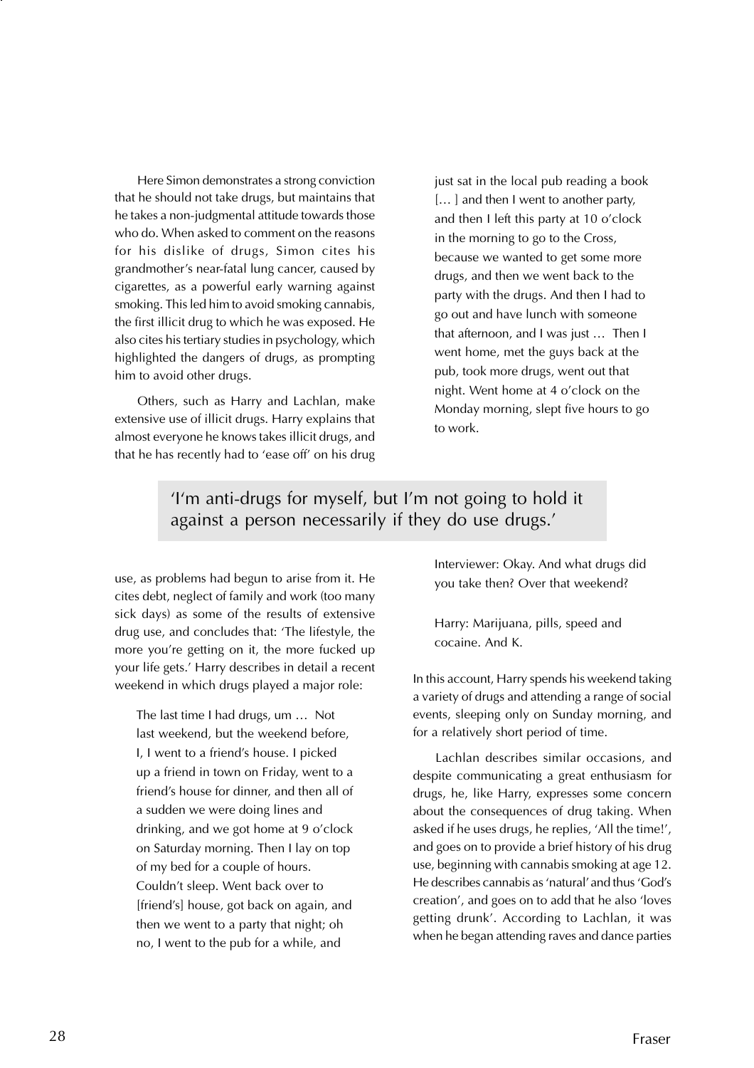Here Simon demonstrates a strong conviction that he should not take drugs, but maintains that he takes a non-judgmental attitude towards those who do. When asked to comment on the reasons for his dislike of drugs, Simon cites his grandmother's near-fatal lung cancer, caused by cigarettes, as a powerful early warning against smoking. This led him to avoid smoking cannabis, the first illicit drug to which he was exposed. He also cites his tertiary studies in psychology, which highlighted the dangers of drugs, as prompting him to avoid other drugs.

Others, such as Harry and Lachlan, make extensive use of illicit drugs. Harry explains that almost everyone he knows takes illicit drugs, and that he has recently had to 'ease off' on his drug use, as problems had begun to arise from it. He cites debt, neglect of family and work (too many sick days) as some of the results of extensive drug use, and concludes that: 'The lifestyle, the more you're getting on it, the more fucked up your life gets.' Harry describes in detail a recent weekend in which drugs played a major role:

> The last time I had drugs, um … Not last weekend, but the weekend before, I, I went to a friend's house. I picked up a friend in town on Friday, went to a friend's house for dinner, and then all of a sudden we were doing lines and drinking, and we got home at 9 o'clock on Saturday morning. Then I lay on top of my bed for a couple of hours. Couldn't sleep. Went back over to [friend's] house, got back on again, and then we went to a party that night; oh no, I went to the pub for a while, and just sat in the local pub reading a book [… ] and then I went to another party, and then I left this party at 10 o'clock in the morning to go to the Cross, because we wanted to get some more drugs, and then we went back to the party with the drugs. And then I had to go out and have lunch with someone that afternoon, and I was just … Then I went home, met the guys back at the pub, took more drugs, went out that night. Went home at 4 o'clock on the Monday morning, slept five hours to go to work.
>
> Interviewer: Okay. And what drugs did you take then? Over that weekend?
>
> Harry: Marijuana, pills, speed and cocaine. And K.

> 'I'm anti-drugs for myself, but I'm not going to hold it against a person necessarily if they do use drugs.'

In this account, Harry spends his weekend taking a variety of drugs and attending a range of social events, sleeping only on Sunday morning, and for a relatively short period of time.

Lachlan describes similar occasions, and despite communicating a great enthusiasm for drugs, he, like Harry, expresses some concern about the consequences of drug taking. When asked if he uses drugs, he replies, 'All the time!', and goes on to provide a brief history of his drug use, beginning with cannabis smoking at age 12. He describes cannabis as 'natural' and thus 'God's creation', and goes on to add that he also 'loves getting drunk'. According to Lachlan, it was when he began attending raves and dance parties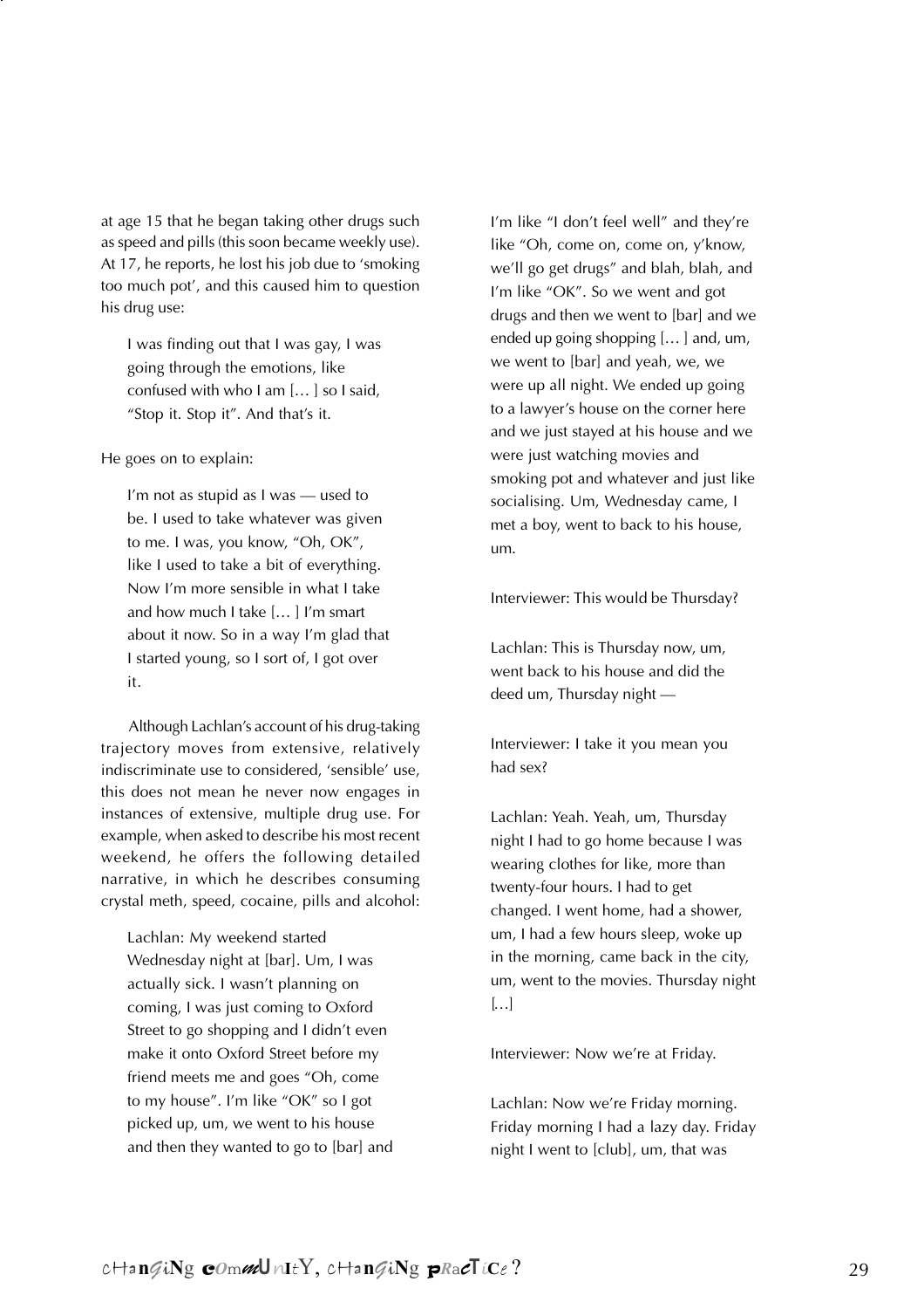at age 15 that he began taking other drugs such as speed and pills (this soon became weekly use). At 17, he reports, he lost his job due to 'smoking too much pot', and this caused him to question his drug use:

> I was finding out that I was gay, I was going through the emotions, like confused with who I am [… ] so I said, "Stop it. Stop it". And that's it.

He goes on to explain:

> I'm not as stupid as I was — used to be. I used to take whatever was given to me. I was, you know, "Oh, OK", like I used to take a bit of everything. Now I'm more sensible in what I take and how much I take [… ] I'm smart about it now. So in a way I'm glad that I started young, so I sort of, I got over it.

Although Lachlan's account of his drug-taking trajectory moves from extensive, relatively indiscriminate use to considered, 'sensible' use, this does not mean he never now engages in instances of extensive, multiple drug use. For example, when asked to describe his most recent weekend, he offers the following detailed narrative, in which he describes consuming crystal meth, speed, cocaine, pills and alcohol:

> Lachlan: My weekend started Wednesday night at [bar]. Um, I was actually sick. I wasn't planning on coming, I was just coming to Oxford Street to go shopping and I didn't even make it onto Oxford Street before my friend meets me and goes "Oh, come to my house". I'm like "OK" so I got picked up, um, we went to his house and then they wanted to go to [bar] and I'm like "I don't feel well" and they're like "Oh, come on, come on, y'know, we'll go get drugs" and blah, blah, and I'm like "OK". So we went and got drugs and then we went to [bar] and we ended up going shopping [… ] and, um, we went to [bar] and yeah, we, we were up all night. We ended up going to a lawyer's house on the corner here and we just stayed at his house and we were just watching movies and smoking pot and whatever and just like socialising. Um, Wednesday came, I met a boy, went to back to his house, um.
>
> Interviewer: This would be Thursday?
>
> Lachlan: This is Thursday now, um, went back to his house and did the deed um, Thursday night —
>
> Interviewer: I take it you mean you had sex?
>
> Lachlan: Yeah. Yeah, um, Thursday night I had to go home because I was wearing clothes for like, more than twenty-four hours. I had to get changed. I went home, had a shower, um, I had a few hours sleep, woke up in the morning, came back in the city, um, went to the movies. Thursday night […]
>
> Interviewer: Now we're at Friday.
>
> Lachlan: Now we're Friday morning. Friday morning I had a lazy day. Friday night I went to [club], um, that was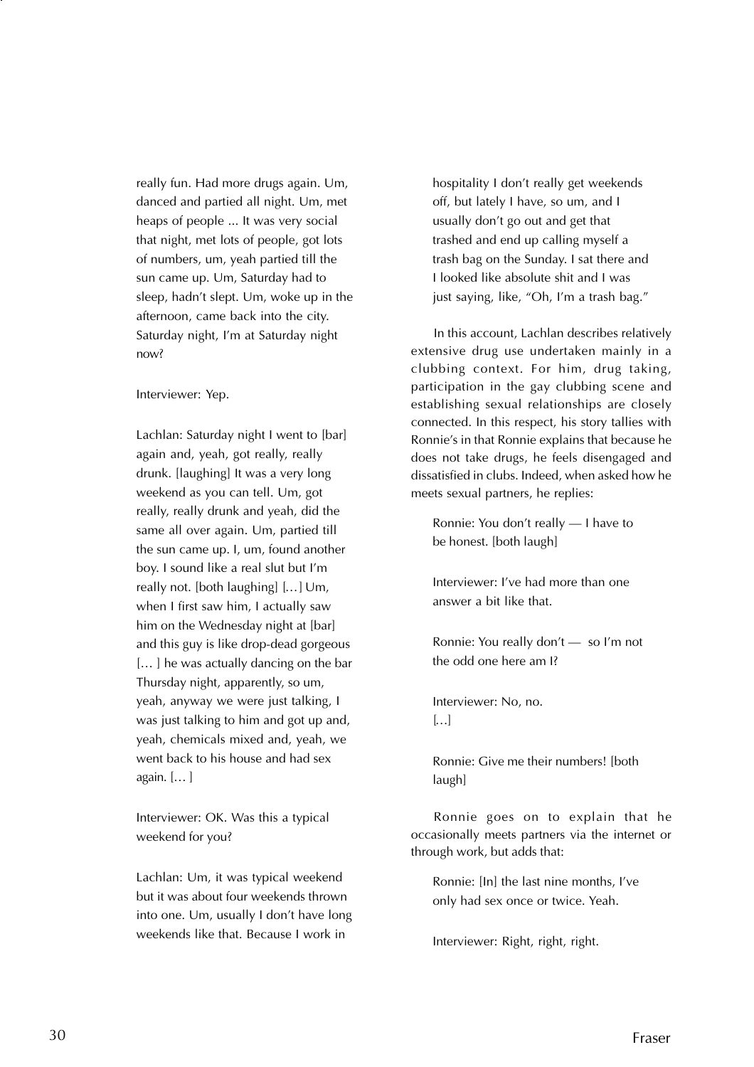really fun. Had more drugs again. Um, danced and partied all night. Um, met heaps of people ... It was very social that night, met lots of people, got lots of numbers, um, yeah partied till the sun came up. Um, Saturday had to sleep, hadn't slept. Um, woke up in the afternoon, came back into the city. Saturday night, I'm at Saturday night now?

Interviewer: Yep.

Lachlan: Saturday night I went to [bar] again and, yeah, got really, really drunk. [laughing] It was a very long weekend as you can tell. Um, got really, really drunk and yeah, did the same all over again. Um, partied till the sun came up. I, um, found another boy. I sound like a real slut but I'm really not. [both laughing] [...] Um, when I first saw him, I actually saw him on the Wednesday night at [bar] and this guy is like drop-dead gorgeous [... ] he was actually dancing on the bar Thursday night, apparently, so um, yeah, anyway we were just talking, I was just talking to him and got up and, yeah, chemicals mixed and, yeah, we went back to his house and had sex again. [... ]

Interviewer: OK. Was this a typical weekend for you?

Lachlan: Um, it was typical weekend but it was about four weekends thrown into one. Um, usually I don't have long weekends like that. Because I work in hospitality I don't really get weekends off, but lately I have, so um, and I usually don't go out and get that trashed and end up calling myself a trash bag on the Sunday. I sat there and I looked like absolute shit and I was just saying, like, "Oh, I'm a trash bag."

In this account, Lachlan describes relatively extensive drug use undertaken mainly in a clubbing context. For him, drug taking, participation in the gay clubbing scene and establishing sexual relationships are closely connected. In this respect, his story tallies with Ronnie's in that Ronnie explains that because he does not take drugs, he feels disengaged and dissatisfied in clubs. Indeed, when asked how he meets sexual partners, he replies:

> Ronnie: You don't really — I have to be honest. [both laugh]
>
> Interviewer: I've had more than one answer a bit like that.
>
> Ronnie: You really don't — so I'm not the odd one here am I?
>
> Interviewer: No, no.
> [...]
>
> Ronnie: Give me their numbers! [both laugh]

Ronnie goes on to explain that he occasionally meets partners via the internet or through work, but adds that:

> Ronnie: [In] the last nine months, I've only had sex once or twice. Yeah.
>
> Interviewer: Right, right, right.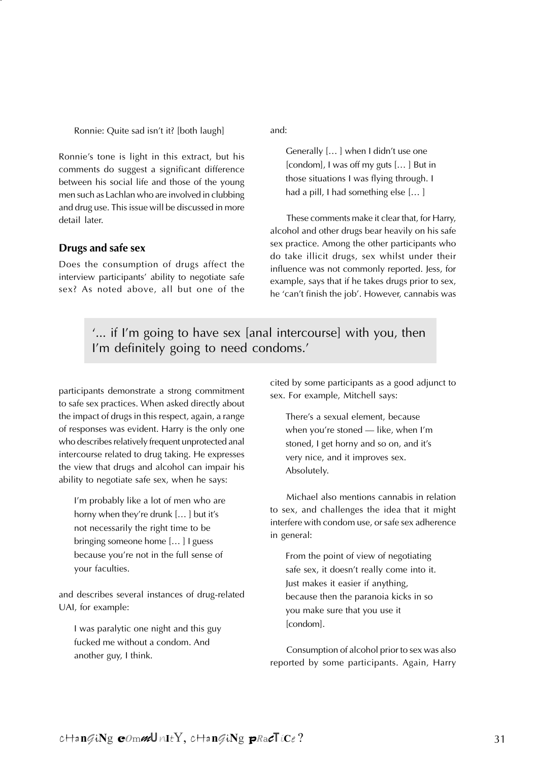Ronnie: Quite sad isn't it? [both laugh]

Ronnie's tone is light in this extract, but his comments do suggest a significant difference between his social life and those of the young men such as Lachlan who are involved in clubbing and drug use. This issue will be discussed in more detail later.

## Drugs and safe sex

Does the consumption of drugs affect the interview participants' ability to negotiate safe sex? As noted above, all but one of the participants demonstrate a strong commitment to safe sex practices. When asked directly about the impact of drugs in this respect, again, a range of responses was evident. Harry is the only one who describes relatively frequent unprotected anal intercourse related to drug taking. He expresses the view that drugs and alcohol can impair his ability to negotiate safe sex, when he says:

> I'm probably like a lot of men who are horny when they're drunk [… ] but it's not necessarily the right time to be bringing someone home [… ] I guess because you're not in the full sense of your faculties.

and describes several instances of drug-related UAI, for example:

> I was paralytic one night and this guy fucked me without a condom. And another guy, I think.

and:

> Generally [… ] when I didn't use one [condom], I was off my guts [… ] But in those situations I was flying through. I had a pill, I had something else [… ]

These comments make it clear that, for Harry, alcohol and other drugs bear heavily on his safe sex practice. Among the other participants who do take illicit drugs, sex whilst under their influence was not commonly reported. Jess, for example, says that if he takes drugs prior to sex, he 'can't finish the job'. However, cannabis was cited by some participants as a good adjunct to sex. For example, Mitchell says:

> There's a sexual element, because when you're stoned — like, when I'm stoned, I get horny and so on, and it's very nice, and it improves sex. Absolutely.

Michael also mentions cannabis in relation to sex, and challenges the idea that it might interfere with condom use, or safe sex adherence in general:

> From the point of view of negotiating safe sex, it doesn't really come into it. Just makes it easier if anything, because then the paranoia kicks in so you make sure that you use it [condom].

Consumption of alcohol prior to sex was also reported by some participants. Again, Harry

> '... if I'm going to have sex [anal intercourse] with you, then I'm definitely going to need condoms.'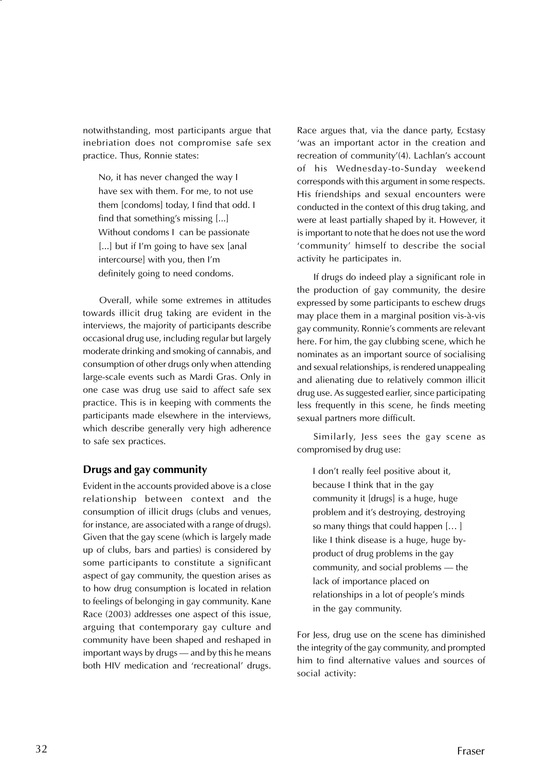notwithstanding, most participants argue that inebriation does not compromise safe sex practice. Thus, Ronnie states:

> No, it has never changed the way I have sex with them. For me, to not use them [condoms] today, I find that odd. I find that something's missing [...] Without condoms I can be passionate [...] but if I'm going to have sex [anal intercourse] with you, then I'm definitely going to need condoms.

Overall, while some extremes in attitudes towards illicit drug taking are evident in the interviews, the majority of participants describe occasional drug use, including regular but largely moderate drinking and smoking of cannabis, and consumption of other drugs only when attending large-scale events such as Mardi Gras. Only in one case was drug use said to affect safe sex practice. This is in keeping with comments the participants made elsewhere in the interviews, which describe generally very high adherence to safe sex practices.

### Drugs and gay community

Evident in the accounts provided above is a close relationship between context and the consumption of illicit drugs (clubs and venues, for instance, are associated with a range of drugs). Given that the gay scene (which is largely made up of clubs, bars and parties) is considered by some participants to constitute a significant aspect of gay community, the question arises as to how drug consumption is located in relation to feelings of belonging in gay community. Kane Race (2003) addresses one aspect of this issue, arguing that contemporary gay culture and community have been shaped and reshaped in important ways by drugs — and by this he means both HIV medication and 'recreational' drugs. Race argues that, via the dance party, Ecstasy 'was an important actor in the creation and recreation of community'(4). Lachlan's account of his Wednesday-to-Sunday weekend corresponds with this argument in some respects. His friendships and sexual encounters were conducted in the context of this drug taking, and were at least partially shaped by it. However, it is important to note that he does not use the word 'community' himself to describe the social activity he participates in.

If drugs do indeed play a significant role in the production of gay community, the desire expressed by some participants to eschew drugs may place them in a marginal position vis-à-vis gay community. Ronnie's comments are relevant here. For him, the gay clubbing scene, which he nominates as an important source of socialising and sexual relationships, is rendered unappealing and alienating due to relatively common illicit drug use. As suggested earlier, since participating less frequently in this scene, he finds meeting sexual partners more difficult.

Similarly, Jess sees the gay scene as compromised by drug use:

> I don't really feel positive about it, because I think that in the gay community it [drugs] is a huge, huge problem and it's destroying, destroying so many things that could happen [… ] like I think disease is a huge, huge by-product of drug problems in the gay community, and social problems — the lack of importance placed on relationships in a lot of people's minds in the gay community.

For Jess, drug use on the scene has diminished the integrity of the gay community, and prompted him to find alternative values and sources of social activity: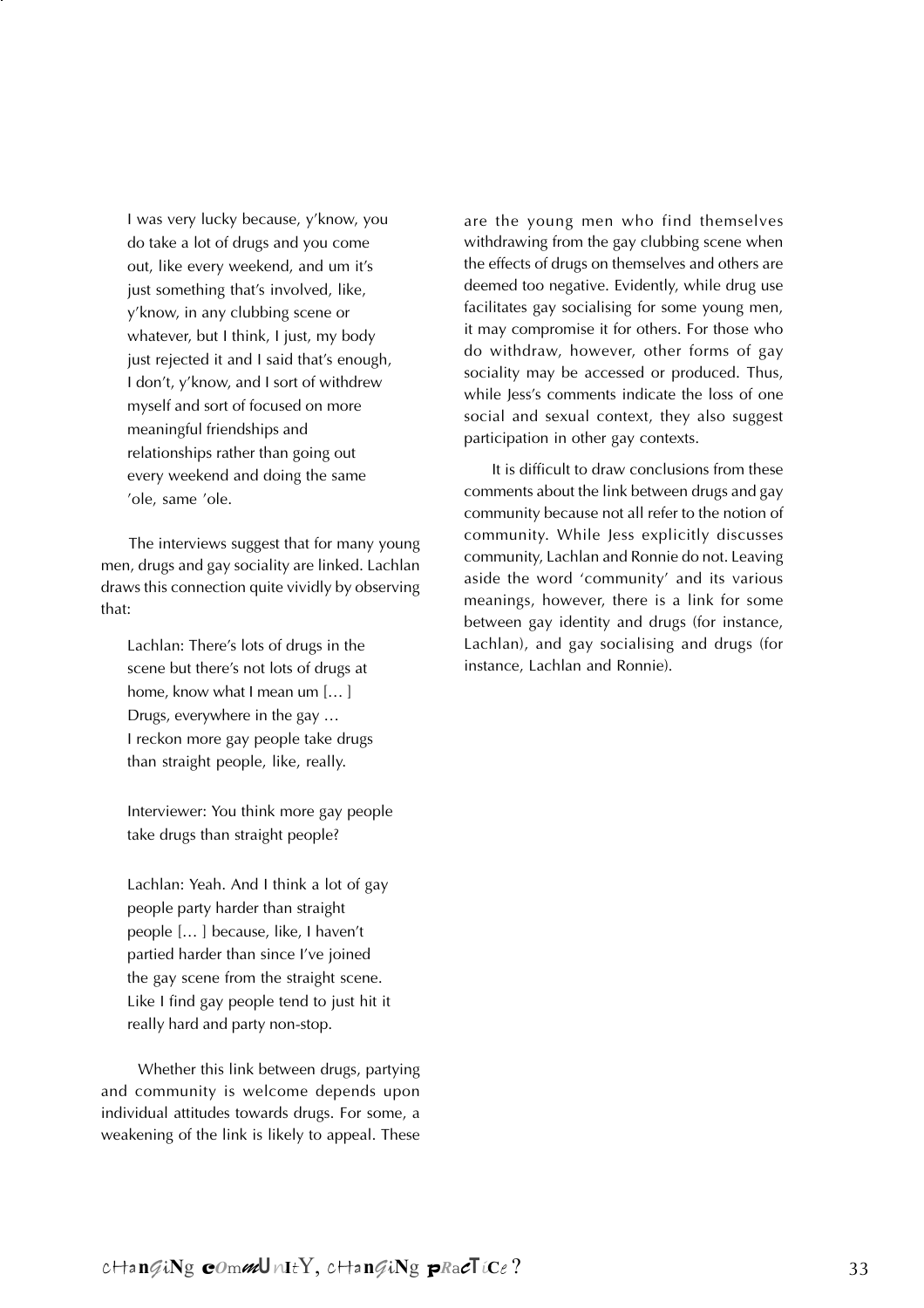> I was very lucky because, y'know, you do take a lot of drugs and you come out, like every weekend, and um it's just something that's involved, like, y'know, in any clubbing scene or whatever, but I think, I just, my body just rejected it and I said that's enough, I don't, y'know, and I sort of withdrew myself and sort of focused on more meaningful friendships and relationships rather than going out every weekend and doing the same 'ole, same 'ole.

The interviews suggest that for many young men, drugs and gay sociality are linked. Lachlan draws this connection quite vividly by observing that:

> Lachlan: There's lots of drugs in the scene but there's not lots of drugs at home, know what I mean um [… ] Drugs, everywhere in the gay … I reckon more gay people take drugs than straight people, like, really.
>
> Interviewer: You think more gay people take drugs than straight people?
>
> Lachlan: Yeah. And I think a lot of gay people party harder than straight people [… ] because, like, I haven't partied harder than since I've joined the gay scene from the straight scene. Like I find gay people tend to just hit it really hard and party non-stop.

Whether this link between drugs, partying and community is welcome depends upon individual attitudes towards drugs. For some, a weakening of the link is likely to appeal. These are the young men who find themselves withdrawing from the gay clubbing scene when the effects of drugs on themselves and others are deemed too negative. Evidently, while drug use facilitates gay socialising for some young men, it may compromise it for others. For those who do withdraw, however, other forms of gay sociality may be accessed or produced. Thus, while Jess's comments indicate the loss of one social and sexual context, they also suggest participation in other gay contexts.

It is difficult to draw conclusions from these comments about the link between drugs and gay community because not all refer to the notion of community. While Jess explicitly discusses community, Lachlan and Ronnie do not. Leaving aside the word 'community' and its various meanings, however, there is a link for some between gay identity and drugs (for instance, Lachlan), and gay socialising and drugs (for instance, Lachlan and Ronnie).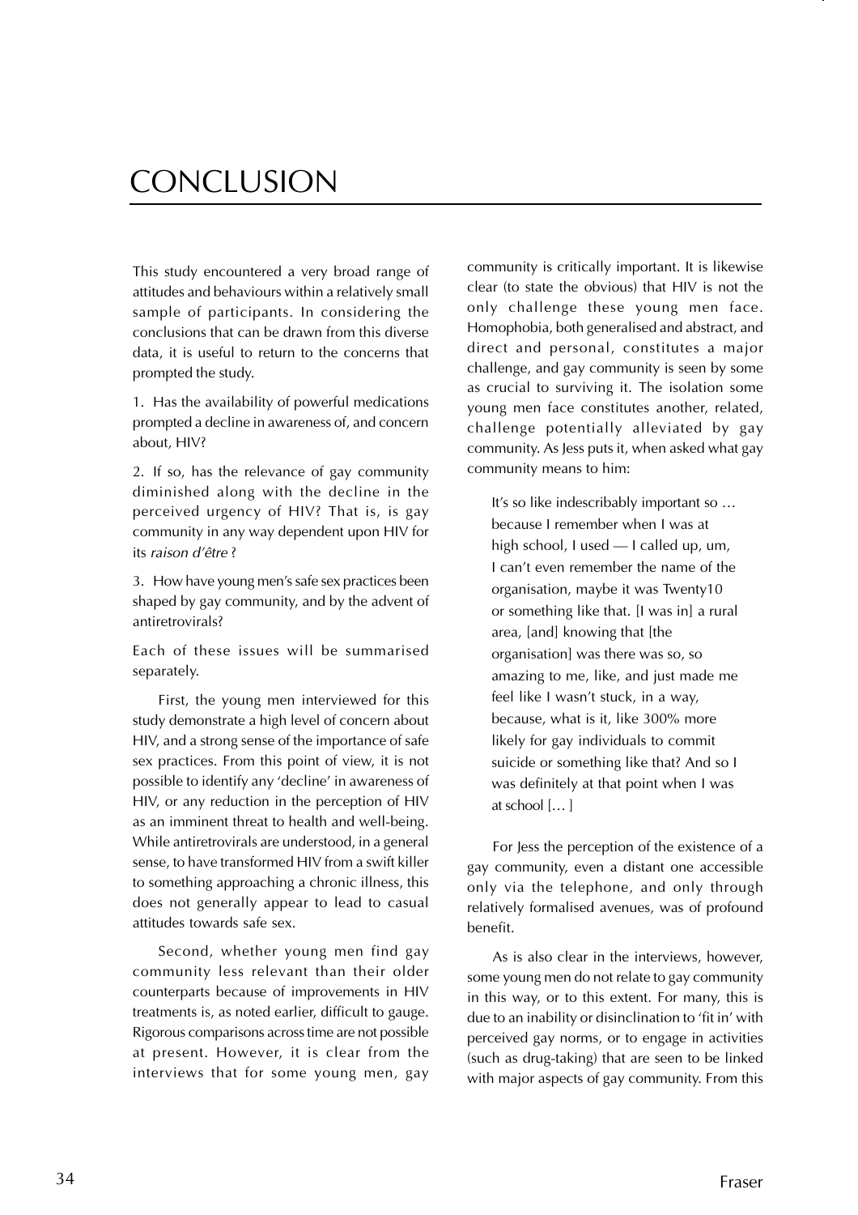# CONCLUSION

This study encountered a very broad range of attitudes and behaviours within a relatively small sample of participants. In considering the conclusions that can be drawn from this diverse data, it is useful to return to the concerns that prompted the study.

1. Has the availability of powerful medications prompted a decline in awareness of, and concern about, HIV?

2. If so, has the relevance of gay community diminished along with the decline in the perceived urgency of HIV? That is, is gay community in any way dependent upon HIV for its *raison d'être* ?

3. How have young men's safe sex practices been shaped by gay community, and by the advent of antiretrovirals?

Each of these issues will be summarised separately.

First, the young men interviewed for this study demonstrate a high level of concern about HIV, and a strong sense of the importance of safe sex practices. From this point of view, it is not possible to identify any 'decline' in awareness of HIV, or any reduction in the perception of HIV as an imminent threat to health and well-being. While antiretrovirals are understood, in a general sense, to have transformed HIV from a swift killer to something approaching a chronic illness, this does not generally appear to lead to casual attitudes towards safe sex.

Second, whether young men find gay community less relevant than their older counterparts because of improvements in HIV treatments is, as noted earlier, difficult to gauge. Rigorous comparisons across time are not possible at present. However, it is clear from the interviews that for some young men, gay community is critically important. It is likewise clear (to state the obvious) that HIV is not the only challenge these young men face. Homophobia, both generalised and abstract, and direct and personal, constitutes a major challenge, and gay community is seen by some as crucial to surviving it. The isolation some young men face constitutes another, related, challenge potentially alleviated by gay community. As Jess puts it, when asked what gay community means to him:

> It's so like indescribably important so … because I remember when I was at high school, I used — I called up, um, I can't even remember the name of the organisation, maybe it was Twenty10 or something like that. [I was in] a rural area, [and] knowing that [the organisation] was there was so, so amazing to me, like, and just made me feel like I wasn't stuck, in a way, because, what is it, like 300% more likely for gay individuals to commit suicide or something like that? And so I was definitely at that point when I was at school [… ]

For Jess the perception of the existence of a gay community, even a distant one accessible only via the telephone, and only through relatively formalised avenues, was of profound benefit.

As is also clear in the interviews, however, some young men do not relate to gay community in this way, or to this extent. For many, this is due to an inability or disinclination to 'fit in' with perceived gay norms, or to engage in activities (such as drug-taking) that are seen to be linked with major aspects of gay community. From this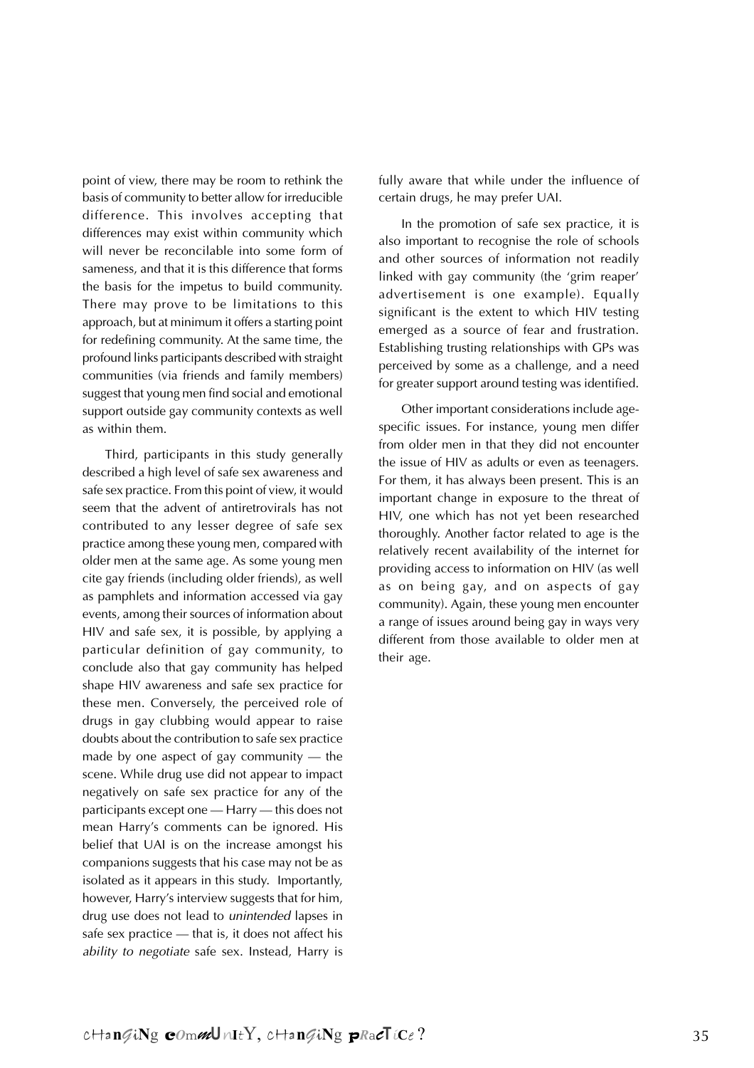point of view, there may be room to rethink the basis of community to better allow for irreducible difference. This involves accepting that differences may exist within community which will never be reconcilable into some form of sameness, and that it is this difference that forms the basis for the impetus to build community. There may prove to be limitations to this approach, but at minimum it offers a starting point for redefining community. At the same time, the profound links participants described with straight communities (via friends and family members) suggest that young men find social and emotional support outside gay community contexts as well as within them.

Third, participants in this study generally described a high level of safe sex awareness and safe sex practice. From this point of view, it would seem that the advent of antiretrovirals has not contributed to any lesser degree of safe sex practice among these young men, compared with older men at the same age. As some young men cite gay friends (including older friends), as well as pamphlets and information accessed via gay events, among their sources of information about HIV and safe sex, it is possible, by applying a particular definition of gay community, to conclude also that gay community has helped shape HIV awareness and safe sex practice for these men. Conversely, the perceived role of drugs in gay clubbing would appear to raise doubts about the contribution to safe sex practice made by one aspect of gay community — the scene. While drug use did not appear to impact negatively on safe sex practice for any of the participants except one — Harry — this does not mean Harry's comments can be ignored. His belief that UAI is on the increase amongst his companions suggests that his case may not be as isolated as it appears in this study. Importantly, however, Harry's interview suggests that for him, drug use does not lead to *unintended* lapses in safe sex practice — that is, it does not affect his *ability to negotiate* safe sex. Instead, Harry is fully aware that while under the influence of certain drugs, he may prefer UAI.

In the promotion of safe sex practice, it is also important to recognise the role of schools and other sources of information not readily linked with gay community (the 'grim reaper' advertisement is one example). Equally significant is the extent to which HIV testing emerged as a source of fear and frustration. Establishing trusting relationships with GPs was perceived by some as a challenge, and a need for greater support around testing was identified.

Other important considerations include age-specific issues. For instance, young men differ from older men in that they did not encounter the issue of HIV as adults or even as teenagers. For them, it has always been present. This is an important change in exposure to the threat of HIV, one which has not yet been researched thoroughly. Another factor related to age is the relatively recent availability of the internet for providing access to information on HIV (as well as on being gay, and on aspects of gay community). Again, these young men encounter a range of issues around being gay in ways very different from those available to older men at their age.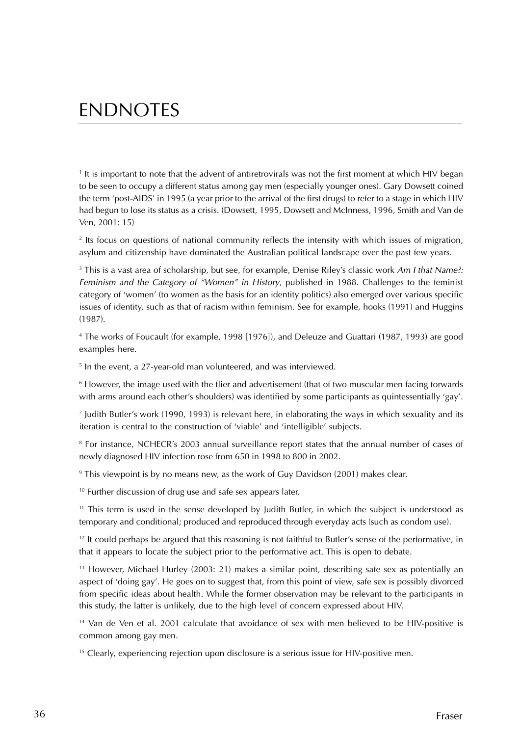# ENDNOTES

[1] It is important to note that the advent of antiretrovirals was not the first moment at which HIV began to be seen to occupy a different status among gay men (especially younger ones). Gary Dowsett coined the term 'post-AIDS' in 1995 (a year prior to the arrival of the first drugs) to refer to a stage in which HIV had begun to lose its status as a crisis. (Dowsett, 1995, Dowsett and McInness, 1996, Smith and Van de Ven, 2001: 15)

[2] Its focus on questions of national community reflects the intensity with which issues of migration, asylum and citizenship have dominated the Australian political landscape over the past few years.

[3] This is a vast area of scholarship, but see, for example, Denise Riley's classic work *Am I that Name?: Feminism and the Category of "Women" in History*, published in 1988. Challenges to the feminist category of 'women' (to women as the basis for an identity politics) also emerged over various specific issues of identity, such as that of racism within feminism. See for example, hooks (1991) and Huggins (1987).

[4] The works of Foucault (for example, 1998 [1976]), and Deleuze and Guattari (1987, 1993) are good examples here.

[5] In the event, a 27-year-old man volunteered, and was interviewed.

[6] However, the image used with the flier and advertisement (that of two muscular men facing forwards with arms around each other's shoulders) was identified by some participants as quintessentially 'gay'.

[7] Judith Butler's work (1990, 1993) is relevant here, in elaborating the ways in which sexuality and its iteration is central to the construction of 'viable' and 'intelligible' subjects.

[8] For instance, NCHECR's 2003 annual surveillance report states that the annual number of cases of newly diagnosed HIV infection rose from 650 in 1998 to 800 in 2002.

[9] This viewpoint is by no means new, as the work of Guy Davidson (2001) makes clear.

[10] Further discussion of drug use and safe sex appears later.

[11] This term is used in the sense developed by Judith Butler, in which the subject is understood as temporary and conditional; produced and reproduced through everyday acts (such as condom use).

[12] It could perhaps be argued that this reasoning is not faithful to Butler's sense of the performative, in that it appears to locate the subject prior to the performative act. This is open to debate.

[13] However, Michael Hurley (2003: 21) makes a similar point, describing safe sex as potentially an aspect of 'doing gay'. He goes on to suggest that, from this point of view, safe sex is possibly divorced from specific ideas about health. While the former observation may be relevant to the participants in this study, the latter is unlikely, due to the high level of concern expressed about HIV.

[14] Van de Ven et al. 2001 calculate that avoidance of sex with men believed to be HIV-positive is common among gay men.

[15] Clearly, experiencing rejection upon disclosure is a serious issue for HIV-positive men.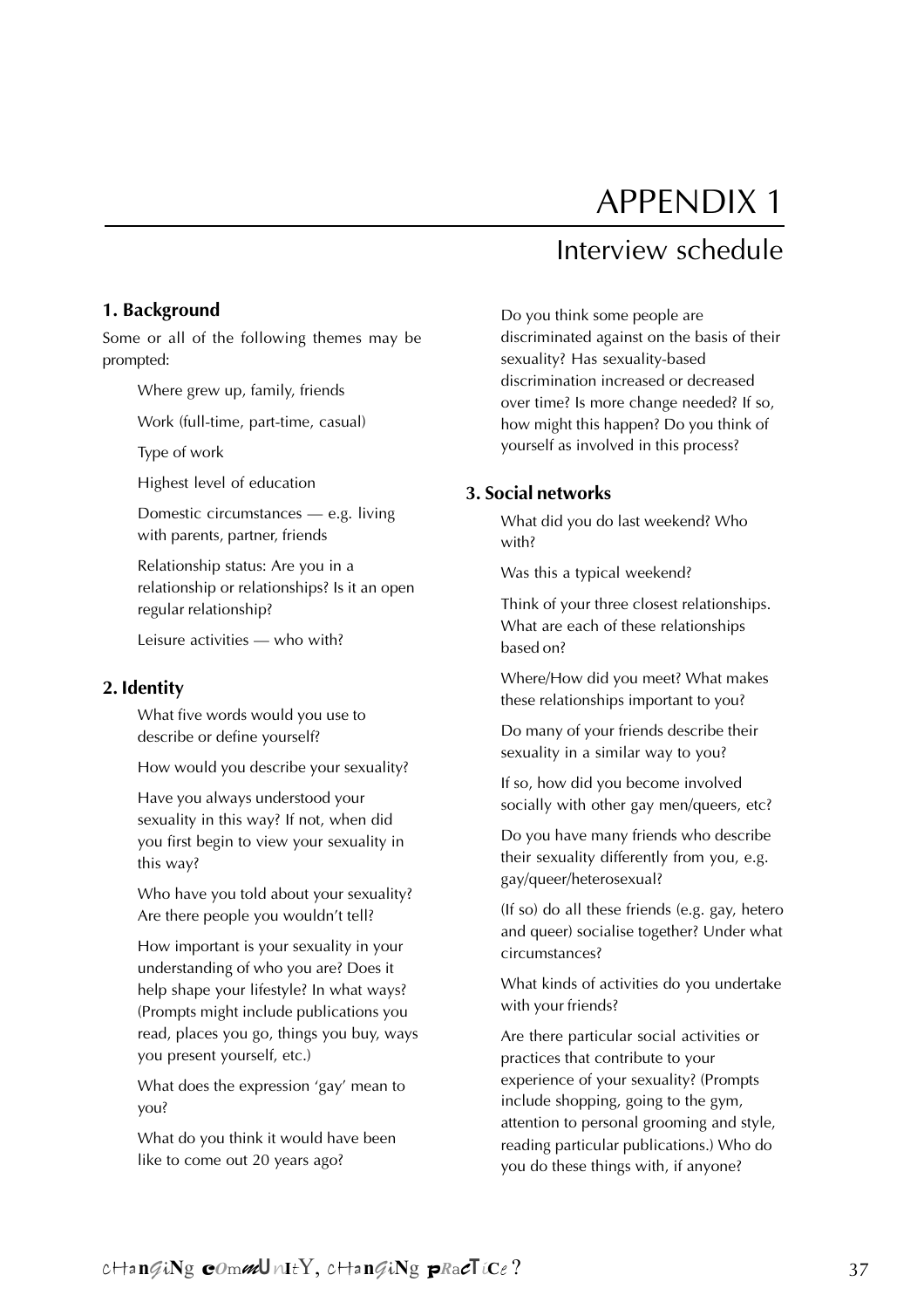# APPENDIX 1

## Interview schedule

### 1. Background

Some or all of the following themes may be prompted:

Where grew up, family, friends

Work (full-time, part-time, casual)

Type of work

Highest level of education

Domestic circumstances — e.g. living with parents, partner, friends

Relationship status: Are you in a relationship or relationships? Is it an open regular relationship?

Leisure activities — who with?

### 2. Identity

What five words would you use to describe or define yourself?

How would you describe your sexuality?

Have you always understood your sexuality in this way? If not, when did you first begin to view your sexuality in this way?

Who have you told about your sexuality? Are there people you wouldn't tell?

How important is your sexuality in your understanding of who you are? Does it help shape your lifestyle? In what ways? (Prompts might include publications you read, places you go, things you buy, ways you present yourself, etc.)

What does the expression 'gay' mean to you?

What do you think it would have been like to come out 20 years ago?

Do you think some people are discriminated against on the basis of their sexuality? Has sexuality-based discrimination increased or decreased over time? Is more change needed? If so, how might this happen? Do you think of yourself as involved in this process?

### 3. Social networks

What did you do last weekend? Who with?

Was this a typical weekend?

Think of your three closest relationships. What are each of these relationships based on?

Where/How did you meet? What makes these relationships important to you?

Do many of your friends describe their sexuality in a similar way to you?

If so, how did you become involved socially with other gay men/queers, etc?

Do you have many friends who describe their sexuality differently from you, e.g. gay/queer/heterosexual?

(If so) do all these friends (e.g. gay, hetero and queer) socialise together? Under what circumstances?

What kinds of activities do you undertake with your friends?

Are there particular social activities or practices that contribute to your experience of your sexuality? (Prompts include shopping, going to the gym, attention to personal grooming and style, reading particular publications.) Who do you do these things with, if anyone?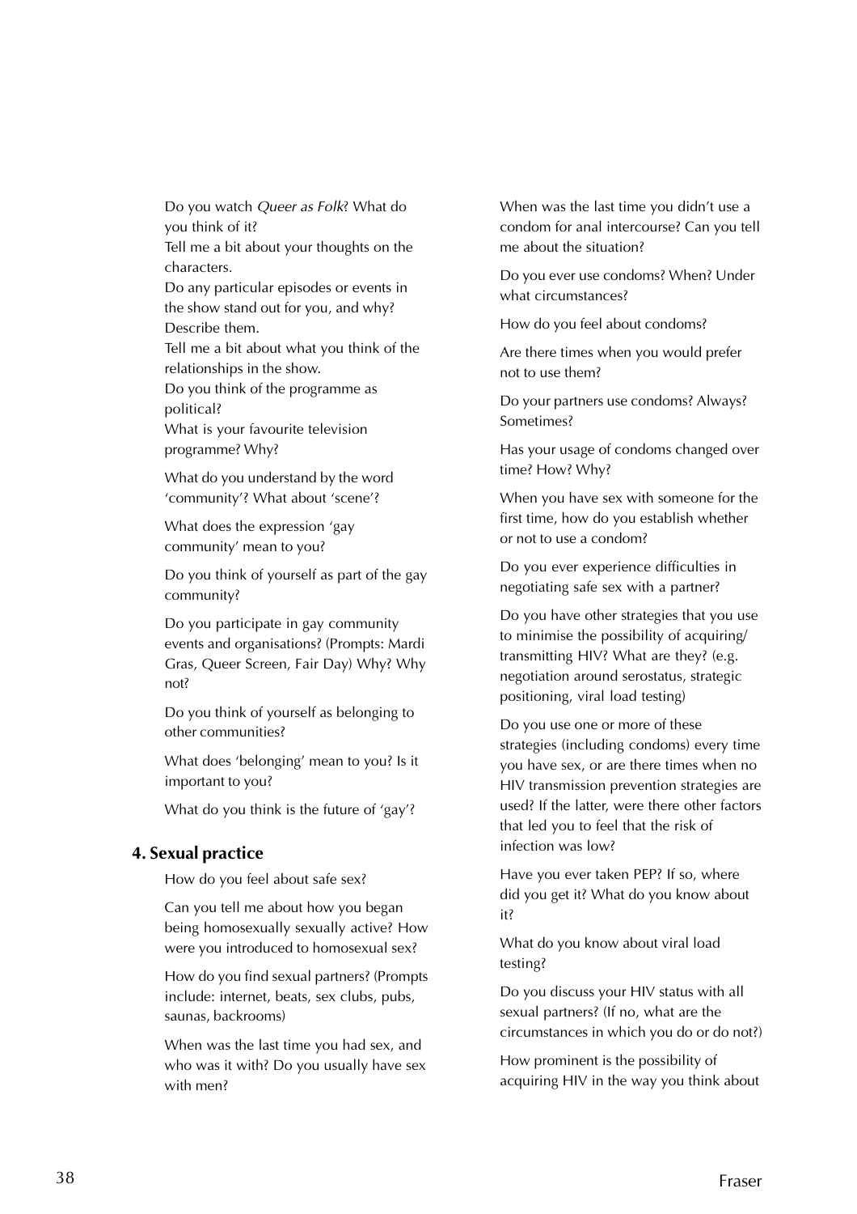Do you watch *Queer as Folk*? What do you think of it?
Tell me a bit about your thoughts on the characters.
Do any particular episodes or events in the show stand out for you, and why? Describe them.
Tell me a bit about what you think of the relationships in the show.
Do you think of the programme as political?
What is your favourite television programme? Why?

What do you understand by the word 'community'? What about 'scene'?

What does the expression 'gay community' mean to you?

Do you think of yourself as part of the gay community?

Do you participate in gay community events and organisations? (Prompts: Mardi Gras, Queer Screen, Fair Day) Why? Why not?

Do you think of yourself as belonging to other communities?

What does 'belonging' mean to you? Is it important to you?

What do you think is the future of 'gay'?

### 4. Sexual practice

How do you feel about safe sex?

Can you tell me about how you began being homosexually sexually active? How were you introduced to homosexual sex?

How do you find sexual partners? (Prompts include: internet, beats, sex clubs, pubs, saunas, backrooms)

When was the last time you had sex, and who was it with? Do you usually have sex with men?

When was the last time you didn't use a condom for anal intercourse? Can you tell me about the situation?

Do you ever use condoms? When? Under what circumstances?

How do you feel about condoms?

Are there times when you would prefer not to use them?

Do your partners use condoms? Always? Sometimes?

Has your usage of condoms changed over time? How? Why?

When you have sex with someone for the first time, how do you establish whether or not to use a condom?

Do you ever experience difficulties in negotiating safe sex with a partner?

Do you have other strategies that you use to minimise the possibility of acquiring/transmitting HIV? What are they? (e.g. negotiation around serostatus, strategic positioning, viral load testing)

Do you use one or more of these strategies (including condoms) every time you have sex, or are there times when no HIV transmission prevention strategies are used? If the latter, were there other factors that led you to feel that the risk of infection was low?

Have you ever taken PEP? If so, where did you get it? What do you know about it?

What do you know about viral load testing?

Do you discuss your HIV status with all sexual partners? (If no, what are the circumstances in which you do or do not?)

How prominent is the possibility of acquiring HIV in the way you think about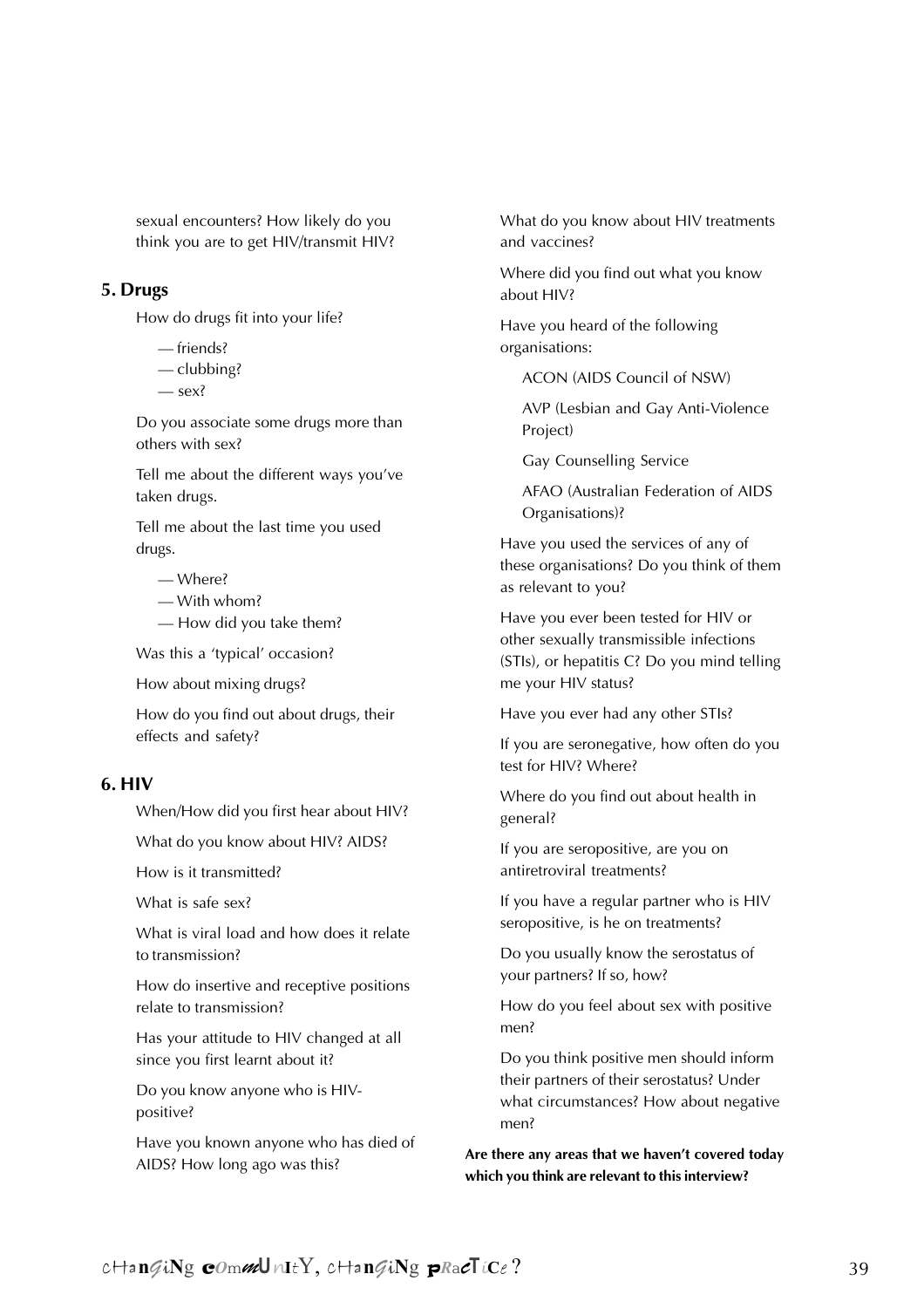sexual encounters? How likely do you think you are to get HIV/transmit HIV?

## 5. Drugs

How do drugs fit into your life?

- — friends?
- — clubbing?
- — sex?

Do you associate some drugs more than others with sex?

Tell me about the different ways you've taken drugs.

Tell me about the last time you used drugs.

- — Where?
- — With whom?
- — How did you take them?

Was this a 'typical' occasion?

How about mixing drugs?

How do you find out about drugs, their effects and safety?

## 6. HIV

When/How did you first hear about HIV?

What do you know about HIV? AIDS?

How is it transmitted?

What is safe sex?

What is viral load and how does it relate to transmission?

How do insertive and receptive positions relate to transmission?

Has your attitude to HIV changed at all since you first learnt about it?

Do you know anyone who is HIV-positive?

Have you known anyone who has died of AIDS? How long ago was this?

What do you know about HIV treatments and vaccines?

Where did you find out what you know about HIV?

Have you heard of the following organisations:

ACON (AIDS Council of NSW)

AVP (Lesbian and Gay Anti-Violence Project)

Gay Counselling Service

AFAO (Australian Federation of AIDS Organisations)?

Have you used the services of any of these organisations? Do you think of them as relevant to you?

Have you ever been tested for HIV or other sexually transmissible infections (STIs), or hepatitis C? Do you mind telling me your HIV status?

Have you ever had any other STIs?

If you are seronegative, how often do you test for HIV? Where?

Where do you find out about health in general?

If you are seropositive, are you on antiretroviral treatments?

If you have a regular partner who is HIV seropositive, is he on treatments?

Do you usually know the serostatus of your partners? If so, how?

How do you feel about sex with positive men?

Do you think positive men should inform their partners of their serostatus? Under what circumstances? How about negative men?

**Are there any areas that we haven't covered today which you think are relevant to this interview?**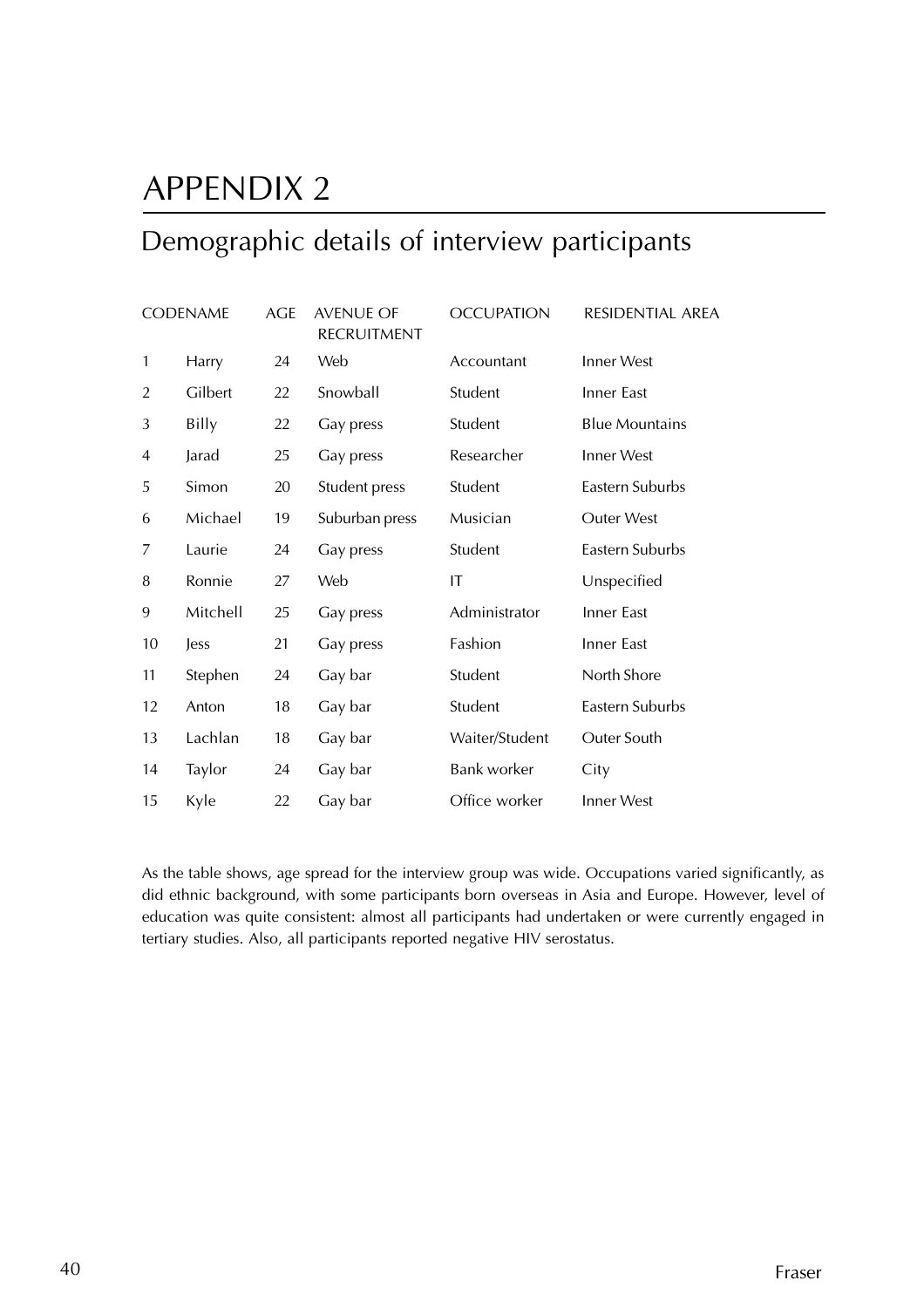# APPENDIX 2

## Demographic details of interview participants

| CODENAME | | AGE | AVENUE OF RECRUITMENT | OCCUPATION | RESIDENTIAL AREA |
|---|---|---|---|---|---|
| 1 | Harry | 24 | Web | Accountant | Inner West |
| 2 | Gilbert | 22 | Snowball | Student | Inner East |
| 3 | Billy | 22 | Gay press | Student | Blue Mountains |
| 4 | Jarad | 25 | Gay press | Researcher | Inner West |
| 5 | Simon | 20 | Student press | Student | Eastern Suburbs |
| 6 | Michael | 19 | Suburban press | Musician | Outer West |
| 7 | Laurie | 24 | Gay press | Student | Eastern Suburbs |
| 8 | Ronnie | 27 | Web | IT | Unspecified |
| 9 | Mitchell | 25 | Gay press | Administrator | Inner East |
| 10 | Jess | 21 | Gay press | Fashion | Inner East |
| 11 | Stephen | 24 | Gay bar | Student | North Shore |
| 12 | Anton | 18 | Gay bar | Student | Eastern Suburbs |
| 13 | Lachlan | 18 | Gay bar | Waiter/Student | Outer South |
| 14 | Taylor | 24 | Gay bar | Bank worker | City |
| 15 | Kyle | 22 | Gay bar | Office worker | Inner West |

As the table shows, age spread for the interview group was wide. Occupations varied significantly, as did ethnic background, with some participants born overseas in Asia and Europe. However, level of education was quite consistent: almost all participants had undertaken or were currently engaged in tertiary studies. Also, all participants reported negative HIV serostatus.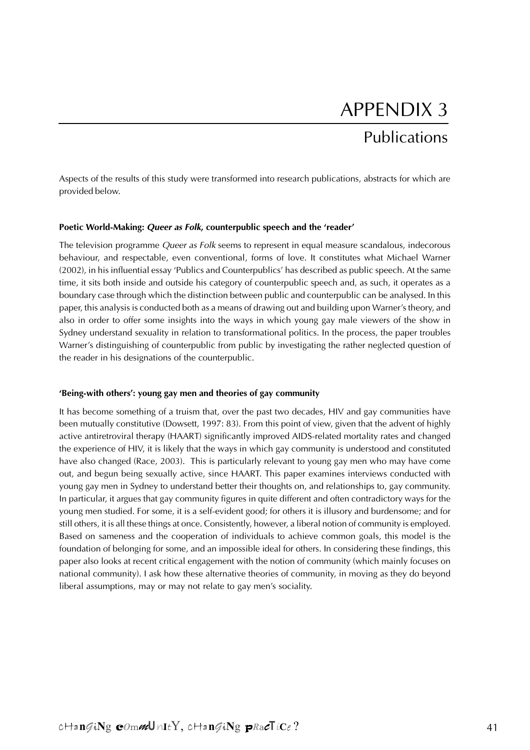# APPENDIX 3

## Publications

Aspects of the results of this study were transformed into research publications, abstracts for which are provided below.

**Poetic World-Making: *Queer as Folk*, counterpublic speech and the 'reader'**

The television programme *Queer as Folk* seems to represent in equal measure scandalous, indecorous behaviour, and respectable, even conventional, forms of love. It constitutes what Michael Warner (2002), in his influential essay 'Publics and Counterpublics' has described as public speech. At the same time, it sits both inside and outside his category of counterpublic speech and, as such, it operates as a boundary case through which the distinction between public and counterpublic can be analysed. In this paper, this analysis is conducted both as a means of drawing out and building upon Warner's theory, and also in order to offer some insights into the ways in which young gay male viewers of the show in Sydney understand sexuality in relation to transformational politics. In the process, the paper troubles Warner's distinguishing of counterpublic from public by investigating the rather neglected question of the reader in his designations of the counterpublic.

**'Being-with others': young gay men and theories of gay community**

It has become something of a truism that, over the past two decades, HIV and gay communities have been mutually constitutive (Dowsett, 1997: 83). From this point of view, given that the advent of highly active antiretroviral therapy (HAART) significantly improved AIDS-related mortality rates and changed the experience of HIV, it is likely that the ways in which gay community is understood and constituted have also changed (Race, 2003). This is particularly relevant to young gay men who may have come out, and begun being sexually active, since HAART. This paper examines interviews conducted with young gay men in Sydney to understand better their thoughts on, and relationships to, gay community. In particular, it argues that gay community figures in quite different and often contradictory ways for the young men studied. For some, it is a self-evident good; for others it is illusory and burdensome; and for still others, it is all these things at once. Consistently, however, a liberal notion of community is employed. Based on sameness and the cooperation of individuals to achieve common goals, this model is the foundation of belonging for some, and an impossible ideal for others. In considering these findings, this paper also looks at recent critical engagement with the notion of community (which mainly focuses on national community). I ask how these alternative theories of community, in moving as they do beyond liberal assumptions, may or may not relate to gay men's sociality.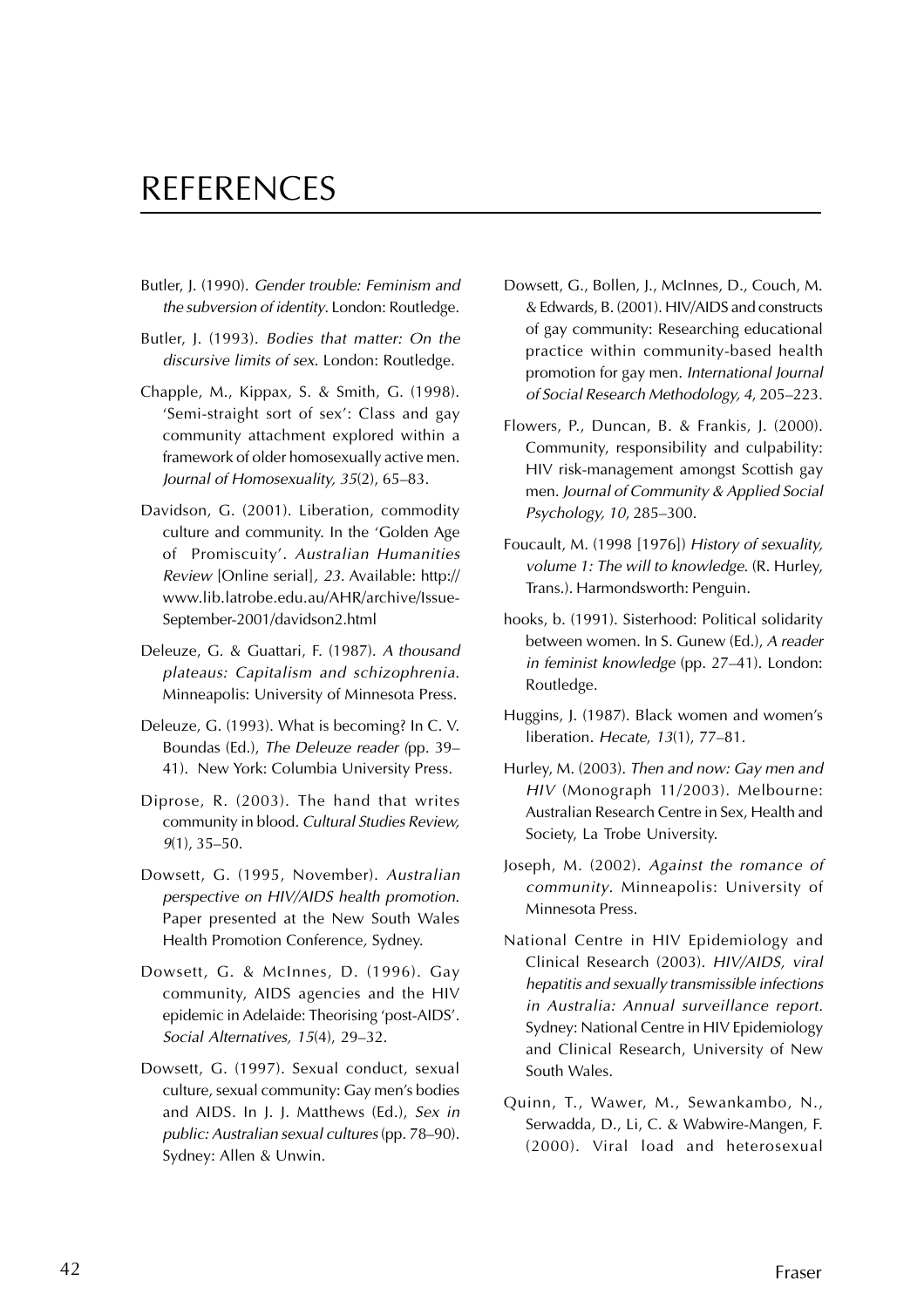# REFERENCES

Butler, J. (1990). *Gender trouble: Feminism and the subversion of identity*. London: Routledge.

Butler, J. (1993). *Bodies that matter: On the discursive limits of sex*. London: Routledge.

Chapple, M., Kippax, S. & Smith, G. (1998). 'Semi-straight sort of sex': Class and gay community attachment explored within a framework of older homosexually active men. *Journal of Homosexuality, 35*(2), 65–83.

Davidson, G. (2001). Liberation, commodity culture and community. In the 'Golden Age of Promiscuity'. *Australian Humanities Review* [Online serial], *23*. Available: http://www.lib.latrobe.edu.au/AHR/archive/Issue-September-2001/davidson2.html

Deleuze, G. & Guattari, F. (1987). *A thousand plateaus: Capitalism and schizophrenia*. Minneapolis: University of Minnesota Press.

Deleuze, G. (1993). What is becoming? In C. V. Boundas (Ed.), *The Deleuze reader (*pp. 39–41). New York: Columbia University Press.

Diprose, R. (2003). The hand that writes community in blood. *Cultural Studies Review, 9*(1), 35–50.

Dowsett, G. (1995, November). *Australian perspective on HIV/AIDS health promotion*. Paper presented at the New South Wales Health Promotion Conference, Sydney.

Dowsett, G. & McInnes, D. (1996). Gay community, AIDS agencies and the HIV epidemic in Adelaide: Theorising 'post-AIDS'. *Social Alternatives, 15*(4), 29–32.

Dowsett, G. (1997). Sexual conduct, sexual culture, sexual community: Gay men's bodies and AIDS. In J. J. Matthews (Ed.), *Sex in public: Australian sexual cultures* (pp. 78–90). Sydney: Allen & Unwin.

Dowsett, G., Bollen, J., McInnes, D., Couch, M. & Edwards, B. (2001). HIV/AIDS and constructs of gay community: Researching educational practice within community-based health promotion for gay men. *International Journal of Social Research Methodology, 4*, 205–223.

Flowers, P., Duncan, B. & Frankis, J. (2000). Community, responsibility and culpability: HIV risk-management amongst Scottish gay men. *Journal of Community & Applied Social Psychology, 10*, 285–300.

Foucault, M. (1998 [1976]) *History of sexuality, volume 1: The will to knowledge*. (R. Hurley, Trans.). Harmondsworth: Penguin.

hooks, b. (1991). Sisterhood: Political solidarity between women. In S. Gunew (Ed.), *A reader in feminist knowledge* (pp. 27–41). London: Routledge.

Huggins, J. (1987). Black women and women's liberation. *Hecate, 13*(1), 77–81.

Hurley, M. (2003). *Then and now: Gay men and HIV* (Monograph 11/2003). Melbourne: Australian Research Centre in Sex, Health and Society, La Trobe University.

Joseph, M. (2002). *Against the romance of community*. Minneapolis: University of Minnesota Press.

National Centre in HIV Epidemiology and Clinical Research (2003). *HIV/AIDS, viral hepatitis and sexually transmissible infections in Australia: Annual surveillance report*. Sydney: National Centre in HIV Epidemiology and Clinical Research, University of New South Wales.

Quinn, T., Wawer, M., Sewankambo, N., Serwadda, D., Li, C. & Wabwire-Mangen, F. (2000). Viral load and heterosexual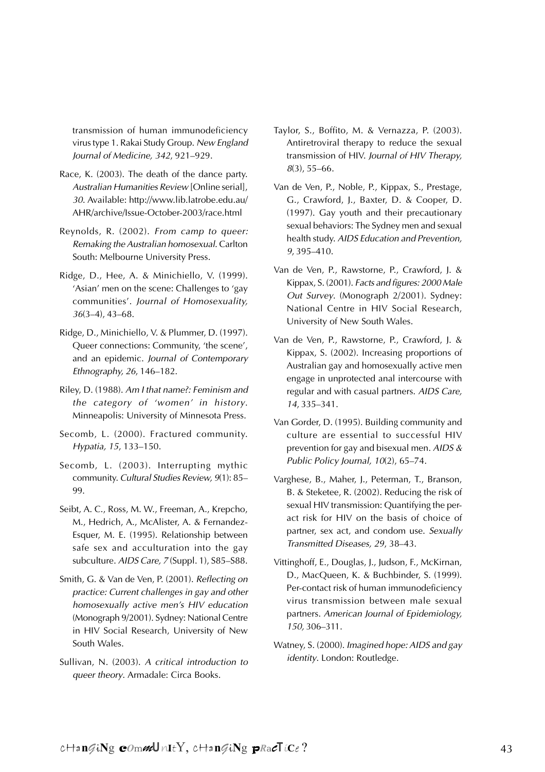transmission of human immunodeficiency virus type 1. Rakai Study Group. *New England Journal of Medicine, 342*, 921–929.

Race, K. (2003). The death of the dance party. *Australian Humanities Review* [Online serial], *30*. Available: http://www.lib.latrobe.edu.au/AHR/archive/Issue-October-2003/race.html

Reynolds, R. (2002). *From camp to queer: Remaking the Australian homosexual.* Carlton South: Melbourne University Press.

Ridge, D., Hee, A. & Minichiello, V. (1999). 'Asian' men on the scene: Challenges to 'gay communities'. *Journal of Homosexuality, 36*(3–4), 43–68.

Ridge, D., Minichiello, V. & Plummer, D. (1997). Queer connections: Community, 'the scene', and an epidemic. *Journal of Contemporary Ethnography, 26*, 146–182.

Riley, D. (1988). *Am I that name?: Feminism and the category of 'women' in history.* Minneapolis: University of Minnesota Press.

Secomb, L. (2000). Fractured community. *Hypatia, 15*, 133–150.

Secomb, L. (2003). Interrupting mythic community. *Cultural Studies Review, 9*(1): 85–99.

Seibt, A. C., Ross, M. W., Freeman, A., Krepcho, M., Hedrich, A., McAlister, A. & Fernandez-Esquer, M. E. (1995). Relationship between safe sex and acculturation into the gay subculture. *AIDS Care, 7* (Suppl. 1), S85–S88.

Smith, G. & Van de Ven, P. (2001). *Reflecting on practice: Current challenges in gay and other homosexually active men's HIV education* (Monograph 9/2001). Sydney: National Centre in HIV Social Research, University of New South Wales.

Sullivan, N. (2003). *A critical introduction to queer theory*. Armadale: Circa Books.

Taylor, S., Boffito, M. & Vernazza, P. (2003). Antiretroviral therapy to reduce the sexual transmission of HIV. *Journal of HIV Therapy, 8*(3), 55–66.

Van de Ven, P., Noble, P., Kippax, S., Prestage, G., Crawford, J., Baxter, D. & Cooper, D. (1997). Gay youth and their precautionary sexual behaviors: The Sydney men and sexual health study. *AIDS Education and Prevention, 9*, 395–410.

Van de Ven, P., Rawstorne, P., Crawford, J. & Kippax, S. (2001). *Facts and figures: 2000 Male Out Survey*. (Monograph 2/2001). Sydney: National Centre in HIV Social Research, University of New South Wales.

Van de Ven, P., Rawstorne, P., Crawford, J. & Kippax, S. (2002). Increasing proportions of Australian gay and homosexually active men engage in unprotected anal intercourse with regular and with casual partners. *AIDS Care, 14*, 335–341.

Van Gorder, D. (1995). Building community and culture are essential to successful HIV prevention for gay and bisexual men. *AIDS & Public Policy Journal, 10*(2), 65–74.

Varghese, B., Maher, J., Peterman, T., Branson, B. & Steketee, R. (2002). Reducing the risk of sexual HIV transmission: Quantifying the per-act risk for HIV on the basis of choice of partner, sex act, and condom use. *Sexually Transmitted Diseases, 29*, 38–43.

Vittinghoff, E., Douglas, J., Judson, F., McKirnan, D., MacQueen, K. & Buchbinder, S. (1999). Per-contact risk of human immunodeficiency virus transmission between male sexual partners. *American Journal of Epidemiology, 150*, 306–311.

Watney, S. (2000). *Imagined hope: AIDS and gay identity*. London: Routledge.